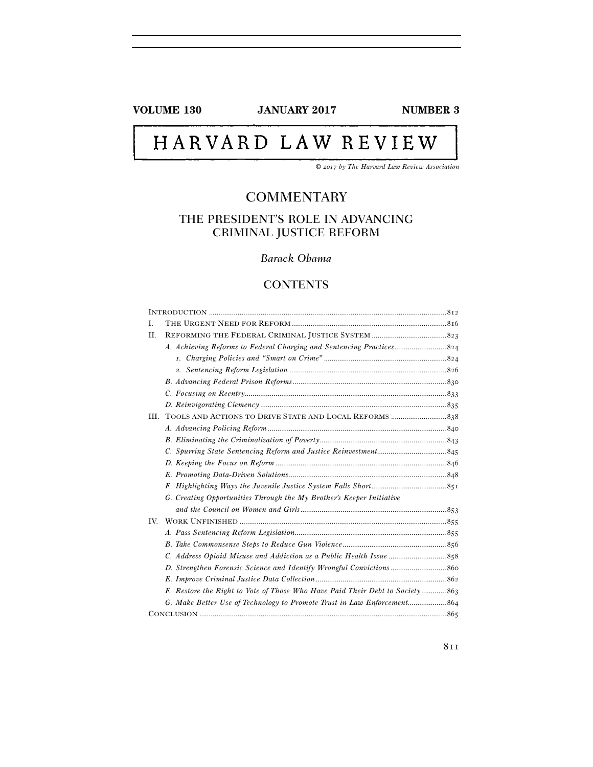VOLUME 130 JANUARY 2017 NUMBER 3

# HARVARD LAW REVIEW

*© 2017 by The Harvard Law Review Association*

## COMMENTARY

## THE PRESIDENT'S ROLE IN ADVANCING CRIMINAL JUSTICE REFORM

*Barack Obama*

## CONTENTS

INTRODUCTION .......... 812

I. THE URGENT NEED FOR REFORM .......... 816

II. REFORMING THE FEDERAL CRIMINAL JUSTICE SYSTEM .......... 823

- *A. Achieving Reforms to Federal Charging and Sentencing Practices* .......... 824
  - *1. Charging Policies and "Smart on Crime"* .......... 824
  - *2. Sentencing Reform Legislation* .......... 826
- *B. Advancing Federal Prison Reforms* .......... 830
- *C. Focusing on Reentry* .......... 833
- *D. Reinvigorating Clemency* .......... 835

III. TOOLS AND ACTIONS TO DRIVE STATE AND LOCAL REFORMS .......... 838

- *A. Advancing Policing Reform* .......... 840
- *B. Eliminating the Criminalization of Poverty* .......... 843
- *C. Spurring State Sentencing Reform and Justice Reinvestment* .......... 845
- *D. Keeping the Focus on Reform* .......... 846
- *E. Promoting Data-Driven Solutions* .......... 848
- *F. Highlighting Ways the Juvenile Justice System Falls Short* .......... 851
- *G. Creating Opportunities Through the My Brother's Keeper Initiative and the Council on Women and Girls* .......... 853

IV. WORK UNFINISHED .......... 855

- *A. Pass Sentencing Reform Legislation* .......... 855
- *B. Take Commonsense Steps to Reduce Gun Violence* .......... 856
- *C. Address Opioid Misuse and Addiction as a Public Health Issue* .......... 858
- *D. Strengthen Forensic Science and Identify Wrongful Convictions* .......... 860
- *E. Improve Criminal Justice Data Collection* .......... 862
- *F. Restore the Right to Vote of Those Who Have Paid Their Debt to Society* .......... 863
- *G. Make Better Use of Technology to Promote Trust in Law Enforcement* .......... 864

CONCLUSION .......... 865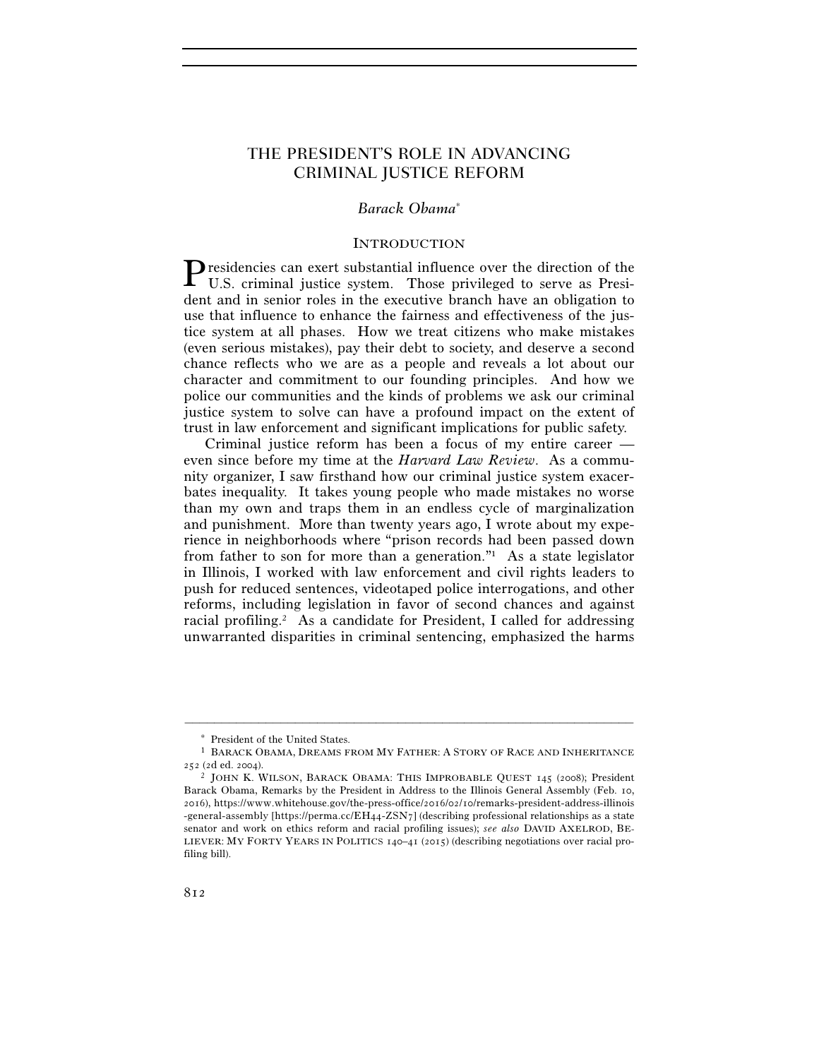# THE PRESIDENT'S ROLE IN ADVANCING CRIMINAL JUSTICE REFORM

*Barack Obama*[*]

## INTRODUCTION

Presidencies can exert substantial influence over the direction of the U.S. criminal justice system. Those privileged to serve as President and in senior roles in the executive branch have an obligation to use that influence to enhance the fairness and effectiveness of the justice system at all phases. How we treat citizens who make mistakes (even serious mistakes), pay their debt to society, and deserve a second chance reflects who we are as a people and reveals a lot about our character and commitment to our founding principles. And how we police our communities and the kinds of problems we ask our criminal justice system to solve can have a profound impact on the extent of trust in law enforcement and significant implications for public safety.

Criminal justice reform has been a focus of my entire career — even since before my time at the *Harvard Law Review*. As a community organizer, I saw firsthand how our criminal justice system exacerbates inequality. It takes young people who made mistakes no worse than my own and traps them in an endless cycle of marginalization and punishment. More than twenty years ago, I wrote about my experience in neighborhoods where "prison records had been passed down from father to son for more than a generation."[1] As a state legislator in Illinois, I worked with law enforcement and civil rights leaders to push for reduced sentences, videotaped police interrogations, and other reforms, including legislation in favor of second chances and against racial profiling.[2] As a candidate for President, I called for addressing unwarranted disparities in criminal sentencing, emphasized the harms

---

[*] President of the United States.

[1] BARACK OBAMA, DREAMS FROM MY FATHER: A STORY OF RACE AND INHERITANCE 252 (2d ed. 2004).

[2] JOHN K. WILSON, BARACK OBAMA: THIS IMPROBABLE QUEST 145 (2008); President Barack Obama, Remarks by the President in Address to the Illinois General Assembly (Feb. 10, 2016), https://www.whitehouse.gov/the-press-office/2016/02/10/remarks-president-address-illinois-general-assembly [https://perma.cc/EH44-ZSN7] (describing professional relationships as a state senator and work on ethics reform and racial profiling issues); *see also* DAVID AXELROD, BELIEVER: MY FORTY YEARS IN POLITICS 140–41 (2015) (describing negotiations over racial profiling bill).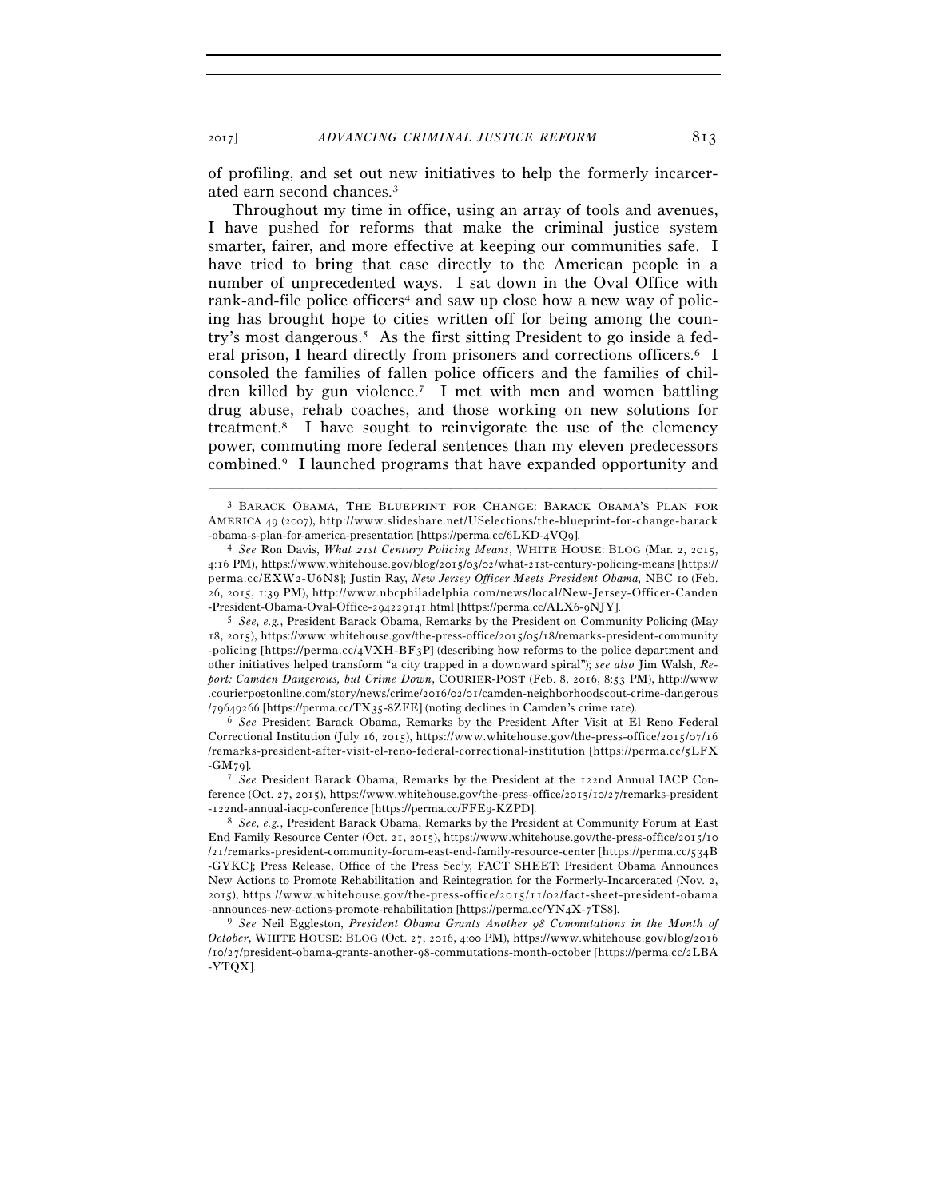of profiling, and set out new initiatives to help the formerly incarcerated earn second chances.[3]

Throughout my time in office, using an array of tools and avenues, I have pushed for reforms that make the criminal justice system smarter, fairer, and more effective at keeping our communities safe. I have tried to bring that case directly to the American people in a number of unprecedented ways. I sat down in the Oval Office with rank-and-file police officers[4] and saw up close how a new way of policing has brought hope to cities written off for being among the country's most dangerous.[5] As the first sitting President to go inside a federal prison, I heard directly from prisoners and corrections officers.[6] I consoled the families of fallen police officers and the families of children killed by gun violence.[7] I met with men and women battling drug abuse, rehab coaches, and those working on new solutions for treatment.[8] I have sought to reinvigorate the use of the clemency power, commuting more federal sentences than my eleven predecessors combined.[9] I launched programs that have expanded opportunity and

---

[3] BARACK OBAMA, THE BLUEPRINT FOR CHANGE: BARACK OBAMA'S PLAN FOR AMERICA 49 (2007), http://www.slideshare.net/USelections/the-blueprint-for-change-barack-obama-s-plan-for-america-presentation [https://perma.cc/6LKD-4VQ9].

[4] *See* Ron Davis, *What 21st Century Policing Means*, WHITE HOUSE: BLOG (Mar. 2, 2015, 4:16 PM), https://www.whitehouse.gov/blog/2015/03/02/what-21st-century-policing-means [https://perma.cc/EXW2-U6N8]; Justin Ray, *New Jersey Officer Meets President Obama,* NBC 10 (Feb. 26, 2015, 1:39 PM), http://www.nbcphiladelphia.com/news/local/New-Jersey-Officer-Canden-President-Obama-Oval-Office-294229141.html [https://perma.cc/ALX6-9NJY].

[5] *See, e.g.*, President Barack Obama, Remarks by the President on Community Policing (May 18, 2015), https://www.whitehouse.gov/the-press-office/2015/05/18/remarks-president-community-policing [https://perma.cc/4VXH-BF3P] (describing how reforms to the police department and other initiatives helped transform "a city trapped in a downward spiral"); *see also* Jim Walsh, *Report: Camden Dangerous, but Crime Down*, COURIER-POST (Feb. 8, 2016, 8:53 PM), http://www.courierpostonline.com/story/news/crime/2016/02/01/camden-neighborhoodscout-crime-dangerous/79649266 [https://perma.cc/TX35-8ZFE] (noting declines in Camden's crime rate).

[6] *See* President Barack Obama, Remarks by the President After Visit at El Reno Federal Correctional Institution (July 16, 2015), https://www.whitehouse.gov/the-press-office/2015/07/16/remarks-president-after-visit-el-reno-federal-correctional-institution [https://perma.cc/5LFX-GM79].

[7] *See* President Barack Obama, Remarks by the President at the 122nd Annual IACP Conference (Oct. 27, 2015), https://www.whitehouse.gov/the-press-office/2015/10/27/remarks-president-122nd-annual-iacp-conference [https://perma.cc/FFE9-KZPD].

[8] *See, e.g.*, President Barack Obama, Remarks by the President at Community Forum at East End Family Resource Center (Oct. 21, 2015), https://www.whitehouse.gov/the-press-office/2015/10/21/remarks-president-community-forum-east-end-family-resource-center [https://perma.cc/534B-GYKC]; Press Release, Office of the Press Sec'y, FACT SHEET: President Obama Announces New Actions to Promote Rehabilitation and Reintegration for the Formerly-Incarcerated (Nov. 2, 2015), https://www.whitehouse.gov/the-press-office/2015/11/02/fact-sheet-president-obama-announces-new-actions-promote-rehabilitation [https://perma.cc/YN4X-7TS8].

[9] *See* Neil Eggleston, *President Obama Grants Another 98 Commutations in the Month of October*, WHITE HOUSE: BLOG (Oct. 27, 2016, 4:00 PM), https://www.whitehouse.gov/blog/2016/10/27/president-obama-grants-another-98-commutations-month-october [https://perma.cc/2LBA-YTQX].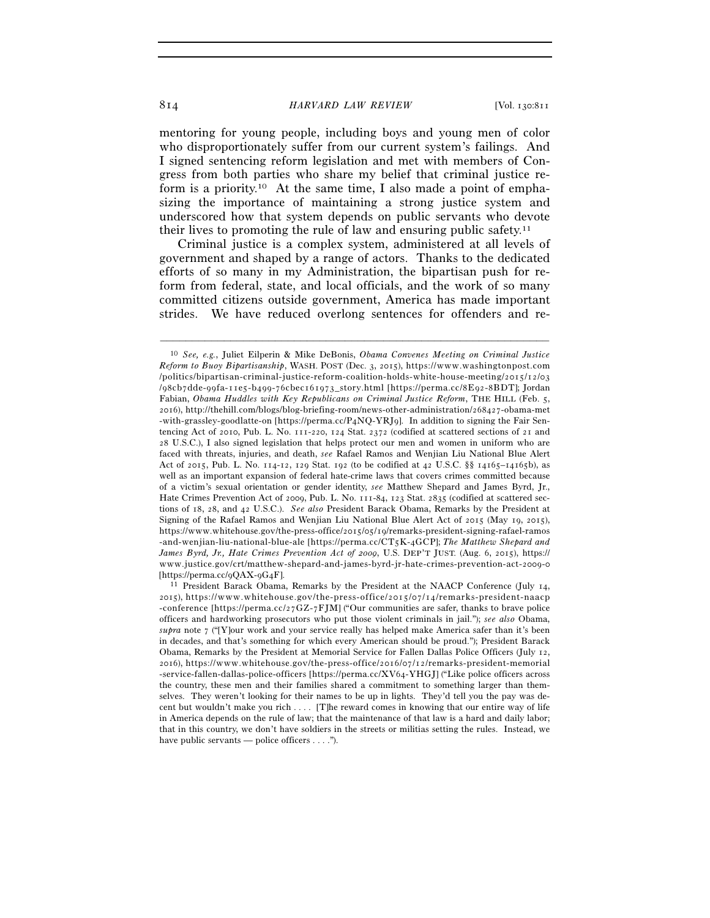mentoring for young people, including boys and young men of color who disproportionately suffer from our current system's failings. And I signed sentencing reform legislation and met with members of Congress from both parties who share my belief that criminal justice reform is a priority.[10] At the same time, I also made a point of emphasizing the importance of maintaining a strong justice system and underscored how that system depends on public servants who devote their lives to promoting the rule of law and ensuring public safety.[11]

Criminal justice is a complex system, administered at all levels of government and shaped by a range of actors. Thanks to the dedicated efforts of so many in my Administration, the bipartisan push for reform from federal, state, and local officials, and the work of so many committed citizens outside government, America has made important strides. We have reduced overlong sentences for offenders and re-

---

[10] *See, e.g.*, Juliet Eilperin & Mike DeBonis, *Obama Convenes Meeting on Criminal Justice Reform to Buoy Bipartisanship*, WASH. POST (Dec. 3, 2015), https://www.washingtonpost.com/politics/bipartisan-criminal-justice-reform-coalition-holds-white-house-meeting/2015/12/03/98cb7dde-99fa-11e5-b499-76cbec161973_story.html [https://perma.cc/8E92-8BDT]; Jordan Fabian, *Obama Huddles with Key Republicans on Criminal Justice Reform*, THE HILL (Feb. 5, 2016), http://thehill.com/blogs/blog-briefing-room/news-other-administration/268427-obama-met-with-grassley-goodlatte-on [https://perma.cc/P4NQ-YRJ9]. In addition to signing the Fair Sentencing Act of 2010, Pub. L. No. 111-220, 124 Stat. 2372 (codified at scattered sections of 21 and 28 U.S.C.), I also signed legislation that helps protect our men and women in uniform who are faced with threats, injuries, and death, *see* Rafael Ramos and Wenjian Liu National Blue Alert Act of 2015, Pub. L. No. 114-12, 129 Stat. 192 (to be codified at 42 U.S.C. §§ 14165–14165b), as well as an important expansion of federal hate-crime laws that covers crimes committed because of a victim's sexual orientation or gender identity, *see* Matthew Shepard and James Byrd, Jr., Hate Crimes Prevention Act of 2009, Pub. L. No. 111-84, 123 Stat. 2835 (codified at scattered sections of 18, 28, and 42 U.S.C.). *See also* President Barack Obama, Remarks by the President at Signing of the Rafael Ramos and Wenjian Liu National Blue Alert Act of 2015 (May 19, 2015), https://www.whitehouse.gov/the-press-office/2015/05/19/remarks-president-signing-rafael-ramos-and-wenjian-liu-national-blue-ale [https://perma.cc/CT5K-4GCP]; *The Matthew Shepard and James Byrd, Jr., Hate Crimes Prevention Act of 2009*, U.S. DEP'T JUST. (Aug. 6, 2015), https://www.justice.gov/crt/matthew-shepard-and-james-byrd-jr-hate-crimes-prevention-act-2009-0 [https://perma.cc/9QAX-9G4F].

[11] President Barack Obama, Remarks by the President at the NAACP Conference (July 14, 2015), https://www.whitehouse.gov/the-press-office/2015/07/14/remarks-president-naacp-conference [https://perma.cc/27GZ-7FJM] ("Our communities are safer, thanks to brave police officers and hardworking prosecutors who put those violent criminals in jail."); *see also* Obama, *supra* note 7 ("[Y]our work and your service really has helped make America safer than it's been in decades, and that's something for which every American should be proud."); President Barack Obama, Remarks by the President at Memorial Service for Fallen Dallas Police Officers (July 12, 2016), https://www.whitehouse.gov/the-press-office/2016/07/12/remarks-president-memorial-service-fallen-dallas-police-officers [https://perma.cc/XV64-YHGJ] ("Like police officers across the country, these men and their families shared a commitment to something larger than themselves. They weren't looking for their names to be up in lights. They'd tell you the pay was decent but wouldn't make you rich . . . . [T]he reward comes in knowing that our entire way of life in America depends on the rule of law; that the maintenance of that law is a hard and daily labor; that in this country, we don't have soldiers in the streets or militias setting the rules. Instead, we have public servants — police officers . . . .").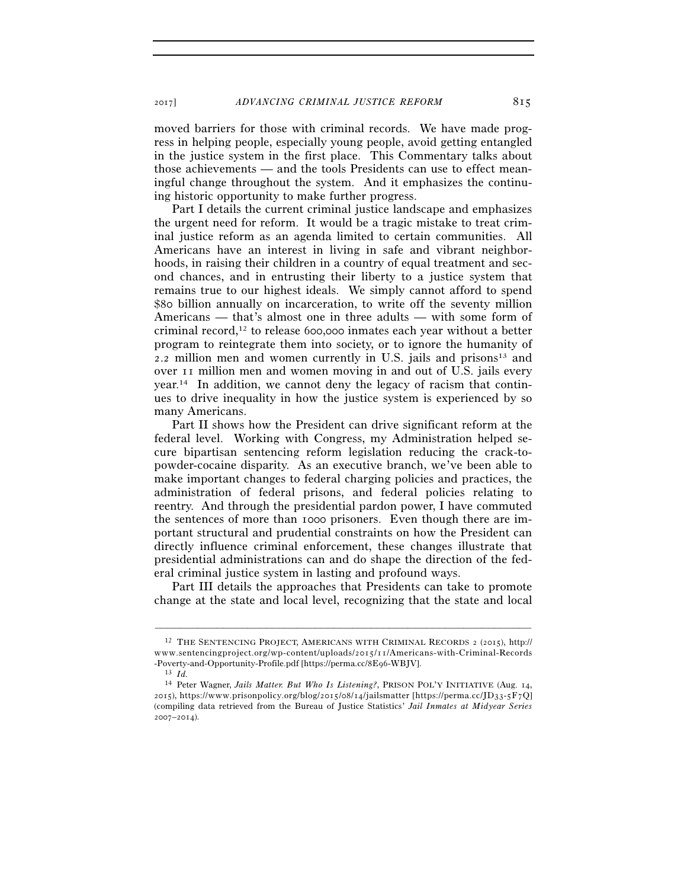moved barriers for those with criminal records. We have made progress in helping people, especially young people, avoid getting entangled in the justice system in the first place. This Commentary talks about those achievements — and the tools Presidents can use to effect meaningful change throughout the system. And it emphasizes the continuing historic opportunity to make further progress.

Part I details the current criminal justice landscape and emphasizes the urgent need for reform. It would be a tragic mistake to treat criminal justice reform as an agenda limited to certain communities. All Americans have an interest in living in safe and vibrant neighborhoods, in raising their children in a country of equal treatment and second chances, and in entrusting their liberty to a justice system that remains true to our highest ideals. We simply cannot afford to spend $80 billion annually on incarceration, to write off the seventy million Americans — that's almost one in three adults — with some form of criminal record,[12] to release 600,000 inmates each year without a better program to reintegrate them into society, or to ignore the humanity of 2.2 million men and women currently in U.S. jails and prisons[13] and over 11 million men and women moving in and out of U.S. jails every year.[14] In addition, we cannot deny the legacy of racism that continues to drive inequality in how the justice system is experienced by so many Americans.

Part II shows how the President can drive significant reform at the federal level. Working with Congress, my Administration helped secure bipartisan sentencing reform legislation reducing the crack-to-powder-cocaine disparity. As an executive branch, we've been able to make important changes to federal charging policies and practices, the administration of federal prisons, and federal policies relating to reentry. And through the presidential pardon power, I have commuted the sentences of more than 1000 prisoners. Even though there are important structural and prudential constraints on how the President can directly influence criminal enforcement, these changes illustrate that presidential administrations can and do shape the direction of the federal criminal justice system in lasting and profound ways.

Part III details the approaches that Presidents can take to promote change at the state and local level, recognizing that the state and local

---

[12] THE SENTENCING PROJECT, AMERICANS WITH CRIMINAL RECORDS 2 (2015), http://www.sentencingproject.org/wp-content/uploads/2015/11/Americans-with-Criminal-Records-Poverty-and-Opportunity-Profile.pdf [https://perma.cc/8E96-WBJV].

[13] *Id.*

[14] Peter Wagner, *Jails Matter. But Who Is Listening?*, PRISON POL'Y INITIATIVE (Aug. 14, 2015), https://www.prisonpolicy.org/blog/2015/08/14/jailsmatter [https://perma.cc/JD33-5F7Q] (compiling data retrieved from the Bureau of Justice Statistics' *Jail Inmates at Midyear Series 2007–2014*).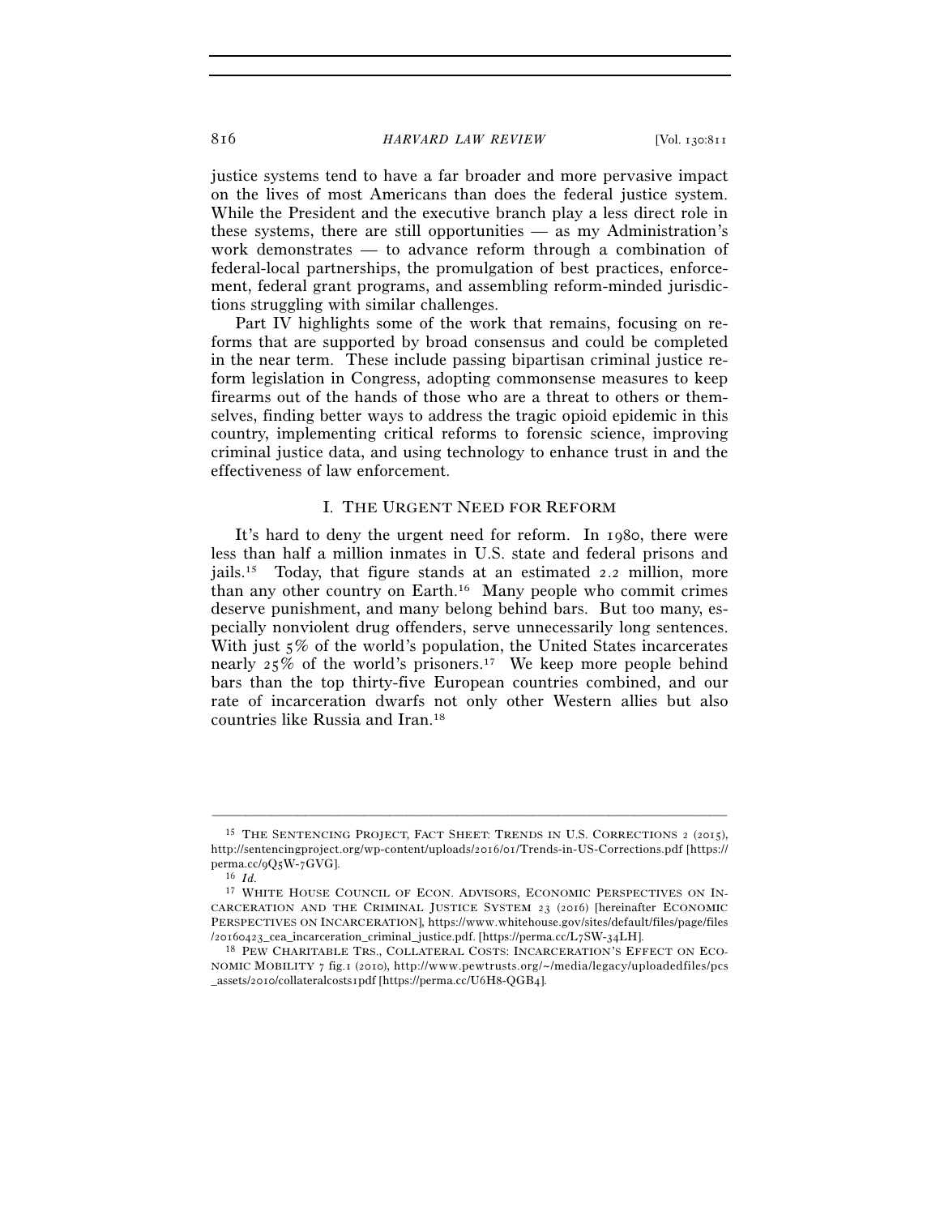justice systems tend to have a far broader and more pervasive impact on the lives of most Americans than does the federal justice system. While the President and the executive branch play a less direct role in these systems, there are still opportunities — as my Administration's work demonstrates — to advance reform through a combination of federal-local partnerships, the promulgation of best practices, enforcement, federal grant programs, and assembling reform-minded jurisdictions struggling with similar challenges.

Part IV highlights some of the work that remains, focusing on reforms that are supported by broad consensus and could be completed in the near term. These include passing bipartisan criminal justice reform legislation in Congress, adopting commonsense measures to keep firearms out of the hands of those who are a threat to others or themselves, finding better ways to address the tragic opioid epidemic in this country, implementing critical reforms to forensic science, improving criminal justice data, and using technology to enhance trust in and the effectiveness of law enforcement.

## I. THE URGENT NEED FOR REFORM

It's hard to deny the urgent need for reform. In 1980, there were less than half a million inmates in U.S. state and federal prisons and jails.[15] Today, that figure stands at an estimated 2.2 million, more than any other country on Earth.[16] Many people who commit crimes deserve punishment, and many belong behind bars. But too many, especially nonviolent drug offenders, serve unnecessarily long sentences. With just 5% of the world's population, the United States incarcerates nearly 25% of the world's prisoners.[17] We keep more people behind bars than the top thirty-five European countries combined, and our rate of incarceration dwarfs not only other Western allies but also countries like Russia and Iran.[18]

---

[15] THE SENTENCING PROJECT, FACT SHEET: TRENDS IN U.S. CORRECTIONS 2 (2015), http://sentencingproject.org/wp-content/uploads/2016/01/Trends-in-US-Corrections.pdf [https://perma.cc/9Q5W-7GVG].

[16] *Id.*

[17] WHITE HOUSE COUNCIL OF ECON. ADVISORS, ECONOMIC PERSPECTIVES ON INCARCERATION AND THE CRIMINAL JUSTICE SYSTEM 23 (2016) [hereinafter ECONOMIC PERSPECTIVES ON INCARCERATION], https://www.whitehouse.gov/sites/default/files/page/files/20160423_cea_incarceration_criminal_justice.pdf. [https://perma.cc/L7SW-34LH].

[18] PEW CHARITABLE TRS., COLLATERAL COSTS: INCARCERATION'S EFFECT ON ECONOMIC MOBILITY 7 fig.1 (2010), http://www.pewtrusts.org/~/media/legacy/uploadedfiles/pcs_assets/2010/collateralcosts1pdf [https://perma.cc/U6H8-QGB4].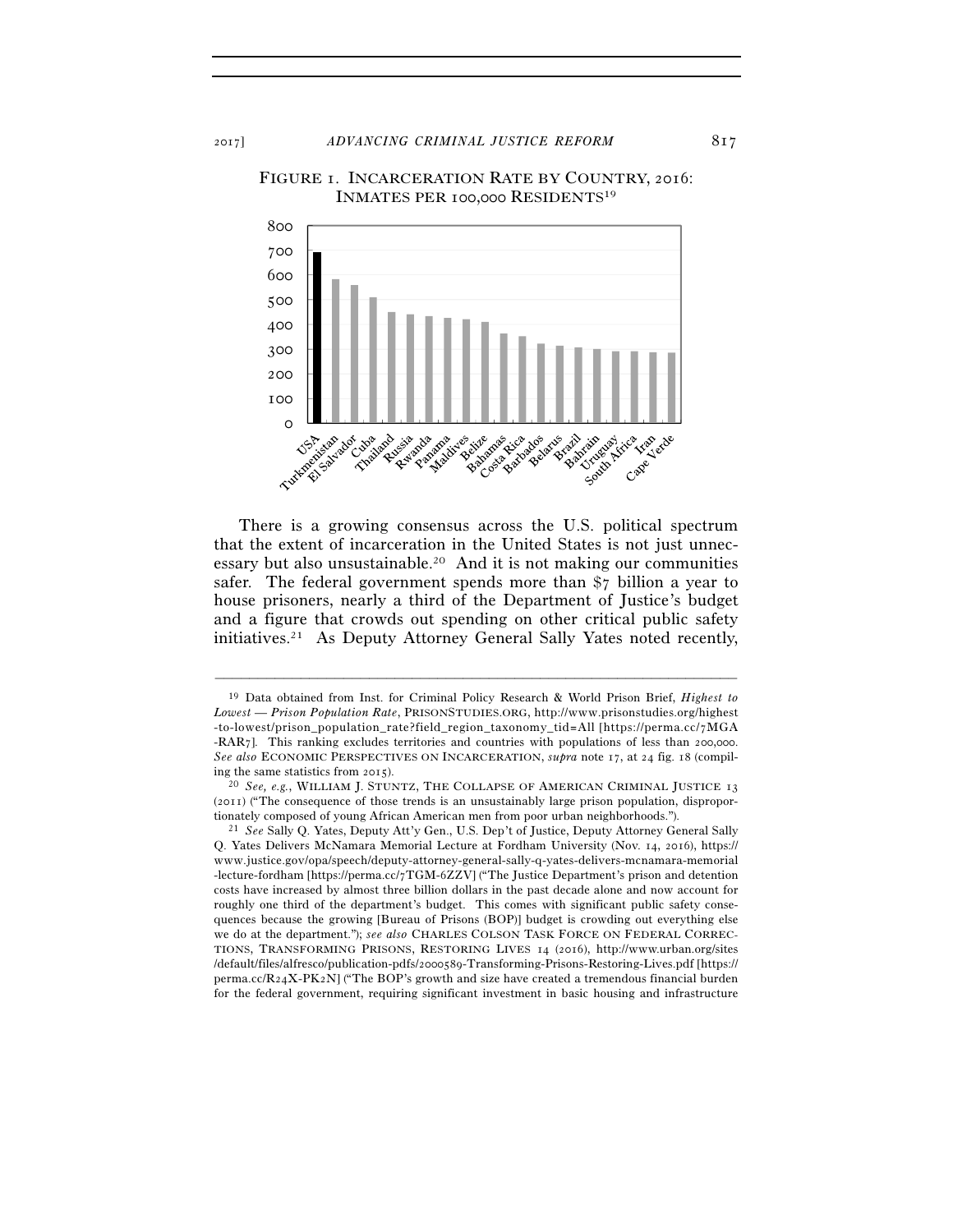FIGURE 1. INCARCERATION RATE BY COUNTRY, 2016: INMATES PER 100,000 RESIDENTS[19]

There is a growing consensus across the U.S. political spectrum that the extent of incarceration in the United States is not just unnecessary but also unsustainable.[20] And it is not making our communities safer. The federal government spends more than $7 billion a year to house prisoners, nearly a third of the Department of Justice's budget and a figure that crowds out spending on other critical public safety initiatives.[21] As Deputy Attorney General Sally Yates noted recently,

---

[19] Data obtained from Inst. for Criminal Policy Research & World Prison Brief, *Highest to Lowest — Prison Population Rate*, PRISONSTUDIES.ORG, http://www.prisonstudies.org/highest-to-lowest/prison_population_rate?field_region_taxonomy_tid=All [https://perma.cc/7MGA-RAR7]. This ranking excludes territories and countries with populations of less than 200,000. *See also* ECONOMIC PERSPECTIVES ON INCARCERATION, *supra* note 17, at 24 fig. 18 (compiling the same statistics from 2015).

[20] *See, e.g.*, WILLIAM J. STUNTZ, THE COLLAPSE OF AMERICAN CRIMINAL JUSTICE 13 (2011) ("The consequence of those trends is an unsustainably large prison population, disproportionately composed of young African American men from poor urban neighborhoods.").

[21] *See* Sally Q. Yates, Deputy Att'y Gen., U.S. Dep't of Justice, Deputy Attorney General Sally Q. Yates Delivers McNamara Memorial Lecture at Fordham University (Nov. 14, 2016), https://www.justice.gov/opa/speech/deputy-attorney-general-sally-q-yates-delivers-mcnamara-memorial-lecture-fordham [https://perma.cc/7TGM-6ZZV] ("The Justice Department's prison and detention costs have increased by almost three billion dollars in the past decade alone and now account for roughly one third of the department's budget. This comes with significant public safety consequences because the growing [Bureau of Prisons (BOP)] budget is crowding out everything else we do at the department."); *see also* CHARLES COLSON TASK FORCE ON FEDERAL CORRECTIONS, TRANSFORMING PRISONS, RESTORING LIVES 14 (2016), http://www.urban.org/sites/default/files/alfresco/publication-pdfs/2000589-Transforming-Prisons-Restoring-Lives.pdf [https://perma.cc/R24X-PK2N] ("The BOP's growth and size have created a tremendous financial burden for the federal government, requiring significant investment in basic housing and infrastructure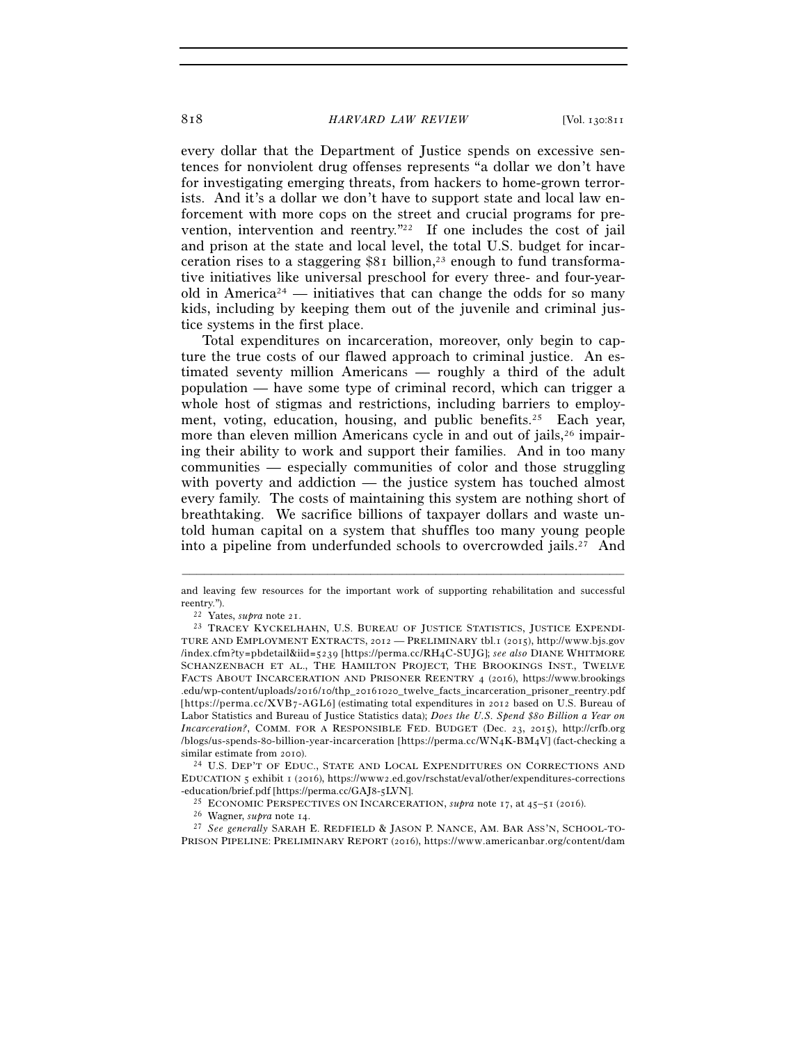every dollar that the Department of Justice spends on excessive sentences for nonviolent drug offenses represents "a dollar we don't have for investigating emerging threats, from hackers to home-grown terrorists. And it's a dollar we don't have to support state and local law enforcement with more cops on the street and crucial programs for prevention, intervention and reentry."[22] If one includes the cost of jail and prison at the state and local level, the total U.S. budget for incarceration rises to a staggering $81 billion,[23] enough to fund transformative initiatives like universal preschool for every three- and four-year-old in America[24] — initiatives that can change the odds for so many kids, including by keeping them out of the juvenile and criminal justice systems in the first place.

Total expenditures on incarceration, moreover, only begin to capture the true costs of our flawed approach to criminal justice. An estimated seventy million Americans — roughly a third of the adult population — have some type of criminal record, which can trigger a whole host of stigmas and restrictions, including barriers to employment, voting, education, housing, and public benefits.[25] Each year, more than eleven million Americans cycle in and out of jails,[26] impairing their ability to work and support their families. And in too many communities — especially communities of color and those struggling with poverty and addiction — the justice system has touched almost every family. The costs of maintaining this system are nothing short of breathtaking. We sacrifice billions of taxpayer dollars and waste untold human capital on a system that shuffles too many young people into a pipeline from underfunded schools to overcrowded jails.[27] And

---

and leaving few resources for the important work of supporting rehabilitation and successful reentry.").

[22] Yates, *supra* note 21.

[23] TRACEY KYCKELHAHN, U.S. BUREAU OF JUSTICE STATISTICS, JUSTICE EXPENDITURE AND EMPLOYMENT EXTRACTS, 2012 — PRELIMINARY tbl.1 (2015), http://www.bjs.gov/index.cfm?ty=pbdetail&iid=5239 [https://perma.cc/RH4C-SUJG]; *see also* DIANE WHITMORE SCHANZENBACH ET AL., THE HAMILTON PROJECT, THE BROOKINGS INST., TWELVE FACTS ABOUT INCARCERATION AND PRISONER REENTRY 4 (2016), https://www.brookings.edu/wp-content/uploads/2016/10/thp_20161020_twelve_facts_incarceration_prisoner_reentry.pdf [https://perma.cc/XVB7-AGL6] (estimating total expenditures in 2012 based on U.S. Bureau of Labor Statistics and Bureau of Justice Statistics data); *Does the U.S. Spend $80 Billion a Year on Incarceration?*, COMM. FOR A RESPONSIBLE FED. BUDGET (Dec. 23, 2015), http://crfb.org/blogs/us-spends-80-billion-year-incarceration [https://perma.cc/WN4K-BM4V] (fact-checking a similar estimate from 2010).

[24] U.S. DEP'T OF EDUC., STATE AND LOCAL EXPENDITURES ON CORRECTIONS AND EDUCATION 5 exhibit 1 (2016), https://www2.ed.gov/rschstat/eval/other/expenditures-corrections-education/brief.pdf [https://perma.cc/GAJ8-5LVN].

[25] ECONOMIC PERSPECTIVES ON INCARCERATION, *supra* note 17, at 45–51 (2016).

[26] Wagner, *supra* note 14.

[27] *See generally* SARAH E. REDFIELD & JASON P. NANCE, AM. BAR ASS'N, SCHOOL-TO-PRISON PIPELINE: PRELIMINARY REPORT (2016), https://www.americanbar.org/content/dam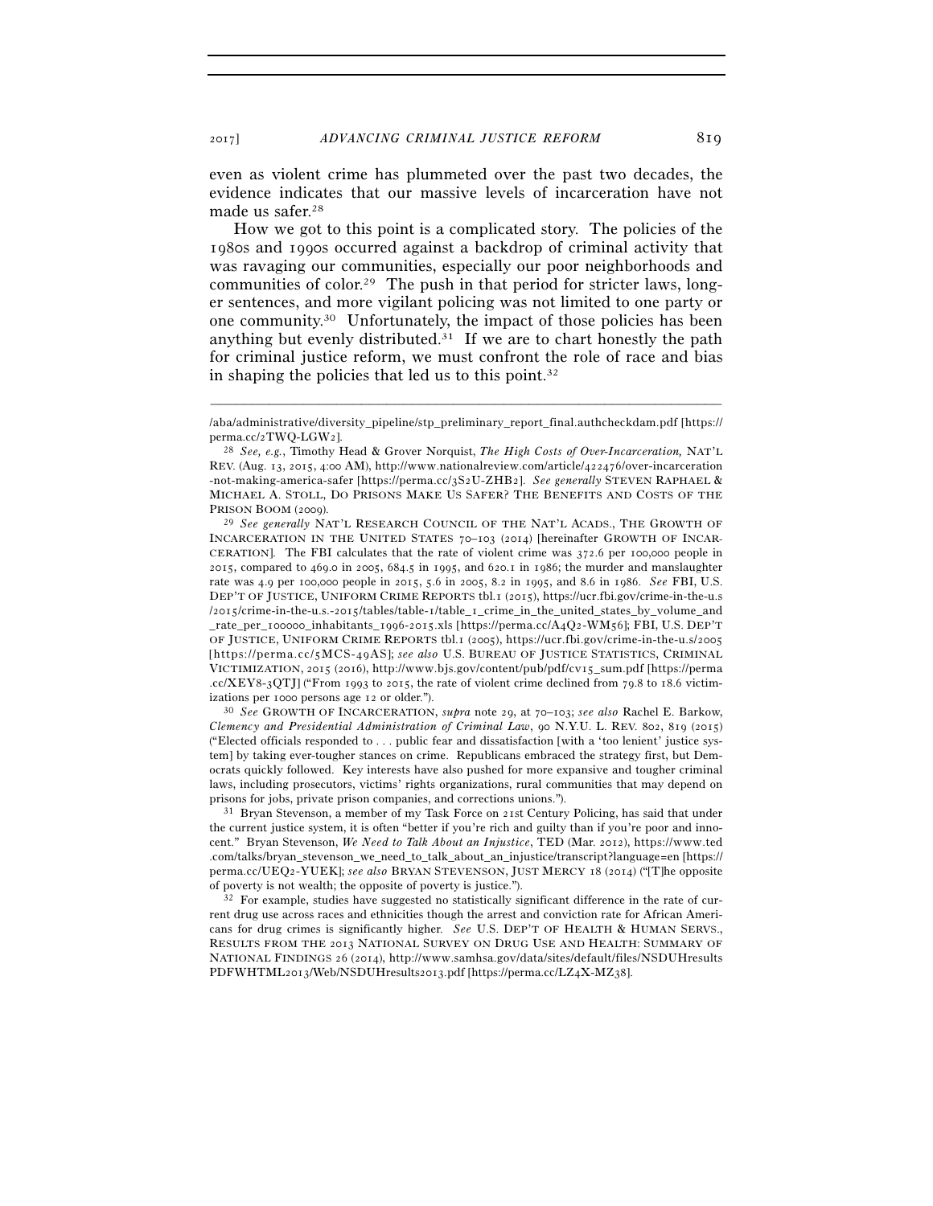even as violent crime has plummeted over the past two decades, the evidence indicates that our massive levels of incarceration have not made us safer.[28]

How we got to this point is a complicated story. The policies of the 1980s and 1990s occurred against a backdrop of criminal activity that was ravaging our communities, especially our poor neighborhoods and communities of color.[29] The push in that period for stricter laws, longer sentences, and more vigilant policing was not limited to one party or one community.[30] Unfortunately, the impact of those policies has been anything but evenly distributed.[31] If we are to chart honestly the path for criminal justice reform, we must confront the role of race and bias in shaping the policies that led us to this point.[32]

---

/aba/administrative/diversity_pipeline/stp_preliminary_report_final.authcheckdam.pdf [https://perma.cc/2TWQ-LGW2].

[28] *See, e.g.*, Timothy Head & Grover Norquist, *The High Costs of Over-Incarceration,* NAT'L REV. (Aug. 13, 2015, 4:00 AM), http://www.nationalreview.com/article/422476/over-incarceration-not-making-america-safer [https://perma.cc/3S2U-ZHB2]. *See generally* STEVEN RAPHAEL & MICHAEL A. STOLL, DO PRISONS MAKE US SAFER? THE BENEFITS AND COSTS OF THE PRISON BOOM (2009).

[29] *See generally* NAT'L RESEARCH COUNCIL OF THE NAT'L ACADS., THE GROWTH OF INCARCERATION IN THE UNITED STATES 70–103 (2014) [hereinafter GROWTH OF INCARCERATION]. The FBI calculates that the rate of violent crime was 372.6 per 100,000 people in 2015, compared to 469.0 in 2005, 684.5 in 1995, and 620.1 in 1986; the murder and manslaughter rate was 4.9 per 100,000 people in 2015, 5.6 in 2005, 8.2 in 1995, and 8.6 in 1986. *See* FBI, U.S. DEP'T OF JUSTICE, UNIFORM CRIME REPORTS tbl.1 (2015), https://ucr.fbi.gov/crime-in-the-u.s/2015/crime-in-the-u.s.-2015/tables/table-1/table_1_crime_in_the_united_states_by_volume_and_rate_per_100000_inhabitants_1996-2015.xls [https://perma.cc/A4Q2-WM56]; FBI, U.S. DEP'T OF JUSTICE, UNIFORM CRIME REPORTS tbl.1 (2005), https://ucr.fbi.gov/crime-in-the-u.s/2005 [https://perma.cc/5MCS-49AS]; *see also* U.S. BUREAU OF JUSTICE STATISTICS, CRIMINAL VICTIMIZATION, 2015 (2016), http://www.bjs.gov/content/pub/pdf/cv15_sum.pdf [https://perma.cc/XEY8-3QTJ] ("From 1993 to 2015, the rate of violent crime declined from 79.8 to 18.6 victimizations per 1000 persons age 12 or older.").

[30] *See* GROWTH OF INCARCERATION, *supra* note 29, at 70–103; *see also* Rachel E. Barkow, *Clemency and Presidential Administration of Criminal Law*, 90 N.Y.U. L. REV. 802, 819 (2015) ("Elected officials responded to . . . public fear and dissatisfaction [with a 'too lenient' justice system] by taking ever-tougher stances on crime. Republicans embraced the strategy first, but Democrats quickly followed. Key interests have also pushed for more expansive and tougher criminal laws, including prosecutors, victims' rights organizations, rural communities that may depend on prisons for jobs, private prison companies, and corrections unions.").

[31] Bryan Stevenson, a member of my Task Force on 21st Century Policing, has said that under the current justice system, it is often "better if you're rich and guilty than if you're poor and innocent." Bryan Stevenson, *We Need to Talk About an Injustice*, TED (Mar. 2012), https://www.ted.com/talks/bryan_stevenson_we_need_to_talk_about_an_injustice/transcript?language=en [https://perma.cc/UEQ2-YUEK]; *see also* BRYAN STEVENSON, JUST MERCY 18 (2014) ("[T]he opposite of poverty is not wealth; the opposite of poverty is justice.").

[32] For example, studies have suggested no statistically significant difference in the rate of current drug use across races and ethnicities though the arrest and conviction rate for African Americans for drug crimes is significantly higher. *See* U.S. DEP'T OF HEALTH & HUMAN SERVS., RESULTS FROM THE 2013 NATIONAL SURVEY ON DRUG USE AND HEALTH: SUMMARY OF NATIONAL FINDINGS 26 (2014), http://www.samhsa.gov/data/sites/default/files/NSDUHresultsPDFWHTML2013/Web/NSDUHresults2013.pdf [https://perma.cc/LZ4X-MZ38].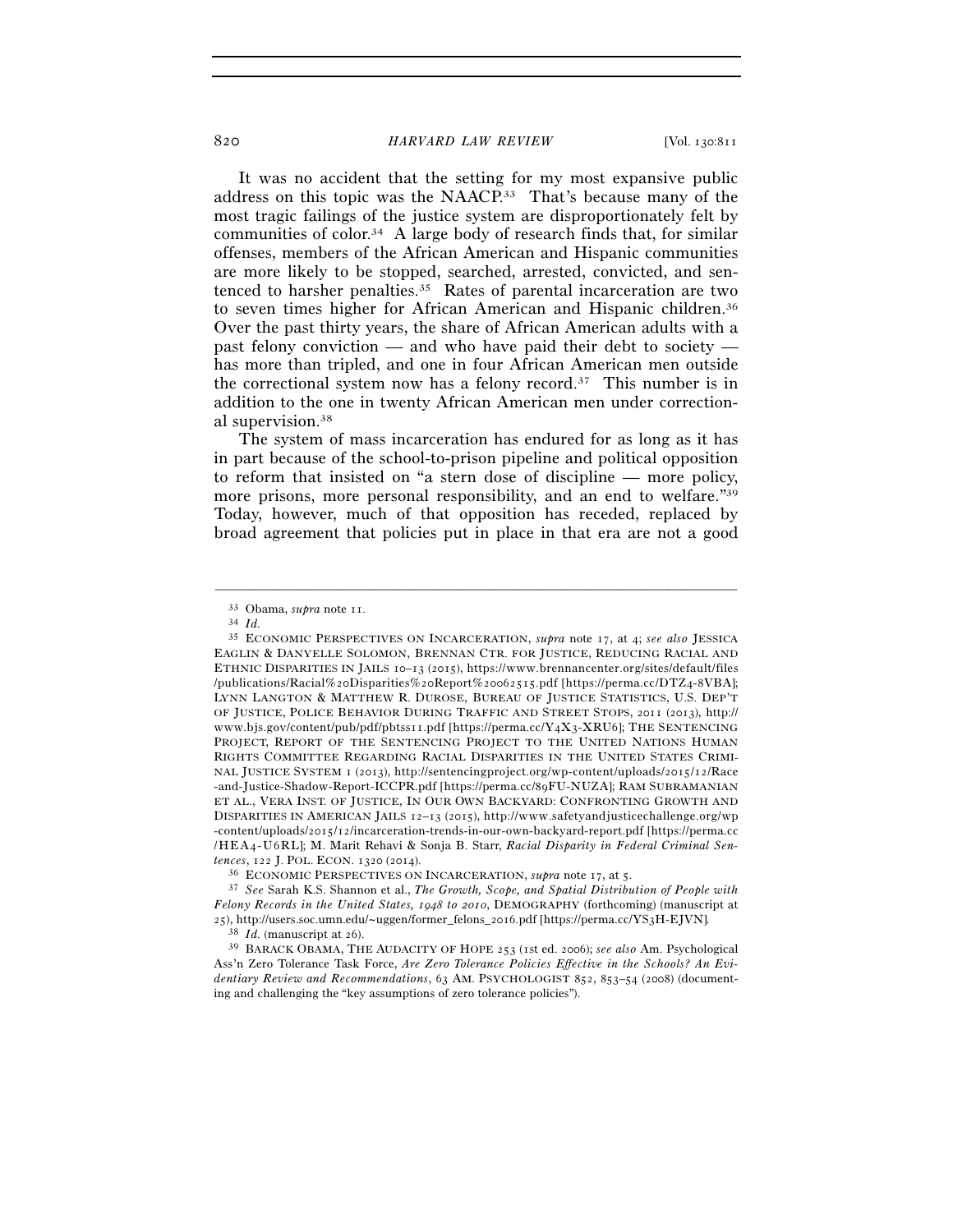It was no accident that the setting for my most expansive public address on this topic was the NAACP.[33] That's because many of the most tragic failings of the justice system are disproportionately felt by communities of color.[34] A large body of research finds that, for similar offenses, members of the African American and Hispanic communities are more likely to be stopped, searched, arrested, convicted, and sentenced to harsher penalties.[35] Rates of parental incarceration are two to seven times higher for African American and Hispanic children.[36] Over the past thirty years, the share of African American adults with a past felony conviction — and who have paid their debt to society — has more than tripled, and one in four African American men outside the correctional system now has a felony record.[37] This number is in addition to the one in twenty African American men under correctional supervision.[38]

The system of mass incarceration has endured for as long as it has in part because of the school-to-prison pipeline and political opposition to reform that insisted on "a stern dose of discipline — more policy, more prisons, more personal responsibility, and an end to welfare."[39] Today, however, much of that opposition has receded, replaced by broad agreement that policies put in place in that era are not a good

---

[33] Obama, *supra* note 11.

[34] *Id.*

[35] ECONOMIC PERSPECTIVES ON INCARCERATION, *supra* note 17, at 4; *see also* JESSICA EAGLIN & DANYELLE SOLOMON, BRENNAN CTR. FOR JUSTICE, REDUCING RACIAL AND ETHNIC DISPARITIES IN JAILS 10–13 (2015), https://www.brennancenter.org/sites/default/files/publications/Racial%20Disparities%20Report%20062515.pdf [https://perma.cc/DTZ4-8VBA]; LYNN LANGTON & MATTHEW R. DUROSE, BUREAU OF JUSTICE STATISTICS, U.S. DEP'T OF JUSTICE, POLICE BEHAVIOR DURING TRAFFIC AND STREET STOPS, 2011 (2013), http://www.bjs.gov/content/pub/pdf/pbtss11.pdf [https://perma.cc/Y4X3-XRU6]; THE SENTENCING PROJECT, REPORT OF THE SENTENCING PROJECT TO THE UNITED NATIONS HUMAN RIGHTS COMMITTEE REGARDING RACIAL DISPARITIES IN THE UNITED STATES CRIMINAL JUSTICE SYSTEM 1 (2013), http://sentencingproject.org/wp-content/uploads/2015/12/Race-and-Justice-Shadow-Report-ICCPR.pdf [https://perma.cc/89FU-NUZA]; RAM SUBRAMANIAN ET AL., VERA INST. OF JUSTICE, IN OUR OWN BACKYARD: CONFRONTING GROWTH AND DISPARITIES IN AMERICAN JAILS 12–13 (2015), http://www.safetyandjusticechallenge.org/wp-content/uploads/2015/12/incarceration-trends-in-our-own-backyard-report.pdf [https://perma.cc/HEA4-U6RL]; M. Marit Rehavi & Sonja B. Starr, *Racial Disparity in Federal Criminal Sentences*, 122 J. POL. ECON. 1320 (2014).

[36] ECONOMIC PERSPECTIVES ON INCARCERATION, *supra* note 17, at 5.

[37] *See* Sarah K.S. Shannon et al., *The Growth, Scope, and Spatial Distribution of People with Felony Records in the United States, 1948 to 2010*, DEMOGRAPHY (forthcoming) (manuscript at 25), http://users.soc.umn.edu/~uggen/former_felons_2016.pdf [https://perma.cc/YS3H-EJVN].

[38] *Id.* (manuscript at 26).

[39] BARACK OBAMA, THE AUDACITY OF HOPE 253 (1st ed. 2006); *see also* Am. Psychological Ass'n Zero Tolerance Task Force, *Are Zero Tolerance Policies Effective in the Schools? An Evidentiary Review and Recommendations*, 63 AM. PSYCHOLOGIST 852, 853–54 (2008) (documenting and challenging the "key assumptions of zero tolerance policies").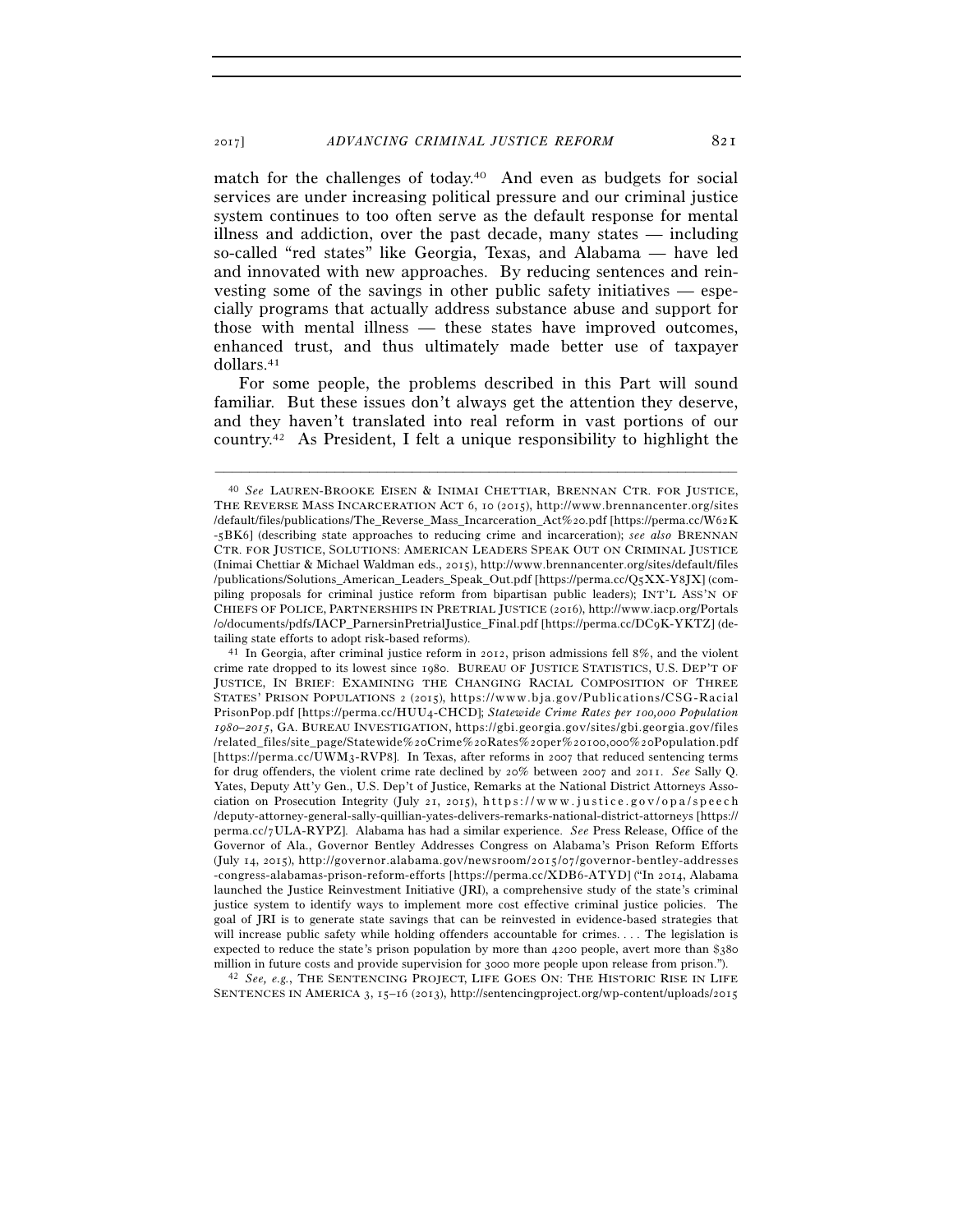match for the challenges of today.[40] And even as budgets for social services are under increasing political pressure and our criminal justice system continues to too often serve as the default response for mental illness and addiction, over the past decade, many states — including so-called "red states" like Georgia, Texas, and Alabama — have led and innovated with new approaches. By reducing sentences and reinvesting some of the savings in other public safety initiatives — especially programs that actually address substance abuse and support for those with mental illness — these states have improved outcomes, enhanced trust, and thus ultimately made better use of taxpayer dollars.[41]

For some people, the problems described in this Part will sound familiar. But these issues don't always get the attention they deserve, and they haven't translated into real reform in vast portions of our country.[42] As President, I felt a unique responsibility to highlight the

---

[40] *See* LAUREN-BROOKE EISEN & INIMAI CHETTIAR, BRENNAN CTR. FOR JUSTICE, THE REVERSE MASS INCARCERATION ACT 6, 10 (2015), http://www.brennancenter.org/sites/default/files/publications/The_Reverse_Mass_Incarceration_Act%20.pdf [https://perma.cc/W62K-5BK6] (describing state approaches to reducing crime and incarceration); *see also* BRENNAN CTR. FOR JUSTICE, SOLUTIONS: AMERICAN LEADERS SPEAK OUT ON CRIMINAL JUSTICE (Inimai Chettiar & Michael Waldman eds., 2015), http://www.brennancenter.org/sites/default/files/publications/Solutions_American_Leaders_Speak_Out.pdf [https://perma.cc/Q5XX-Y8JX] (compiling proposals for criminal justice reform from bipartisan public leaders); INT'L ASS'N OF CHIEFS OF POLICE, PARTNERSHIPS IN PRETRIAL JUSTICE (2016), http://www.iacp.org/Portals/0/documents/pdfs/IACP_ParnersinPretrialJustice_Final.pdf [https://perma.cc/DC9K-YKTZ] (detailing state efforts to adopt risk-based reforms).

[41] In Georgia, after criminal justice reform in 2012, prison admissions fell 8%, and the violent crime rate dropped to its lowest since 1980. BUREAU OF JUSTICE STATISTICS, U.S. DEP'T OF JUSTICE, IN BRIEF: EXAMINING THE CHANGING RACIAL COMPOSITION OF THREE STATES' PRISON POPULATIONS 2 (2015), https://www.bja.gov/Publications/CSG-RacialPrisonPop.pdf [https://perma.cc/HUU4-CHCD]; *Statewide Crime Rates per 100,000 Population 1980–2015*, GA. BUREAU INVESTIGATION, https://gbi.georgia.gov/sites/gbi.georgia.gov/files/related_files/site_page/Statewide%20Crime%20Rates%20per%20100,000%20Population.pdf [https://perma.cc/UWM3-RVP8]. In Texas, after reforms in 2007 that reduced sentencing terms for drug offenders, the violent crime rate declined by 20% between 2007 and 2011. *See* Sally Q. Yates, Deputy Att'y Gen., U.S. Dep't of Justice, Remarks at the National District Attorneys Association on Prosecution Integrity (July 21, 2015), https://www.justice.gov/opa/speech/deputy-attorney-general-sally-quillian-yates-delivers-remarks-national-district-attorneys [https://perma.cc/7ULA-RYPZ]. Alabama has had a similar experience. *See* Press Release, Office of the Governor of Ala., Governor Bentley Addresses Congress on Alabama's Prison Reform Efforts (July 14, 2015), http://governor.alabama.gov/newsroom/2015/07/governor-bentley-addresses-congress-alabamas-prison-reform-efforts [https://perma.cc/XDB6-ATYD] ("In 2014, Alabama launched the Justice Reinvestment Initiative (JRI), a comprehensive study of the state's criminal justice system to identify ways to implement more cost effective criminal justice policies. The goal of JRI is to generate state savings that can be reinvested in evidence-based strategies that will increase public safety while holding offenders accountable for crimes. . . . The legislation is expected to reduce the state's prison population by more than 4200 people, avert more than $380 million in future costs and provide supervision for 3000 more people upon release from prison.").

[42] *See, e.g.*, THE SENTENCING PROJECT, LIFE GOES ON: THE HISTORIC RISE IN LIFE SENTENCES IN AMERICA 3, 15–16 (2013), http://sentencingproject.org/wp-content/uploads/2015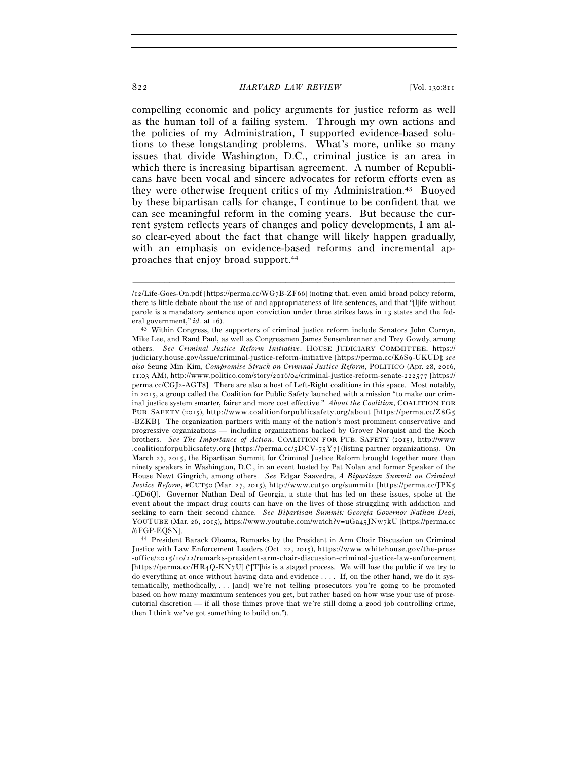compelling economic and policy arguments for justice reform as well as the human toll of a failing system. Through my own actions and the policies of my Administration, I supported evidence-based solutions to these longstanding problems. What's more, unlike so many issues that divide Washington, D.C., criminal justice is an area in which there is increasing bipartisan agreement. A number of Republicans have been vocal and sincere advocates for reform efforts even as they were otherwise frequent critics of my Administration.[43] Buoyed by these bipartisan calls for change, I continue to be confident that we can see meaningful reform in the coming years. But because the current system reflects years of changes and policy developments, I am also clear-eyed about the fact that change will likely happen gradually, with an emphasis on evidence-based reforms and incremental approaches that enjoy broad support.[44]

---

/12/Life-Goes-On.pdf [https://perma.cc/WG7B-ZF66] (noting that, even amid broad policy reform, there is little debate about the use of and appropriateness of life sentences, and that "[l]ife without parole is a mandatory sentence upon conviction under three strikes laws in 13 states and the federal government," *id.* at 16).

[43] Within Congress, the supporters of criminal justice reform include Senators John Cornyn, Mike Lee, and Rand Paul, as well as Congressmen James Sensenbrenner and Trey Gowdy, among others. *See Criminal Justice Reform Initiative*, HOUSE JUDICIARY COMMITTEE, https://judiciary.house.gov/issue/criminal-justice-reform-initiative [https://perma.cc/K6S9-UKUD]; *see also* Seung Min Kim, *Compromise Struck on Criminal Justice Reform*, POLITICO (Apr. 28, 2016, 11:03 AM), http://www.politico.com/story/2016/04/criminal-justice-reform-senate-222577 [https://perma.cc/CGJ2-AGT8]. There are also a host of Left-Right coalitions in this space. Most notably, in 2015, a group called the Coalition for Public Safety launched with a mission "to make our criminal justice system smarter, fairer and more cost effective." *About the Coalition*, COALITION FOR PUB. SAFETY (2015), http://www.coalitionforpublicsafety.org/about [https://perma.cc/Z8G5-BZKB]. The organization partners with many of the nation's most prominent conservative and progressive organizations — including organizations backed by Grover Norquist and the Koch brothers. *See The Importance of Action*, COALITION FOR PUB. SAFETY (2015), http://www.coalitionforpublicsafety.org [https://perma.cc/5DCV-75Y7] (listing partner organizations). On March 27, 2015, the Bipartisan Summit for Criminal Justice Reform brought together more than ninety speakers in Washington, D.C., in an event hosted by Pat Nolan and former Speaker of the House Newt Gingrich, among others. *See* Edgar Saavedra, *A Bipartisan Summit on Criminal Justice Reform*, #CUT50 (Mar. 27, 2015), http://www.cut50.org/summit1 [https://perma.cc/JPK5-QD6Q]. Governor Nathan Deal of Georgia, a state that has led on these issues, spoke at the event about the impact drug courts can have on the lives of those struggling with addiction and seeking to earn their second chance. *See Bipartisan Summit: Georgia Governor Nathan Deal*, YOUTUBE (Mar. 26, 2015), https://www.youtube.com/watch?v=uGa45JNw7kU [https://perma.cc/6FGP-EQSN].

[44] President Barack Obama, Remarks by the President in Arm Chair Discussion on Criminal Justice with Law Enforcement Leaders (Oct. 22, 2015), https://www.whitehouse.gov/the-press-office/2015/10/22/remarks-president-arm-chair-discussion-criminal-justice-law-enforcement [https://perma.cc/HR4Q-KN7U] ("[T]his is a staged process. We will lose the public if we try to do everything at once without having data and evidence . . . . If, on the other hand, we do it systematically, methodically, . . . [and] we're not telling prosecutors you're going to be promoted based on how many maximum sentences you get, but rather based on how wise your use of prosecutorial discretion — if all those things prove that we're still doing a good job controlling crime, then I think we've got something to build on.").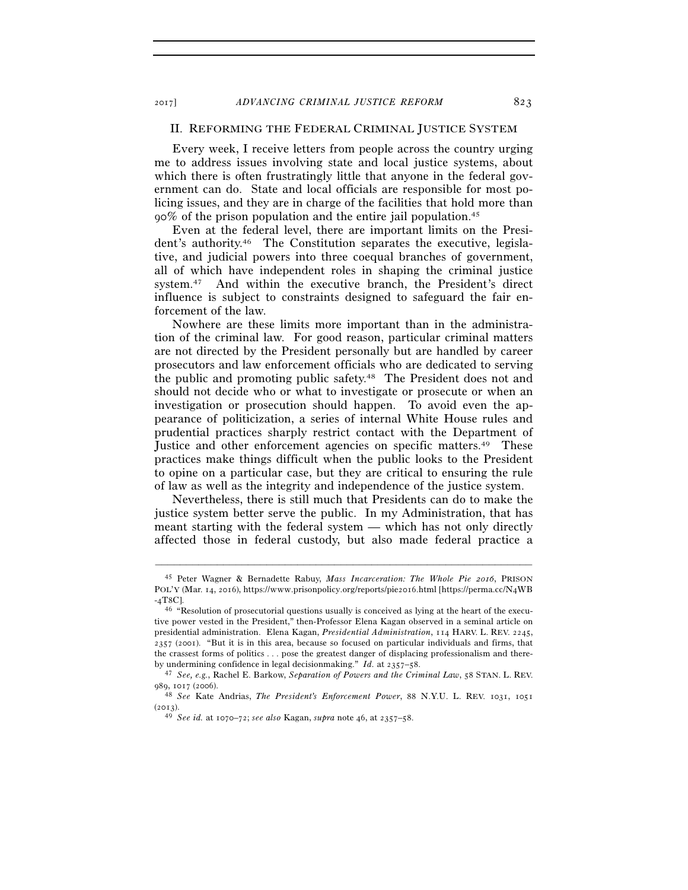## II. REFORMING THE FEDERAL CRIMINAL JUSTICE SYSTEM

Every week, I receive letters from people across the country urging me to address issues involving state and local justice systems, about which there is often frustratingly little that anyone in the federal government can do. State and local officials are responsible for most policing issues, and they are in charge of the facilities that hold more than 90% of the prison population and the entire jail population.[45]

Even at the federal level, there are important limits on the President's authority.[46] The Constitution separates the executive, legislative, and judicial powers into three coequal branches of government, all of which have independent roles in shaping the criminal justice system.[47] And within the executive branch, the President's direct influence is subject to constraints designed to safeguard the fair enforcement of the law.

Nowhere are these limits more important than in the administration of the criminal law. For good reason, particular criminal matters are not directed by the President personally but are handled by career prosecutors and law enforcement officials who are dedicated to serving the public and promoting public safety.[48] The President does not and should not decide who or what to investigate or prosecute or when an investigation or prosecution should happen. To avoid even the appearance of politicization, a series of internal White House rules and prudential practices sharply restrict contact with the Department of Justice and other enforcement agencies on specific matters.[49] These practices make things difficult when the public looks to the President to opine on a particular case, but they are critical to ensuring the rule of law as well as the integrity and independence of the justice system.

Nevertheless, there is still much that Presidents can do to make the justice system better serve the public. In my Administration, that has meant starting with the federal system — which has not only directly affected those in federal custody, but also made federal practice a

---

[45] Peter Wagner & Bernadette Rabuy, *Mass Incarceration: The Whole Pie 2016*, PRISON POL'Y (Mar. 14, 2016), https://www.prisonpolicy.org/reports/pie2016.html [https://perma.cc/N4WB-4T8C].

[46] "Resolution of prosecutorial questions usually is conceived as lying at the heart of the executive power vested in the President," then-Professor Elena Kagan observed in a seminal article on presidential administration. Elena Kagan, *Presidential Administration*, 114 HARV. L. REV. 2245, 2357 (2001). "But it is in this area, because so focused on particular individuals and firms, that the crassest forms of politics . . . pose the greatest danger of displacing professionalism and thereby undermining confidence in legal decisionmaking." *Id.* at 2357–58.

[47] *See, e.g.*, Rachel E. Barkow, *Separation of Powers and the Criminal Law*, 58 STAN. L. REV. 989, 1017 (2006).

[48] *See* Kate Andrias, *The President's Enforcement Power*, 88 N.Y.U. L. REV. 1031, 1051 (2013).

[49] *See id.* at 1070–72; *see also* Kagan, *supra* note 46, at 2357–58.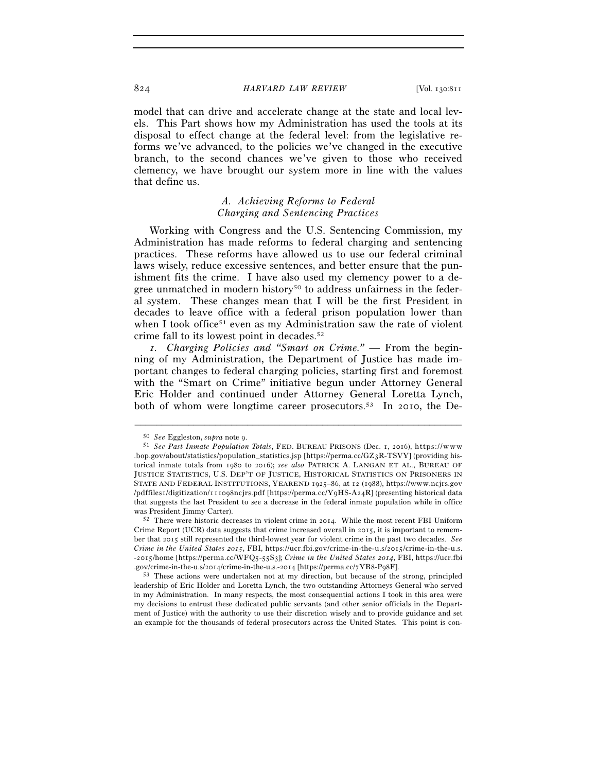model that can drive and accelerate change at the state and local levels. This Part shows how my Administration has used the tools at its disposal to effect change at the federal level: from the legislative reforms we've advanced, to the policies we've changed in the executive branch, to the second chances we've given to those who received clemency, we have brought our system more in line with the values that define us.

### *A. Achieving Reforms to Federal Charging and Sentencing Practices*

Working with Congress and the U.S. Sentencing Commission, my Administration has made reforms to federal charging and sentencing practices. These reforms have allowed us to use our federal criminal laws wisely, reduce excessive sentences, and better ensure that the punishment fits the crime. I have also used my clemency power to a degree unmatched in modern history[50] to address unfairness in the federal system. These changes mean that I will be the first President in decades to leave office with a federal prison population lower than when I took office[51] even as my Administration saw the rate of violent crime fall to its lowest point in decades.[52]

*1. Charging Policies and "Smart on Crime."* — From the beginning of my Administration, the Department of Justice has made important changes to federal charging policies, starting first and foremost with the "Smart on Crime" initiative begun under Attorney General Eric Holder and continued under Attorney General Loretta Lynch, both of whom were longtime career prosecutors.[53] In 2010, the De-

---

[50] *See* Eggleston, *supra* note 9.

[51] *See Past Inmate Population Totals*, FED. BUREAU PRISONS (Dec. 1, 2016), https://www.bop.gov/about/statistics/population_statistics.jsp [https://perma.cc/GZ3R-TSVY] (providing historical inmate totals from 1980 to 2016); *see also* PATRICK A. LANGAN ET AL., BUREAU OF JUSTICE STATISTICS, U.S. DEP'T OF JUSTICE, HISTORICAL STATISTICS ON PRISONERS IN STATE AND FEDERAL INSTITUTIONS, YEAREND 1925–86, at 12 (1988), https://www.ncjrs.gov/pdffiles1/digitization/111098ncjrs.pdf [https://perma.cc/Y9HS-A24R] (presenting historical data that suggests the last President to see a decrease in the federal inmate population while in office was President Jimmy Carter).

[52] There were historic decreases in violent crime in 2014. While the most recent FBI Uniform Crime Report (UCR) data suggests that crime increased overall in 2015, it is important to remember that 2015 still represented the third-lowest year for violent crime in the past two decades. *See Crime in the United States 2015*, FBI, https://ucr.fbi.gov/crime-in-the-u.s/2015/crime-in-the-u.s.-2015/home [https://perma.cc/WFQ5-55S3]; *Crime in the United States 2014*, FBI, https://ucr.fbi.gov/crime-in-the-u.s/2014/crime-in-the-u.s.-2014 [https://perma.cc/7YB8-P98F].

[53] These actions were undertaken not at my direction, but because of the strong, principled leadership of Eric Holder and Loretta Lynch, the two outstanding Attorneys General who served in my Administration. In many respects, the most consequential actions I took in this area were my decisions to entrust these dedicated public servants (and other senior officials in the Department of Justice) with the authority to use their discretion wisely and to provide guidance and set an example for the thousands of federal prosecutors across the United States. This point is con-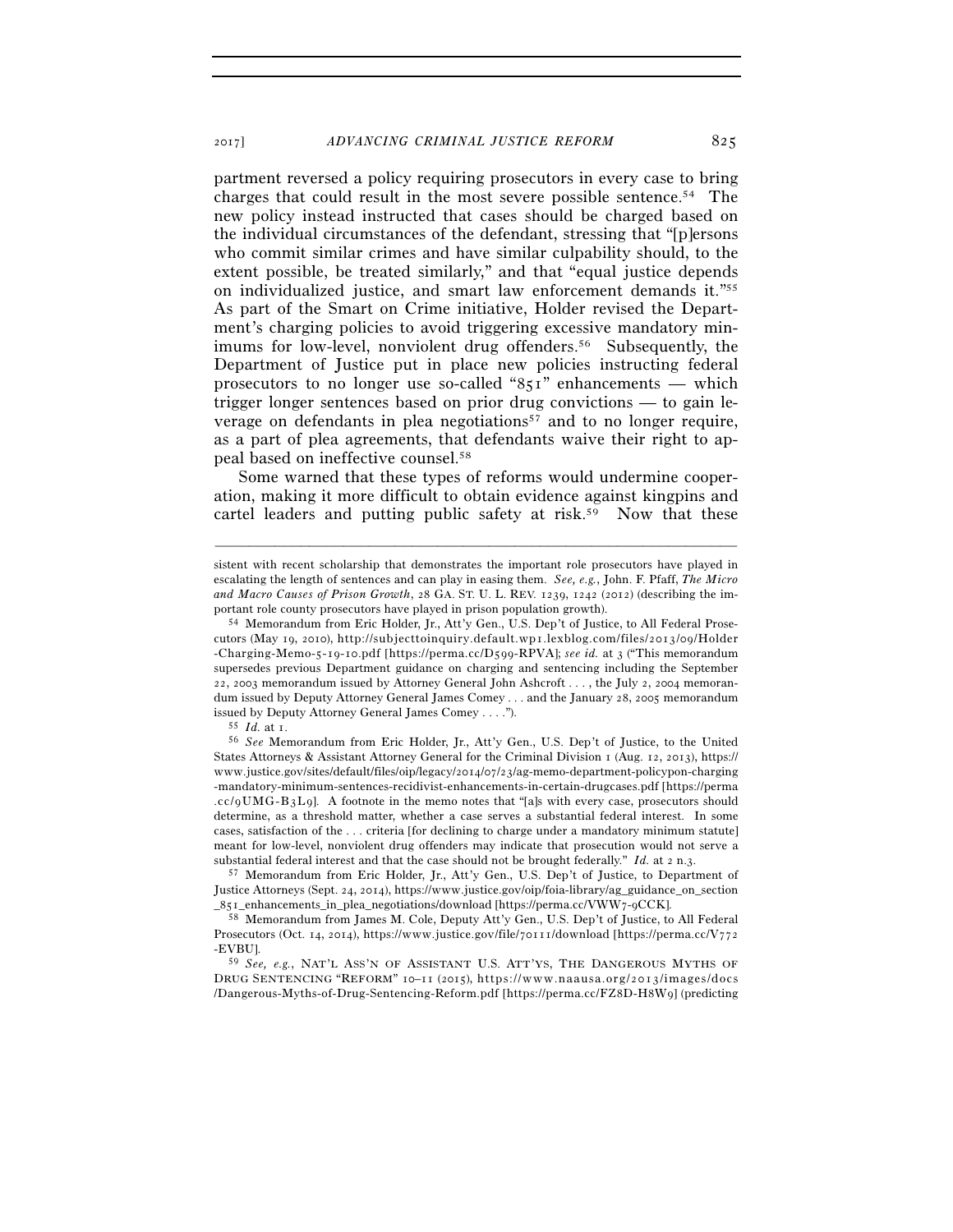partment reversed a policy requiring prosecutors in every case to bring charges that could result in the most severe possible sentence.[54] The new policy instead instructed that cases should be charged based on the individual circumstances of the defendant, stressing that "[p]ersons who commit similar crimes and have similar culpability should, to the extent possible, be treated similarly," and that "equal justice depends on individualized justice, and smart law enforcement demands it."[55] As part of the Smart on Crime initiative, Holder revised the Department's charging policies to avoid triggering excessive mandatory minimums for low-level, nonviolent drug offenders.[56] Subsequently, the Department of Justice put in place new policies instructing federal prosecutors to no longer use so-called "851" enhancements — which trigger longer sentences based on prior drug convictions — to gain leverage on defendants in plea negotiations[57] and to no longer require, as a part of plea agreements, that defendants waive their right to appeal based on ineffective counsel.[58]

Some warned that these types of reforms would undermine cooperation, making it more difficult to obtain evidence against kingpins and cartel leaders and putting public safety at risk.[59] Now that these

---

sistent with recent scholarship that demonstrates the important role prosecutors have played in escalating the length of sentences and can play in easing them. *See, e.g.*, John. F. Pfaff, *The Micro and Macro Causes of Prison Growth*, 28 GA. ST. U. L. REV. 1239, 1242 (2012) (describing the important role county prosecutors have played in prison population growth).

[54] Memorandum from Eric Holder, Jr., Att'y Gen., U.S. Dep't of Justice, to All Federal Prosecutors (May 19, 2010), http://subjecttoinquiry.default.wp1.lexblog.com/files/2013/09/Holder-Charging-Memo-5-19-10.pdf [https://perma.cc/D599-RPVA]; *see id.* at 3 ("This memorandum supersedes previous Department guidance on charging and sentencing including the September 22, 2003 memorandum issued by Attorney General John Ashcroft . . . , the July 2, 2004 memorandum issued by Deputy Attorney General James Comey . . . and the January 28, 2005 memorandum issued by Deputy Attorney General James Comey . . . .").

[55] *Id.* at 1.

[56] *See* Memorandum from Eric Holder, Jr., Att'y Gen., U.S. Dep't of Justice, to the United States Attorneys & Assistant Attorney General for the Criminal Division 1 (Aug. 12, 2013), https://www.justice.gov/sites/default/files/oip/legacy/2014/07/23/ag-memo-department-policypon-charging-mandatory-minimum-sentences-recidivist-enhancements-in-certain-drugcases.pdf [https://perma.cc/9UMG-B3L9]. A footnote in the memo notes that "[a]s with every case, prosecutors should determine, as a threshold matter, whether a case serves a substantial federal interest. In some cases, satisfaction of the . . . criteria [for declining to charge under a mandatory minimum statute] meant for low-level, nonviolent drug offenders may indicate that prosecution would not serve a substantial federal interest and that the case should not be brought federally." *Id.* at 2 n.3.

[57] Memorandum from Eric Holder, Jr., Att'y Gen., U.S. Dep't of Justice, to Department of Justice Attorneys (Sept. 24, 2014), https://www.justice.gov/oip/foia-library/ag_guidance_on_section_851_enhancements_in_plea_negotiations/download [https://perma.cc/VWW7-9CCK].

[58] Memorandum from James M. Cole, Deputy Att'y Gen., U.S. Dep't of Justice, to All Federal Prosecutors (Oct. 14, 2014), https://www.justice.gov/file/70111/download [https://perma.cc/V772-EVBU].

[59] *See, e.g.*, NAT'L ASS'N OF ASSISTANT U.S. ATT'YS, THE DANGEROUS MYTHS OF DRUG SENTENCING "REFORM" 10–11 (2015), https://www.naausa.org/2013/images/docs/Dangerous-Myths-of-Drug-Sentencing-Reform.pdf [https://perma.cc/FZ8D-H8W9] (predicting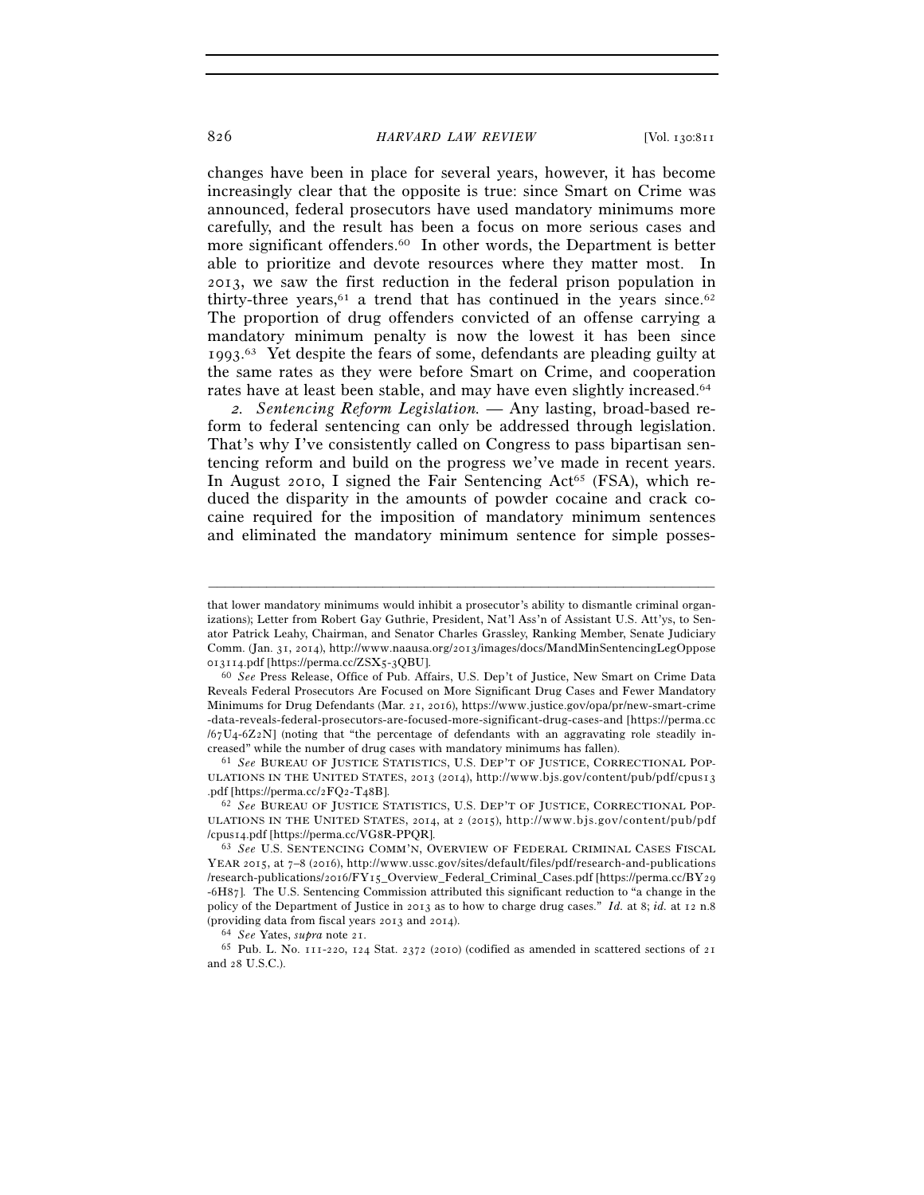changes have been in place for several years, however, it has become increasingly clear that the opposite is true: since Smart on Crime was announced, federal prosecutors have used mandatory minimums more carefully, and the result has been a focus on more serious cases and more significant offenders.[60] In other words, the Department is better able to prioritize and devote resources where they matter most. In 2013, we saw the first reduction in the federal prison population in thirty-three years,[61] a trend that has continued in the years since.[62] The proportion of drug offenders convicted of an offense carrying a mandatory minimum penalty is now the lowest it has been since 1993.[63] Yet despite the fears of some, defendants are pleading guilty at the same rates as they were before Smart on Crime, and cooperation rates have at least been stable, and may have even slightly increased.[64]

*2. Sentencing Reform Legislation.* — Any lasting, broad-based reform to federal sentencing can only be addressed through legislation. That's why I've consistently called on Congress to pass bipartisan sentencing reform and build on the progress we've made in recent years. In August 2010, I signed the Fair Sentencing Act[65] (FSA), which reduced the disparity in the amounts of powder cocaine and crack cocaine required for the imposition of mandatory minimum sentences and eliminated the mandatory minimum sentence for simple posses-

---

that lower mandatory minimums would inhibit a prosecutor's ability to dismantle criminal organizations); Letter from Robert Gay Guthrie, President, Nat'l Ass'n of Assistant U.S. Att'ys, to Senator Patrick Leahy, Chairman, and Senator Charles Grassley, Ranking Member, Senate Judiciary Comm. (Jan. 31, 2014), http://www.naausa.org/2013/images/docs/MandMinSentencingLegOppose013114.pdf [https://perma.cc/ZSX5-3QBU].

[60] *See* Press Release, Office of Pub. Affairs, U.S. Dep't of Justice, New Smart on Crime Data Reveals Federal Prosecutors Are Focused on More Significant Drug Cases and Fewer Mandatory Minimums for Drug Defendants (Mar. 21, 2016), https://www.justice.gov/opa/pr/new-smart-crime-data-reveals-federal-prosecutors-are-focused-more-significant-drug-cases-and [https://perma.cc/67U4-6Z2N] (noting that "the percentage of defendants with an aggravating role steadily increased" while the number of drug cases with mandatory minimums has fallen).

[61] *See* BUREAU OF JUSTICE STATISTICS, U.S. DEP'T OF JUSTICE, CORRECTIONAL POPULATIONS IN THE UNITED STATES, 2013 (2014), http://www.bjs.gov/content/pub/pdf/cpus13.pdf [https://perma.cc/2FQ2-T48B].

[62] *See* BUREAU OF JUSTICE STATISTICS, U.S. DEP'T OF JUSTICE, CORRECTIONAL POPULATIONS IN THE UNITED STATES, 2014, at 2 (2015), http://www.bjs.gov/content/pub/pdf/cpus14.pdf [https://perma.cc/VG8R-PPQR].

[63] *See* U.S. SENTENCING COMM'N, OVERVIEW OF FEDERAL CRIMINAL CASES FISCAL YEAR 2015, at 7–8 (2016), http://www.ussc.gov/sites/default/files/pdf/research-and-publications/research-publications/2016/FY15_Overview_Federal_Criminal_Cases.pdf [https://perma.cc/BY29-6H87]. The U.S. Sentencing Commission attributed this significant reduction to "a change in the policy of the Department of Justice in 2013 as to how to charge drug cases." *Id.* at 8; *id.* at 12 n.8 (providing data from fiscal years 2013 and 2014).

[64] *See* Yates, *supra* note 21.

[65] Pub. L. No. 111-220, 124 Stat. 2372 (2010) (codified as amended in scattered sections of 21 and 28 U.S.C.).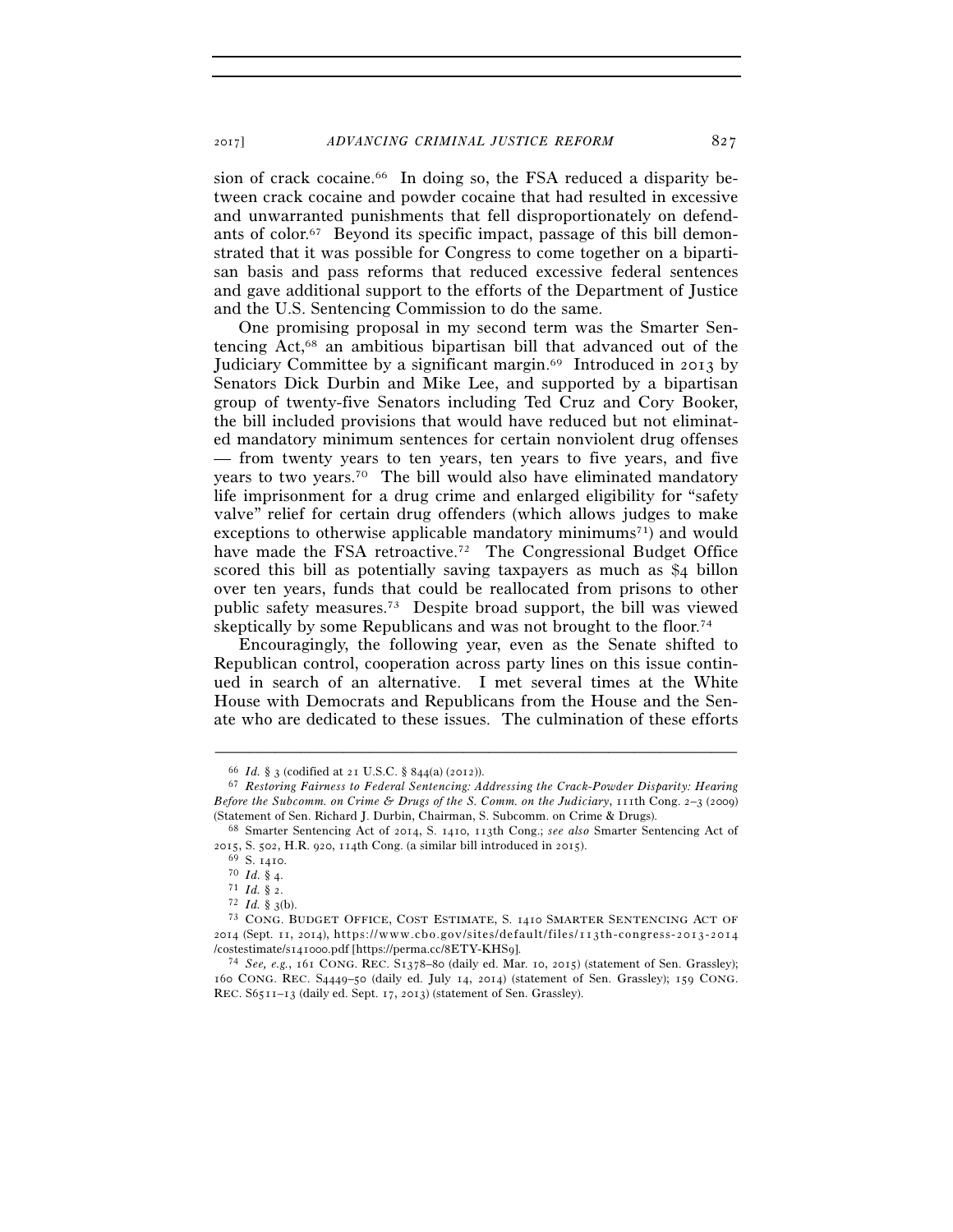sion of crack cocaine.[66] In doing so, the FSA reduced a disparity between crack cocaine and powder cocaine that had resulted in excessive and unwarranted punishments that fell disproportionately on defendants of color.[67] Beyond its specific impact, passage of this bill demonstrated that it was possible for Congress to come together on a bipartisan basis and pass reforms that reduced excessive federal sentences and gave additional support to the efforts of the Department of Justice and the U.S. Sentencing Commission to do the same.

One promising proposal in my second term was the Smarter Sentencing Act,[68] an ambitious bipartisan bill that advanced out of the Judiciary Committee by a significant margin.[69] Introduced in 2013 by Senators Dick Durbin and Mike Lee, and supported by a bipartisan group of twenty-five Senators including Ted Cruz and Cory Booker, the bill included provisions that would have reduced but not eliminated mandatory minimum sentences for certain nonviolent drug offenses — from twenty years to ten years, ten years to five years, and five years to two years.[70] The bill would also have eliminated mandatory life imprisonment for a drug crime and enlarged eligibility for "safety valve" relief for certain drug offenders (which allows judges to make exceptions to otherwise applicable mandatory minimums[71]) and would have made the FSA retroactive.[72] The Congressional Budget Office scored this bill as potentially saving taxpayers as much as $4 billon over ten years, funds that could be reallocated from prisons to other public safety measures.[73] Despite broad support, the bill was viewed skeptically by some Republicans and was not brought to the floor.[74]

Encouragingly, the following year, even as the Senate shifted to Republican control, cooperation across party lines on this issue continued in search of an alternative. I met several times at the White House with Democrats and Republicans from the House and the Senate who are dedicated to these issues. The culmination of these efforts

---

[66] *Id.* § 3 (codified at 21 U.S.C. § 844(a) (2012)).

[67] *Restoring Fairness to Federal Sentencing: Addressing the Crack-Powder Disparity: Hearing Before the Subcomm. on Crime & Drugs of the S. Comm. on the Judiciary*, 111th Cong. 2–3 (2009) (Statement of Sen. Richard J. Durbin, Chairman, S. Subcomm. on Crime & Drugs).

[68] Smarter Sentencing Act of 2014, S. 1410, 113th Cong.; *see also* Smarter Sentencing Act of 2015, S. 502, H.R. 920, 114th Cong. (a similar bill introduced in 2015).

[69] S. 1410.

[70] *Id.* § 4.

[71] *Id.* § 2.

[72] *Id.* § 3(b).

[73] CONG. BUDGET OFFICE, COST ESTIMATE, S. 1410 SMARTER SENTENCING ACT OF 2014 (Sept. 11, 2014), https://www.cbo.gov/sites/default/files/113th-congress-2013-2014/costestimate/s141000.pdf [https://perma.cc/8ETY-KHS9].

[74] *See, e.g.*, 161 CONG. REC. S1378–80 (daily ed. Mar. 10, 2015) (statement of Sen. Grassley); 160 CONG. REC. S4449–50 (daily ed. July 14, 2014) (statement of Sen. Grassley); 159 CONG. REC. S6511–13 (daily ed. Sept. 17, 2013) (statement of Sen. Grassley).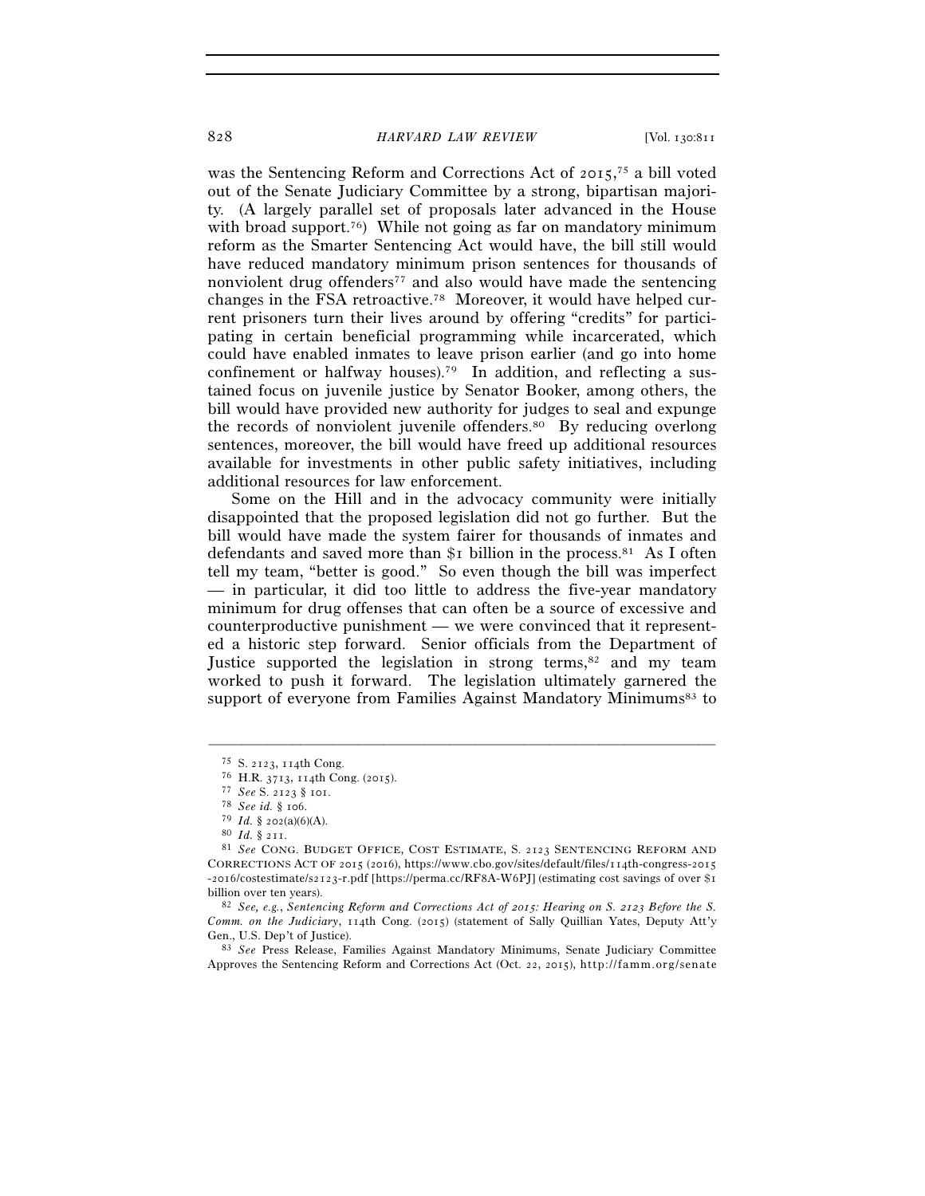was the Sentencing Reform and Corrections Act of 2015,[75] a bill voted out of the Senate Judiciary Committee by a strong, bipartisan majority. (A largely parallel set of proposals later advanced in the House with broad support.[76]) While not going as far on mandatory minimum reform as the Smarter Sentencing Act would have, the bill still would have reduced mandatory minimum prison sentences for thousands of nonviolent drug offenders[77] and also would have made the sentencing changes in the FSA retroactive.[78] Moreover, it would have helped current prisoners turn their lives around by offering "credits" for participating in certain beneficial programming while incarcerated, which could have enabled inmates to leave prison earlier (and go into home confinement or halfway houses).[79] In addition, and reflecting a sustained focus on juvenile justice by Senator Booker, among others, the bill would have provided new authority for judges to seal and expunge the records of nonviolent juvenile offenders.[80] By reducing overlong sentences, moreover, the bill would have freed up additional resources available for investments in other public safety initiatives, including additional resources for law enforcement.

Some on the Hill and in the advocacy community were initially disappointed that the proposed legislation did not go further. But the bill would have made the system fairer for thousands of inmates and defendants and saved more than $1 billion in the process.[81] As I often tell my team, "better is good." So even though the bill was imperfect — in particular, it did too little to address the five-year mandatory minimum for drug offenses that can often be a source of excessive and counterproductive punishment — we were convinced that it represented a historic step forward. Senior officials from the Department of Justice supported the legislation in strong terms,[82] and my team worked to push it forward. The legislation ultimately garnered the support of everyone from Families Against Mandatory Minimums[83] to

---

[75] S. 2123, 114th Cong.

[76] H.R. 3713, 114th Cong. (2015).

[77] *See* S. 2123 § 101.

[78] *See id.* § 106.

[79] *Id.* § 202(a)(6)(A).

[80] *Id.* § 211.

[81] *See* CONG. BUDGET OFFICE, COST ESTIMATE, S. 2123 SENTENCING REFORM AND CORRECTIONS ACT OF 2015 (2016), https://www.cbo.gov/sites/default/files/114th-congress-2015-2016/costestimate/s2123-r.pdf [https://perma.cc/RF8A-W6PJ] (estimating cost savings of over $1 billion over ten years).

[82] *See, e.g.*, *Sentencing Reform and Corrections Act of 2015: Hearing on S. 2123 Before the S. Comm. on the Judiciary*, 114th Cong. (2015) (statement of Sally Quillian Yates, Deputy Att'y Gen., U.S. Dep't of Justice).

[83] *See* Press Release, Families Against Mandatory Minimums, Senate Judiciary Committee Approves the Sentencing Reform and Corrections Act (Oct. 22, 2015), http://famm.org/senate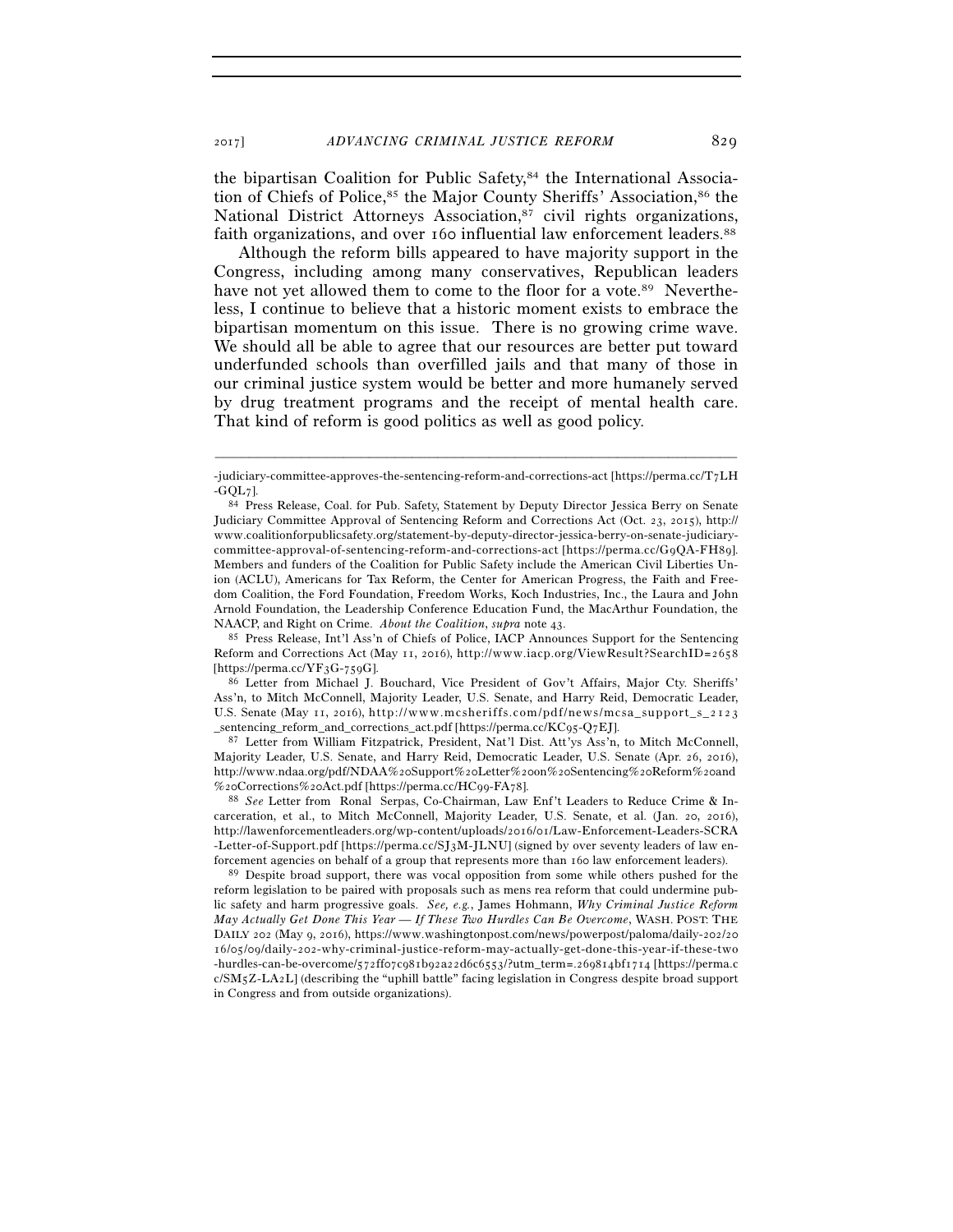the bipartisan Coalition for Public Safety,[84] the International Association of Chiefs of Police,[85] the Major County Sheriffs' Association,[86] the National District Attorneys Association,[87] civil rights organizations, faith organizations, and over 160 influential law enforcement leaders.[88]

Although the reform bills appeared to have majority support in the Congress, including among many conservatives, Republican leaders have not yet allowed them to come to the floor for a vote.[89] Nevertheless, I continue to believe that a historic moment exists to embrace the bipartisan momentum on this issue. There is no growing crime wave. We should all be able to agree that our resources are better put toward underfunded schools than overfilled jails and that many of those in our criminal justice system would be better and more humanely served by drug treatment programs and the receipt of mental health care. That kind of reform is good politics as well as good policy.

---

-judiciary-committee-approves-the-sentencing-reform-and-corrections-act [https://perma.cc/T7LH-GQL7].

[84] Press Release, Coal. for Pub. Safety, Statement by Deputy Director Jessica Berry on Senate Judiciary Committee Approval of Sentencing Reform and Corrections Act (Oct. 23, 2015), http://www.coalitionforpublicsafety.org/statement-by-deputy-director-jessica-berry-on-senate-judiciary-committee-approval-of-sentencing-reform-and-corrections-act [https://perma.cc/G9QA-FH89]. Members and funders of the Coalition for Public Safety include the American Civil Liberties Union (ACLU), Americans for Tax Reform, the Center for American Progress, the Faith and Freedom Coalition, the Ford Foundation, Freedom Works, Koch Industries, Inc., the Laura and John Arnold Foundation, the Leadership Conference Education Fund, the MacArthur Foundation, the NAACP, and Right on Crime. *About the Coalition*, *supra* note 43.

[85] Press Release, Int'l Ass'n of Chiefs of Police, IACP Announces Support for the Sentencing Reform and Corrections Act (May 11, 2016), http://www.iacp.org/ViewResult?SearchID=2658 [https://perma.cc/YF3G-759G].

[86] Letter from Michael J. Bouchard, Vice President of Gov't Affairs, Major Cty. Sheriffs' Ass'n, to Mitch McConnell, Majority Leader, U.S. Senate, and Harry Reid, Democratic Leader, U.S. Senate (May 11, 2016), http://www.mcsheriffs.com/pdf/news/mcsa_support_s_2123_sentencing_reform_and_corrections_act.pdf [https://perma.cc/KC95-Q7EJ].

[87] Letter from William Fitzpatrick, President, Nat'l Dist. Att'ys Ass'n, to Mitch McConnell, Majority Leader, U.S. Senate, and Harry Reid, Democratic Leader, U.S. Senate (Apr. 26, 2016), http://www.ndaa.org/pdf/NDAA%20Support%20Letter%20on%20Sentencing%20Reform%20and%20Corrections%20Act.pdf [https://perma.cc/HC99-FA78].

[88] *See* Letter from Ronal Serpas, Co-Chairman, Law Enf't Leaders to Reduce Crime & Incarceration, et al., to Mitch McConnell, Majority Leader, U.S. Senate, et al. (Jan. 20, 2016), http://lawenforcementleaders.org/wp-content/uploads/2016/01/Law-Enforcement-Leaders-SCRA-Letter-of-Support.pdf [https://perma.cc/SJ3M-JLNU] (signed by over seventy leaders of law enforcement agencies on behalf of a group that represents more than 160 law enforcement leaders).

[89] Despite broad support, there was vocal opposition from some while others pushed for the reform legislation to be paired with proposals such as mens rea reform that could undermine public safety and harm progressive goals. *See, e.g.*, James Hohmann, *Why Criminal Justice Reform May Actually Get Done This Year — If These Two Hurdles Can Be Overcome*, WASH. POST: THE DAILY 202 (May 9, 2016), https://www.washingtonpost.com/news/powerpost/paloma/daily-202/2016/05/09/daily-202-why-criminal-justice-reform-may-actually-get-done-this-year-if-these-two-hurdles-can-be-overcome/572ff07c981b92a22d6c6553/?utm_term=.269814bf1714 [https://perma.cc/SM5Z-LA2L] (describing the "uphill battle" facing legislation in Congress despite broad support in Congress and from outside organizations).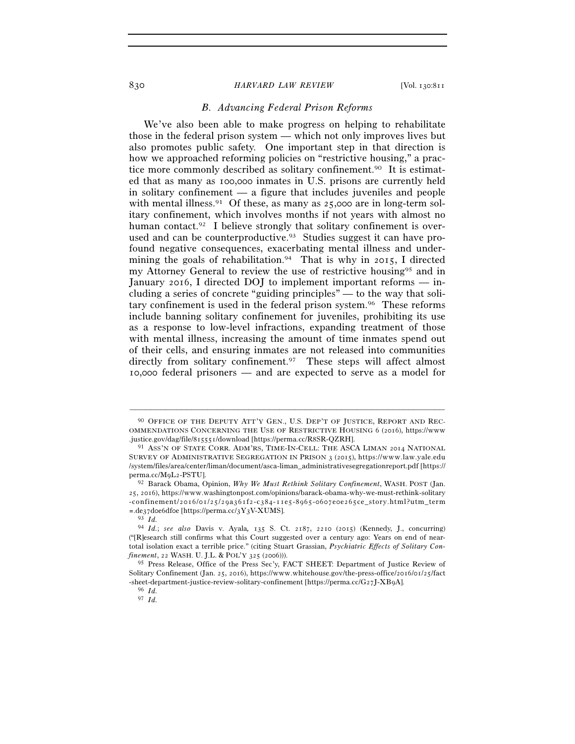### B. Advancing Federal Prison Reforms

We've also been able to make progress on helping to rehabilitate those in the federal prison system — which not only improves lives but also promotes public safety. One important step in that direction is how we approached reforming policies on "restrictive housing," a practice more commonly described as solitary confinement.[90] It is estimated that as many as 100,000 inmates in U.S. prisons are currently held in solitary confinement — a figure that includes juveniles and people with mental illness.[91] Of these, as many as 25,000 are in long-term solitary confinement, which involves months if not years with almost no human contact.[92] I believe strongly that solitary confinement is overused and can be counterproductive.[93] Studies suggest it can have profound negative consequences, exacerbating mental illness and undermining the goals of rehabilitation.[94] That is why in 2015, I directed my Attorney General to review the use of restrictive housing[95] and in January 2016, I directed DOJ to implement important reforms — including a series of concrete "guiding principles" — to the way that solitary confinement is used in the federal prison system.[96] These reforms include banning solitary confinement for juveniles, prohibiting its use as a response to low-level infractions, expanding treatment of those with mental illness, increasing the amount of time inmates spend out of their cells, and ensuring inmates are not released into communities directly from solitary confinement.[97] These steps will affect almost 10,000 federal prisoners — and are expected to serve as a model for

---

[90] OFFICE OF THE DEPUTY ATT'Y GEN., U.S. DEP'T OF JUSTICE, REPORT AND RECOMMENDATIONS CONCERNING THE USE OF RESTRICTIVE HOUSING 6 (2016), https://www.justice.gov/dag/file/815551/download [https://perma.cc/R8SR-QZRH].

[91] ASS'N OF STATE CORR. ADM'RS, TIME-IN-CELL: THE ASCA LIMAN 2014 NATIONAL SURVEY OF ADMINISTRATIVE SEGREGATION IN PRISON 3 (2015), https://www.law.yale.edu/system/files/area/center/liman/document/asca-liman_administrativesegregationreport.pdf [https://perma.cc/M9L2-PSTU].

[92] Barack Obama, Opinion, *Why We Must Rethink Solitary Confinement*, WASH. POST (Jan. 25, 2016), https://www.washingtonpost.com/opinions/barack-obama-why-we-must-rethink-solitary-confinement/2016/01/25/29a361f2-c384-11e5-8965-0607e0e265ce_story.html?utm_term=.de37d0e6df0e [https://perma.cc/3Y3V-XUMS].

[93] *Id.*

[94] *Id.*; *see also* Davis v. Ayala, 135 S. Ct. 2187, 2210 (2015) (Kennedy, J., concurring) ("[R]esearch still confirms what this Court suggested over a century ago: Years on end of near-total isolation exact a terrible price." (citing Stuart Grassian, *Psychiatric Effects of Solitary Confinement*, 22 WASH. U. J.L. & POL'Y 325 (2006))).

[95] Press Release, Office of the Press Sec'y, FACT SHEET: Department of Justice Review of Solitary Confinement (Jan. 25, 2016), https://www.whitehouse.gov/the-press-office/2016/01/25/fact-sheet-department-justice-review-solitary-confinement [https://perma.cc/G27J-XB9A].

[96] *Id.*

[97] *Id.*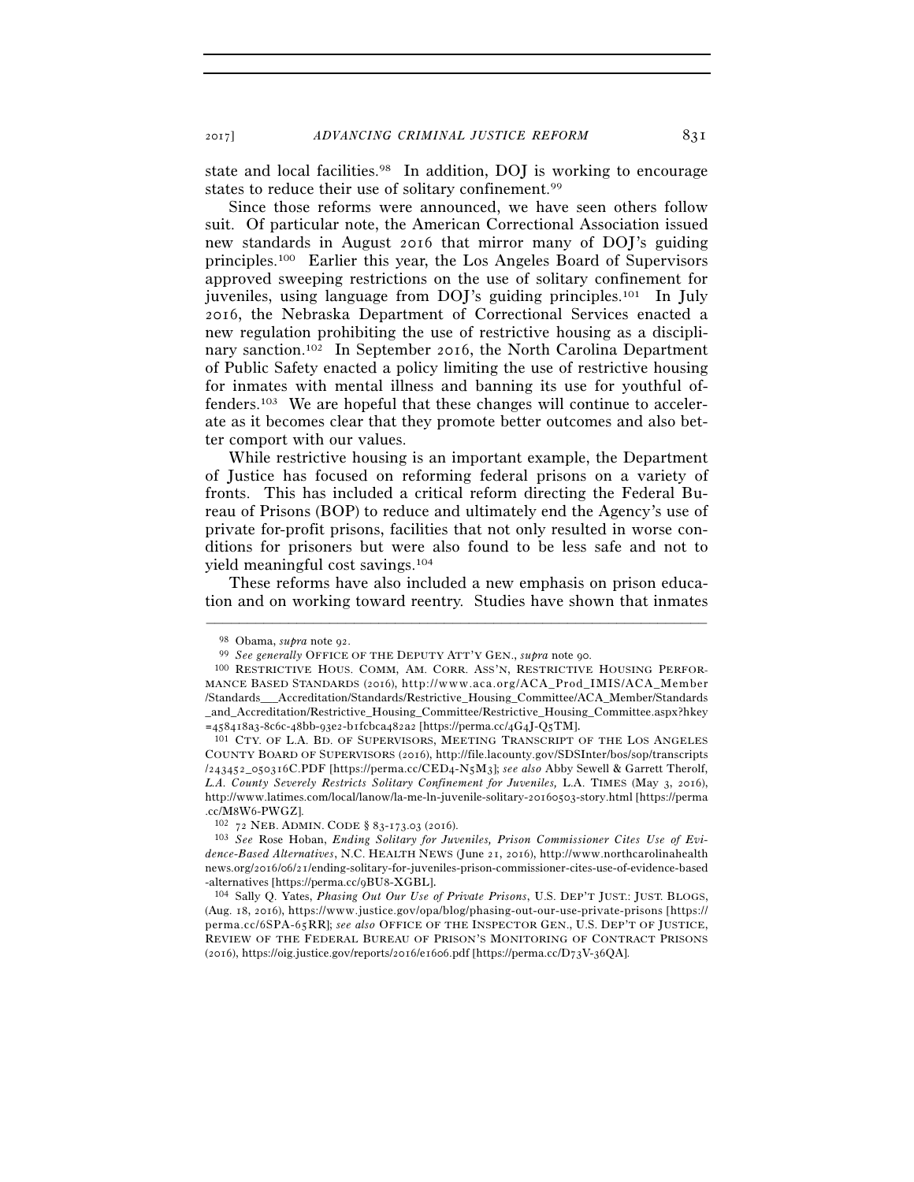state and local facilities.[98] In addition, DOJ is working to encourage states to reduce their use of solitary confinement.[99]

Since those reforms were announced, we have seen others follow suit. Of particular note, the American Correctional Association issued new standards in August 2016 that mirror many of DOJ's guiding principles.[100] Earlier this year, the Los Angeles Board of Supervisors approved sweeping restrictions on the use of solitary confinement for juveniles, using language from DOJ's guiding principles.[101] In July 2016, the Nebraska Department of Correctional Services enacted a new regulation prohibiting the use of restrictive housing as a disciplinary sanction.[102] In September 2016, the North Carolina Department of Public Safety enacted a policy limiting the use of restrictive housing for inmates with mental illness and banning its use for youthful offenders.[103] We are hopeful that these changes will continue to accelerate as it becomes clear that they promote better outcomes and also better comport with our values.

While restrictive housing is an important example, the Department of Justice has focused on reforming federal prisons on a variety of fronts. This has included a critical reform directing the Federal Bureau of Prisons (BOP) to reduce and ultimately end the Agency's use of private for-profit prisons, facilities that not only resulted in worse conditions for prisoners but were also found to be less safe and not to yield meaningful cost savings.[104]

These reforms have also included a new emphasis on prison education and on working toward reentry. Studies have shown that inmates

---

[98] Obama, *supra* note 92.

[99] *See generally* OFFICE OF THE DEPUTY ATT'Y GEN., *supra* note 90.

[100] RESTRICTIVE HOUS. COMM, AM. CORR. ASS'N, RESTRICTIVE HOUSING PERFORMANCE BASED STANDARDS (2016), http://www.aca.org/ACA_Prod_IMIS/ACA_Member/Standards___Accreditation/Standards/Restrictive_Housing_Committee/ACA_Member/Standards_and_Accreditation/Restrictive_Housing_Committee/Restrictive_Housing_Committee.aspx?hkey=458418a3-8c6c-48bb-93e2-b1fcbca482a2 [https://perma.cc/4G4J-Q5TM].

[101] CTY. OF L.A. BD. OF SUPERVISORS, MEETING TRANSCRIPT OF THE LOS ANGELES COUNTY BOARD OF SUPERVISORS (2016), http://file.lacounty.gov/SDSInter/bos/sop/transcripts/243452_050316C.PDF [https://perma.cc/CED4-N5M3]; *see also* Abby Sewell & Garrett Therolf, *L.A. County Severely Restricts Solitary Confinement for Juveniles,* L.A. TIMES (May 3, 2016), http://www.latimes.com/local/lanow/la-me-ln-juvenile-solitary-20160503-story.html [https://perma.cc/M8W6-PWGZ].

[102] 72 NEB. ADMIN. CODE § 83-173.03 (2016).

[103] *See* Rose Hoban, *Ending Solitary for Juveniles, Prison Commissioner Cites Use of Evidence-Based Alternatives*, N.C. HEALTH NEWS (June 21, 2016), http://www.northcarolinahealthnews.org/2016/06/21/ending-solitary-for-juveniles-prison-commissioner-cites-use-of-evidence-based-alternatives [https://perma.cc/9BU8-XGBL].

[104] Sally Q. Yates, *Phasing Out Our Use of Private Prisons*, U.S. DEP'T JUST.: JUST. BLOGS, (Aug. 18, 2016), https://www.justice.gov/opa/blog/phasing-out-our-use-private-prisons [https://perma.cc/6SPA-65RR]; *see also* OFFICE OF THE INSPECTOR GEN., U.S. DEP'T OF JUSTICE, REVIEW OF THE FEDERAL BUREAU OF PRISON'S MONITORING OF CONTRACT PRISONS (2016), https://oig.justice.gov/reports/2016/e1606.pdf [https://perma.cc/D73V-36QA].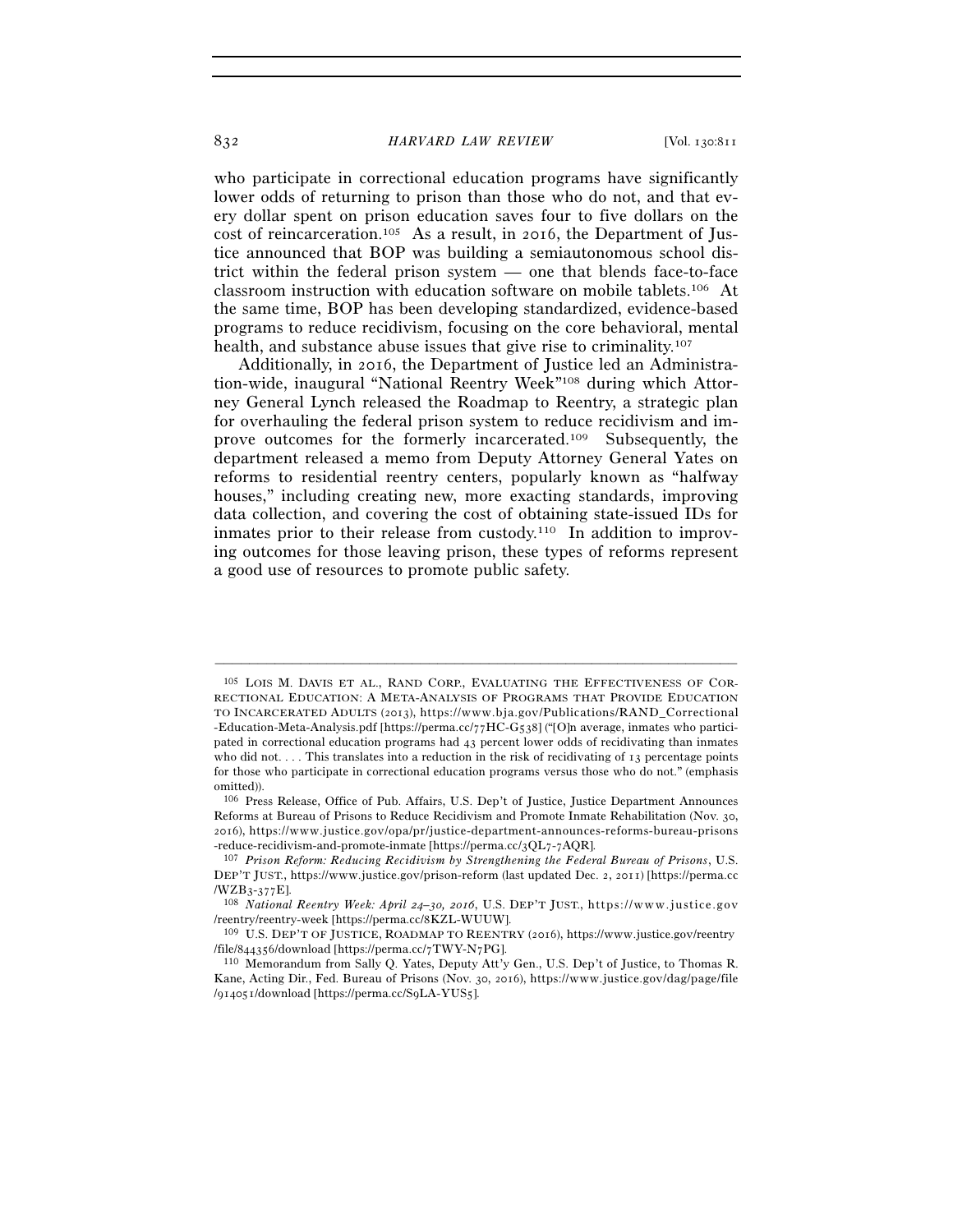who participate in correctional education programs have significantly lower odds of returning to prison than those who do not, and that every dollar spent on prison education saves four to five dollars on the cost of reincarceration.[105] As a result, in 2016, the Department of Justice announced that BOP was building a semiautonomous school district within the federal prison system — one that blends face-to-face classroom instruction with education software on mobile tablets.[106] At the same time, BOP has been developing standardized, evidence-based programs to reduce recidivism, focusing on the core behavioral, mental health, and substance abuse issues that give rise to criminality.[107]

Additionally, in 2016, the Department of Justice led an Administration-wide, inaugural "National Reentry Week"[108] during which Attorney General Lynch released the Roadmap to Reentry, a strategic plan for overhauling the federal prison system to reduce recidivism and improve outcomes for the formerly incarcerated.[109] Subsequently, the department released a memo from Deputy Attorney General Yates on reforms to residential reentry centers, popularly known as "halfway houses," including creating new, more exacting standards, improving data collection, and covering the cost of obtaining state-issued IDs for inmates prior to their release from custody.[110] In addition to improving outcomes for those leaving prison, these types of reforms represent a good use of resources to promote public safety.

---

[105] LOIS M. DAVIS ET AL., RAND CORP., EVALUATING THE EFFECTIVENESS OF CORRECTIONAL EDUCATION: A META-ANALYSIS OF PROGRAMS THAT PROVIDE EDUCATION TO INCARCERATED ADULTS (2013), https://www.bja.gov/Publications/RAND_Correctional-Education-Meta-Analysis.pdf [https://perma.cc/77HC-G538] ("[O]n average, inmates who participated in correctional education programs had 43 percent lower odds of recidivating than inmates who did not. . . . This translates into a reduction in the risk of recidivating of 13 percentage points for those who participate in correctional education programs versus those who do not." (emphasis omitted)).

[106] Press Release, Office of Pub. Affairs, U.S. Dep't of Justice, Justice Department Announces Reforms at Bureau of Prisons to Reduce Recidivism and Promote Inmate Rehabilitation (Nov. 30, 2016), https://www.justice.gov/opa/pr/justice-department-announces-reforms-bureau-prisons-reduce-recidivism-and-promote-inmate [https://perma.cc/3QL7-7AQR].

[107] *Prison Reform: Reducing Recidivism by Strengthening the Federal Bureau of Prisons*, U.S. DEP'T JUST., https://www.justice.gov/prison-reform (last updated Dec. 2, 2011) [https://perma.cc/WZB3-377E].

[108] *National Reentry Week: April 24–30, 2016*, U.S. DEP'T JUST., https://www.justice.gov/reentry/reentry-week [https://perma.cc/8KZL-WUUW].

[109] U.S. DEP'T OF JUSTICE, ROADMAP TO REENTRY (2016), https://www.justice.gov/reentry/file/844356/download [https://perma.cc/7TWY-N7PG].

[110] Memorandum from Sally Q. Yates, Deputy Att'y Gen., U.S. Dep't of Justice, to Thomas R. Kane, Acting Dir., Fed. Bureau of Prisons (Nov. 30, 2016), https://www.justice.gov/dag/page/file/914051/download [https://perma.cc/S9LA-YUS5].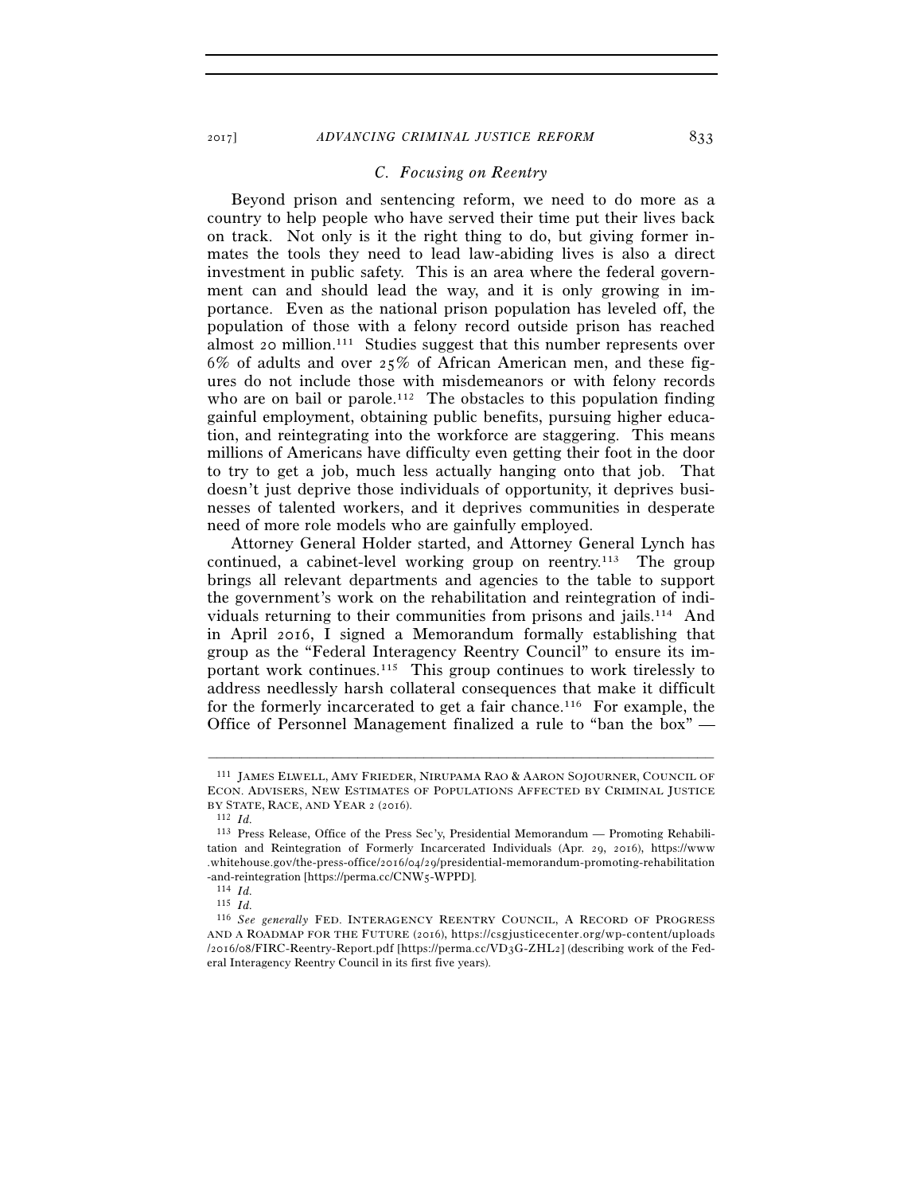### *C. Focusing on Reentry*

Beyond prison and sentencing reform, we need to do more as a country to help people who have served their time put their lives back on track. Not only is it the right thing to do, but giving former inmates the tools they need to lead law-abiding lives is also a direct investment in public safety. This is an area where the federal government can and should lead the way, and it is only growing in importance. Even as the national prison population has leveled off, the population of those with a felony record outside prison has reached almost 20 million.[111] Studies suggest that this number represents over 6% of adults and over 25% of African American men, and these figures do not include those with misdemeanors or with felony records who are on bail or parole.[112] The obstacles to this population finding gainful employment, obtaining public benefits, pursuing higher education, and reintegrating into the workforce are staggering. This means millions of Americans have difficulty even getting their foot in the door to try to get a job, much less actually hanging onto that job. That doesn't just deprive those individuals of opportunity, it deprives businesses of talented workers, and it deprives communities in desperate need of more role models who are gainfully employed.

Attorney General Holder started, and Attorney General Lynch has continued, a cabinet-level working group on reentry.[113] The group brings all relevant departments and agencies to the table to support the government's work on the rehabilitation and reintegration of individuals returning to their communities from prisons and jails.[114] And in April 2016, I signed a Memorandum formally establishing that group as the "Federal Interagency Reentry Council" to ensure its important work continues.[115] This group continues to work tirelessly to address needlessly harsh collateral consequences that make it difficult for the formerly incarcerated to get a fair chance.[116] For example, the Office of Personnel Management finalized a rule to "ban the box" —

---

[111] JAMES ELWELL, AMY FRIEDER, NIRUPAMA RAO & AARON SOJOURNER, COUNCIL OF ECON. ADVISERS, NEW ESTIMATES OF POPULATIONS AFFECTED BY CRIMINAL JUSTICE BY STATE, RACE, AND YEAR 2 (2016).

[112] *Id.*

[113] Press Release, Office of the Press Sec'y, Presidential Memorandum — Promoting Rehabilitation and Reintegration of Formerly Incarcerated Individuals (Apr. 29, 2016), https://www.whitehouse.gov/the-press-office/2016/04/29/presidential-memorandum-promoting-rehabilitation-and-reintegration [https://perma.cc/CNW5-WPPD].

[114] *Id.*

[115] *Id.*

[116] *See generally* FED. INTERAGENCY REENTRY COUNCIL, A RECORD OF PROGRESS AND A ROADMAP FOR THE FUTURE (2016), https://csgjusticecenter.org/wp-content/uploads/2016/08/FIRC-Reentry-Report.pdf [https://perma.cc/VD3G-ZHL2] (describing work of the Federal Interagency Reentry Council in its first five years).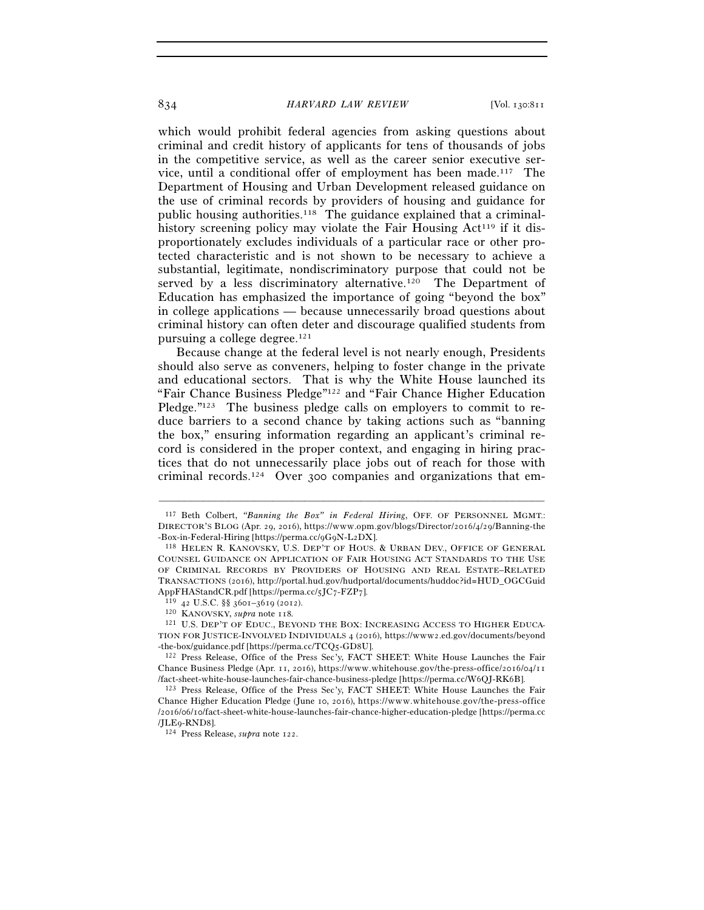which would prohibit federal agencies from asking questions about criminal and credit history of applicants for tens of thousands of jobs in the competitive service, as well as the career senior executive service, until a conditional offer of employment has been made.[117] The Department of Housing and Urban Development released guidance on the use of criminal records by providers of housing and guidance for public housing authorities.[118] The guidance explained that a criminal-history screening policy may violate the Fair Housing Act[119] if it disproportionately excludes individuals of a particular race or other protected characteristic and is not shown to be necessary to achieve a substantial, legitimate, nondiscriminatory purpose that could not be served by a less discriminatory alternative.[120] The Department of Education has emphasized the importance of going "beyond the box" in college applications — because unnecessarily broad questions about criminal history can often deter and discourage qualified students from pursuing a college degree.[121]

Because change at the federal level is not nearly enough, Presidents should also serve as conveners, helping to foster change in the private and educational sectors. That is why the White House launched its "Fair Chance Business Pledge"[122] and "Fair Chance Higher Education Pledge."[123] The business pledge calls on employers to commit to reduce barriers to a second chance by taking actions such as "banning the box," ensuring information regarding an applicant's criminal record is considered in the proper context, and engaging in hiring practices that do not unnecessarily place jobs out of reach for those with criminal records.[124] Over 300 companies and organizations that em-

---

[117] Beth Colbert, *"Banning the Box" in Federal Hiring*, OFF. OF PERSONNEL MGMT.: DIRECTOR'S BLOG (Apr. 29, 2016), https://www.opm.gov/blogs/Director/2016/4/29/Banning-the-Box-in-Federal-Hiring [https://perma.cc/9G9N-L2DX].

[118] HELEN R. KANOVSKY, U.S. DEP'T OF HOUS. & URBAN DEV., OFFICE OF GENERAL COUNSEL GUIDANCE ON APPLICATION OF FAIR HOUSING ACT STANDARDS TO THE USE OF CRIMINAL RECORDS BY PROVIDERS OF HOUSING AND REAL ESTATE–RELATED TRANSACTIONS (2016), http://portal.hud.gov/hudportal/documents/huddoc?id=HUD_OGCGuidAppFHAStandCR.pdf [https://perma.cc/5JC7-FZP7].

[119] 42 U.S.C. §§ 3601–3619 (2012).

[120] KANOVSKY, *supra* note 118.

[121] U.S. DEP'T OF EDUC., BEYOND THE BOX: INCREASING ACCESS TO HIGHER EDUCATION FOR JUSTICE-INVOLVED INDIVIDUALS 4 (2016), https://www2.ed.gov/documents/beyond-the-box/guidance.pdf [https://perma.cc/TCQ5-GD8U].

[122] Press Release, Office of the Press Sec'y, FACT SHEET: White House Launches the Fair Chance Business Pledge (Apr. 11, 2016), https://www.whitehouse.gov/the-press-office/2016/04/11/fact-sheet-white-house-launches-fair-chance-business-pledge [https://perma.cc/W6QJ-RK6B].

[123] Press Release, Office of the Press Sec'y, FACT SHEET: White House Launches the Fair Chance Higher Education Pledge (June 10, 2016), https://www.whitehouse.gov/the-press-office/2016/06/10/fact-sheet-white-house-launches-fair-chance-higher-education-pledge [https://perma.cc/JLE9-RND8].

[124] Press Release, *supra* note 122.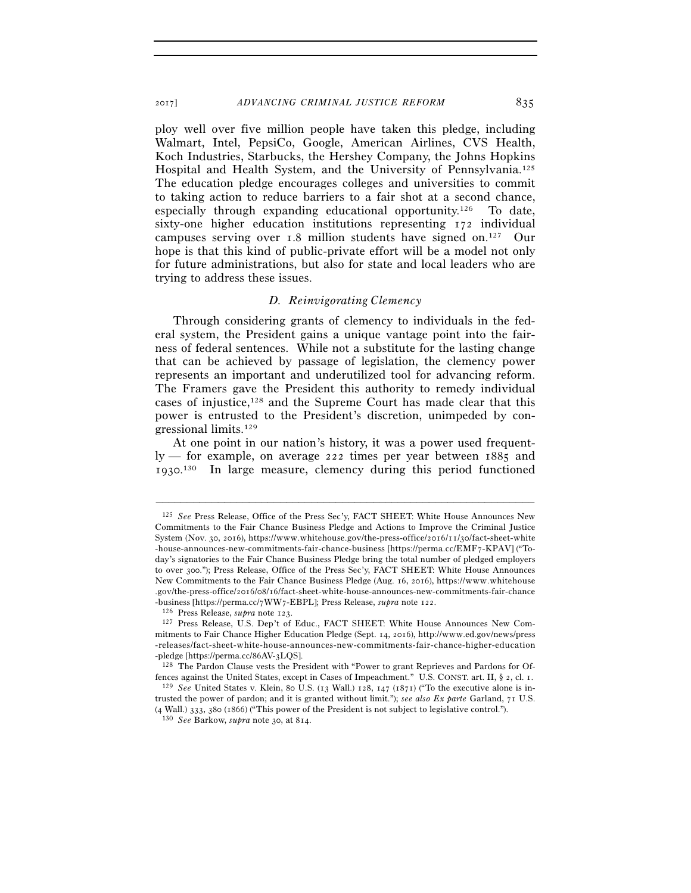ploy well over five million people have taken this pledge, including Walmart, Intel, PepsiCo, Google, American Airlines, CVS Health, Koch Industries, Starbucks, the Hershey Company, the Johns Hopkins Hospital and Health System, and the University of Pennsylvania.[125] The education pledge encourages colleges and universities to commit to taking action to reduce barriers to a fair shot at a second chance, especially through expanding educational opportunity.[126] To date, sixty-one higher education institutions representing 172 individual campuses serving over 1.8 million students have signed on.[127] Our hope is that this kind of public-private effort will be a model not only for future administrations, but also for state and local leaders who are trying to address these issues.

### *D. Reinvigorating Clemency*

Through considering grants of clemency to individuals in the federal system, the President gains a unique vantage point into the fairness of federal sentences. While not a substitute for the lasting change that can be achieved by passage of legislation, the clemency power represents an important and underutilized tool for advancing reform. The Framers gave the President this authority to remedy individual cases of injustice,[128] and the Supreme Court has made clear that this power is entrusted to the President's discretion, unimpeded by congressional limits.[129]

At one point in our nation's history, it was a power used frequently — for example, on average 222 times per year between 1885 and 1930.[130] In large measure, clemency during this period functioned

---

[125] *See* Press Release, Office of the Press Sec'y, FACT SHEET: White House Announces New Commitments to the Fair Chance Business Pledge and Actions to Improve the Criminal Justice System (Nov. 30, 2016), https://www.whitehouse.gov/the-press-office/2016/11/30/fact-sheet-white-house-announces-new-commitments-fair-chance-business [https://perma.cc/EMF7-KPAV] ("Today's signatories to the Fair Chance Business Pledge bring the total number of pledged employers to over 300."); Press Release, Office of the Press Sec'y, FACT SHEET: White House Announces New Commitments to the Fair Chance Business Pledge (Aug. 16, 2016), https://www.whitehouse.gov/the-press-office/2016/08/16/fact-sheet-white-house-announces-new-commitments-fair-chance-business [https://perma.cc/7WW7-EBPL]; Press Release, *supra* note 122.

[126] Press Release, *supra* note 123.

[127] Press Release, U.S. Dep't of Educ., FACT SHEET: White House Announces New Commitments to Fair Chance Higher Education Pledge (Sept. 14, 2016), http://www.ed.gov/news/press-releases/fact-sheet-white-house-announces-new-commitments-fair-chance-higher-education-pledge [https://perma.cc/86AV-3LQS].

[128] The Pardon Clause vests the President with "Power to grant Reprieves and Pardons for Offences against the United States, except in Cases of Impeachment." U.S. CONST. art. II, § 2, cl. 1.

[129] *See* United States v. Klein, 80 U.S. (13 Wall.) 128, 147 (1871) ("To the executive alone is intrusted the power of pardon; and it is granted without limit."); *see also Ex parte* Garland, 71 U.S. (4 Wall.) 333, 380 (1866) ("This power of the President is not subject to legislative control.").

[130] *See* Barkow, *supra* note 30, at 814.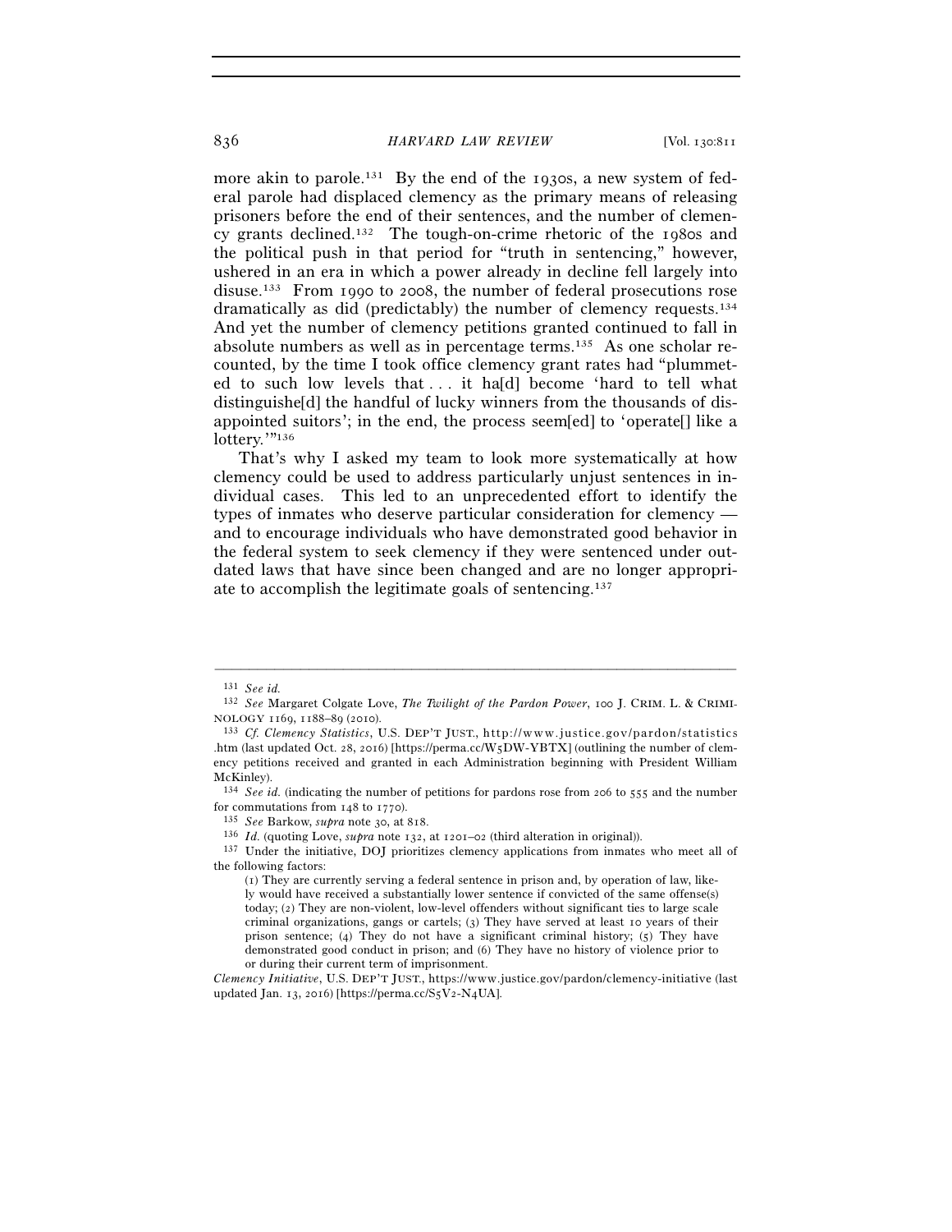more akin to parole.[131] By the end of the 1930s, a new system of federal parole had displaced clemency as the primary means of releasing prisoners before the end of their sentences, and the number of clemency grants declined.[132] The tough-on-crime rhetoric of the 1980s and the political push in that period for "truth in sentencing," however, ushered in an era in which a power already in decline fell largely into disuse.[133] From 1990 to 2008, the number of federal prosecutions rose dramatically as did (predictably) the number of clemency requests.[134] And yet the number of clemency petitions granted continued to fall in absolute numbers as well as in percentage terms.[135] As one scholar recounted, by the time I took office clemency grant rates had "plummeted to such low levels that . . . it ha[d] become 'hard to tell what distinguishe[d] the handful of lucky winners from the thousands of disappointed suitors'; in the end, the process seem[ed] to 'operate[] like a lottery.'"[136]

That's why I asked my team to look more systematically at how clemency could be used to address particularly unjust sentences in individual cases. This led to an unprecedented effort to identify the types of inmates who deserve particular consideration for clemency — and to encourage individuals who have demonstrated good behavior in the federal system to seek clemency if they were sentenced under outdated laws that have since been changed and are no longer appropriate to accomplish the legitimate goals of sentencing.[137]

---

[131] *See id.*

[132] *See* Margaret Colgate Love, *The Twilight of the Pardon Power*, 100 J. CRIM. L. & CRIMINOLOGY 1169, 1188–89 (2010).

[133] *Cf. Clemency Statistics*, U.S. DEP'T JUST., http://www.justice.gov/pardon/statistics.htm (last updated Oct. 28, 2016) [https://perma.cc/W5DW-YBTX] (outlining the number of clemency petitions received and granted in each Administration beginning with President William McKinley).

[134] *See id.* (indicating the number of petitions for pardons rose from 206 to 555 and the number for commutations from 148 to 1770).

[135] *See* Barkow, *supra* note 30, at 818.

[136] *Id.* (quoting Love, *supra* note 132, at 1201–02 (third alteration in original)).

[137] Under the initiative, DOJ prioritizes clemency applications from inmates who meet all of the following factors:

> (1) They are currently serving a federal sentence in prison and, by operation of law, likely would have received a substantially lower sentence if convicted of the same offense(s) today; (2) They are non-violent, low-level offenders without significant ties to large scale criminal organizations, gangs or cartels; (3) They have served at least 10 years of their prison sentence; (4) They do not have a significant criminal history; (5) They have demonstrated good conduct in prison; and (6) They have no history of violence prior to or during their current term of imprisonment.

*Clemency Initiative*, U.S. DEP'T JUST., https://www.justice.gov/pardon/clemency-initiative (last updated Jan. 13, 2016) [https://perma.cc/S5V2-N4UA].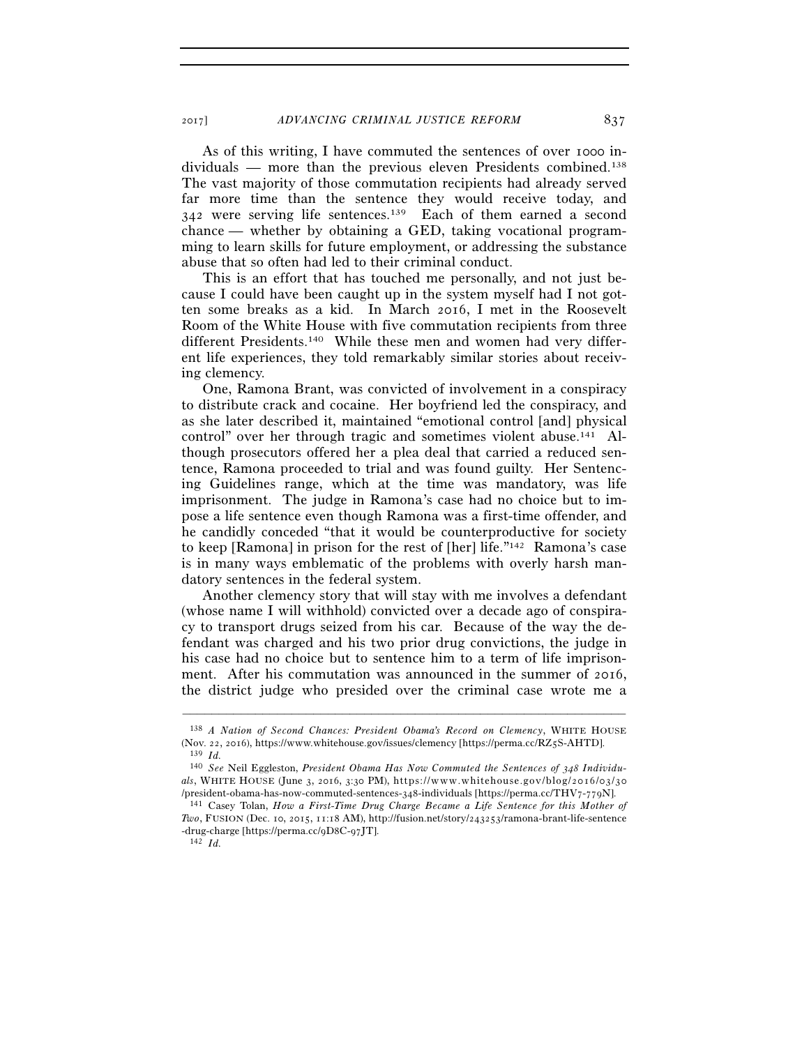As of this writing, I have commuted the sentences of over 1000 individuals — more than the previous eleven Presidents combined.[138] The vast majority of those commutation recipients had already served far more time than the sentence they would receive today, and 342 were serving life sentences.[139] Each of them earned a second chance — whether by obtaining a GED, taking vocational programming to learn skills for future employment, or addressing the substance abuse that so often had led to their criminal conduct.

This is an effort that has touched me personally, and not just because I could have been caught up in the system myself had I not gotten some breaks as a kid. In March 2016, I met in the Roosevelt Room of the White House with five commutation recipients from three different Presidents.[140] While these men and women had very different life experiences, they told remarkably similar stories about receiving clemency.

One, Ramona Brant, was convicted of involvement in a conspiracy to distribute crack and cocaine. Her boyfriend led the conspiracy, and as she later described it, maintained "emotional control [and] physical control" over her through tragic and sometimes violent abuse.[141] Although prosecutors offered her a plea deal that carried a reduced sentence, Ramona proceeded to trial and was found guilty. Her Sentencing Guidelines range, which at the time was mandatory, was life imprisonment. The judge in Ramona's case had no choice but to impose a life sentence even though Ramona was a first-time offender, and he candidly conceded "that it would be counterproductive for society to keep [Ramona] in prison for the rest of [her] life."[142] Ramona's case is in many ways emblematic of the problems with overly harsh mandatory sentences in the federal system.

Another clemency story that will stay with me involves a defendant (whose name I will withhold) convicted over a decade ago of conspiracy to transport drugs seized from his car. Because of the way the defendant was charged and his two prior drug convictions, the judge in his case had no choice but to sentence him to a term of life imprisonment. After his commutation was announced in the summer of 2016, the district judge who presided over the criminal case wrote me a

---

[138] *A Nation of Second Chances: President Obama's Record on Clemency*, WHITE HOUSE (Nov. 22, 2016), https://www.whitehouse.gov/issues/clemency [https://perma.cc/RZ5S-AHTD].

[139] *Id.*

[140] *See* Neil Eggleston, *President Obama Has Now Commuted the Sentences of 348 Individuals*, WHITE HOUSE (June 3, 2016, 3:30 PM), https://www.whitehouse.gov/blog/2016/03/30/president-obama-has-now-commuted-sentences-348-individuals [https://perma.cc/THV7-779N].

[141] Casey Tolan, *How a First-Time Drug Charge Became a Life Sentence for this Mother of Two*, FUSION (Dec. 10, 2015, 11:18 AM), http://fusion.net/story/243253/ramona-brant-life-sentence-drug-charge [https://perma.cc/9D8C-97JT].

[142] *Id.*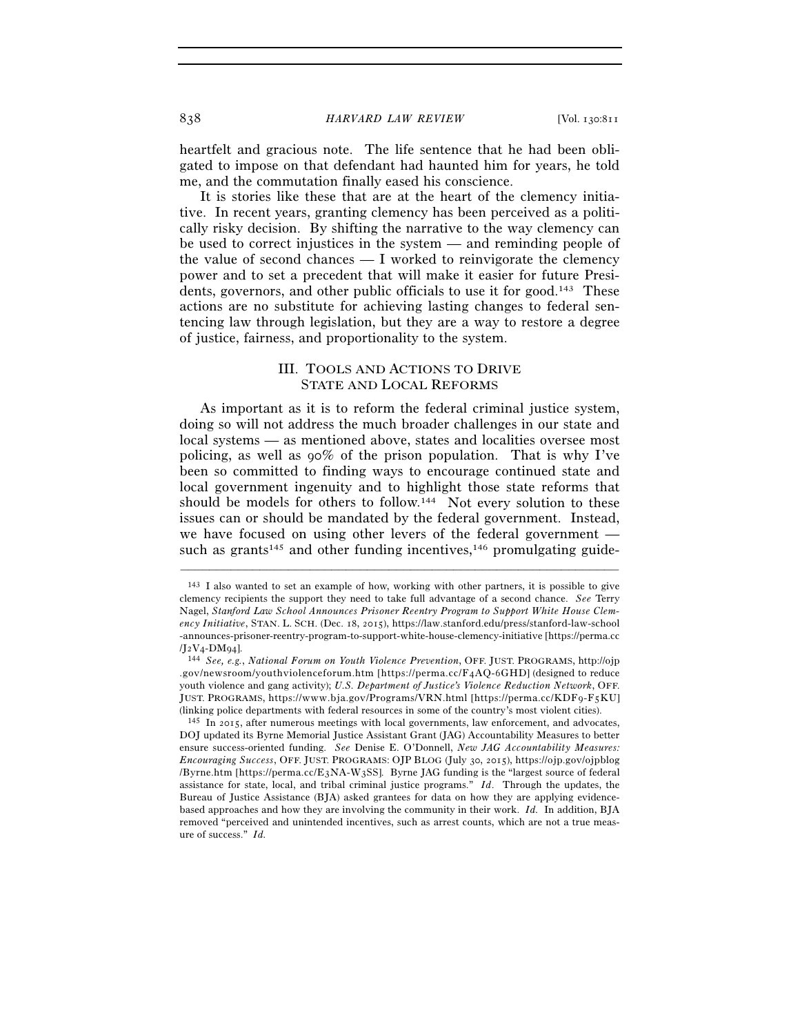heartfelt and gracious note. The life sentence that he had been obligated to impose on that defendant had haunted him for years, he told me, and the commutation finally eased his conscience.

It is stories like these that are at the heart of the clemency initiative. In recent years, granting clemency has been perceived as a politically risky decision. By shifting the narrative to the way clemency can be used to correct injustices in the system — and reminding people of the value of second chances — I worked to reinvigorate the clemency power and to set a precedent that will make it easier for future Presidents, governors, and other public officials to use it for good.[143] These actions are no substitute for achieving lasting changes to federal sentencing law through legislation, but they are a way to restore a degree of justice, fairness, and proportionality to the system.

## III. TOOLS AND ACTIONS TO DRIVE STATE AND LOCAL REFORMS

As important as it is to reform the federal criminal justice system, doing so will not address the much broader challenges in our state and local systems — as mentioned above, states and localities oversee most policing, as well as 90% of the prison population. That is why I've been so committed to finding ways to encourage continued state and local government ingenuity and to highlight those state reforms that should be models for others to follow.[144] Not every solution to these issues can or should be mandated by the federal government. Instead, we have focused on using other levers of the federal government — such as grants[145] and other funding incentives,[146] promulgating guide-

---

[143] I also wanted to set an example of how, working with other partners, it is possible to give clemency recipients the support they need to take full advantage of a second chance. *See* Terry Nagel, *Stanford Law School Announces Prisoner Reentry Program to Support White House Clemency Initiative*, STAN. L. SCH. (Dec. 18, 2015), https://law.stanford.edu/press/stanford-law-school-announces-prisoner-reentry-program-to-support-white-house-clemency-initiative [https://perma.cc/J2V4-DM94].

[144] *See, e.g.*, *National Forum on Youth Violence Prevention*, OFF. JUST. PROGRAMS, http://ojp.gov/newsroom/youthviolenceforum.htm [https://perma.cc/F4AQ-6GHD] (designed to reduce youth violence and gang activity); *U.S. Department of Justice's Violence Reduction Network*, OFF. JUST. PROGRAMS, https://www.bja.gov/Programs/VRN.html [https://perma.cc/KDF9-F5KU] (linking police departments with federal resources in some of the country's most violent cities).

[145] In 2015, after numerous meetings with local governments, law enforcement, and advocates, DOJ updated its Byrne Memorial Justice Assistant Grant (JAG) Accountability Measures to better ensure success-oriented funding. *See* Denise E. O'Donnell, *New JAG Accountability Measures: Encouraging Success*, OFF. JUST. PROGRAMS: OJP BLOG (July 30, 2015), https://ojp.gov/ojpblog/Byrne.htm [https://perma.cc/E3NA-W3SS]. Byrne JAG funding is the "largest source of federal assistance for state, local, and tribal criminal justice programs." *Id*. Through the updates, the Bureau of Justice Assistance (BJA) asked grantees for data on how they are applying evidence-based approaches and how they are involving the community in their work. *Id.* In addition, BJA removed "perceived and unintended incentives, such as arrest counts, which are not a true measure of success." *Id.*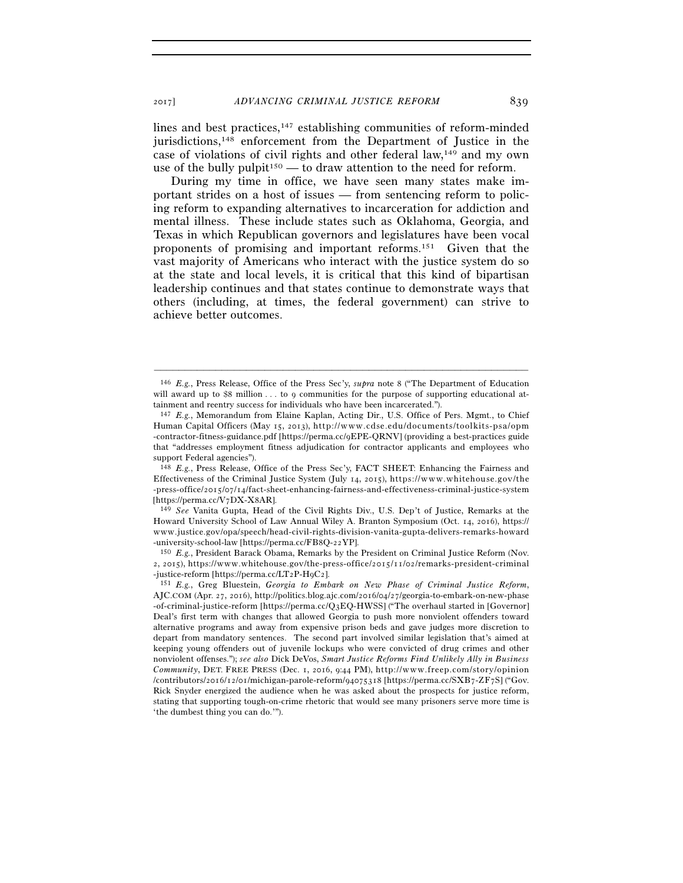lines and best practices,[147] establishing communities of reform-minded jurisdictions,[148] enforcement from the Department of Justice in the case of violations of civil rights and other federal law,[149] and my own use of the bully pulpit[150] — to draw attention to the need for reform.

During my time in office, we have seen many states make important strides on a host of issues — from sentencing reform to policing reform to expanding alternatives to incarceration for addiction and mental illness. These include states such as Oklahoma, Georgia, and Texas in which Republican governors and legislatures have been vocal proponents of promising and important reforms.[151] Given that the vast majority of Americans who interact with the justice system do so at the state and local levels, it is critical that this kind of bipartisan leadership continues and that states continue to demonstrate ways that others (including, at times, the federal government) can strive to achieve better outcomes.

---

[146] *E.g.*, Press Release, Office of the Press Sec'y, *supra* note 8 ("The Department of Education will award up to $8 million . . . to 9 communities for the purpose of supporting educational attainment and reentry success for individuals who have been incarcerated.").

[147] *E.g.*, Memorandum from Elaine Kaplan, Acting Dir., U.S. Office of Pers. Mgmt., to Chief Human Capital Officers (May 15, 2013), http://www.cdse.edu/documents/toolkits-psa/opm-contractor-fitness-guidance.pdf [https://perma.cc/9EPE-QRNV] (providing a best-practices guide that "addresses employment fitness adjudication for contractor applicants and employees who support Federal agencies").

[148] *E.g.*, Press Release, Office of the Press Sec'y, FACT SHEET: Enhancing the Fairness and Effectiveness of the Criminal Justice System (July 14, 2015), https://www.whitehouse.gov/the-press-office/2015/07/14/fact-sheet-enhancing-fairness-and-effectiveness-criminal-justice-system [https://perma.cc/V7DX-X8AR].

[149] *See* Vanita Gupta, Head of the Civil Rights Div., U.S. Dep't of Justice, Remarks at the Howard University School of Law Annual Wiley A. Branton Symposium (Oct. 14, 2016), https://www.justice.gov/opa/speech/head-civil-rights-division-vanita-gupta-delivers-remarks-howard-university-school-law [https://perma.cc/FB8Q-22YP].

[150] *E.g.*, President Barack Obama, Remarks by the President on Criminal Justice Reform (Nov. 2, 2015), https://www.whitehouse.gov/the-press-office/2015/11/02/remarks-president-criminal-justice-reform [https://perma.cc/LT2P-H9C2].

[151] *E.g.*, Greg Bluestein, *Georgia to Embark on New Phase of Criminal Justice Reform*, AJC.COM (Apr. 27, 2016), http://politics.blog.ajc.com/2016/04/27/georgia-to-embark-on-new-phase-of-criminal-justice-reform [https://perma.cc/Q3EQ-HWSS] ("The overhaul started in [Governor] Deal's first term with changes that allowed Georgia to push more nonviolent offenders toward alternative programs and away from expensive prison beds and gave judges more discretion to depart from mandatory sentences. The second part involved similar legislation that's aimed at keeping young offenders out of juvenile lockups who were convicted of drug crimes and other nonviolent offenses."); *see also* Dick DeVos, *Smart Justice Reforms Find Unlikely Ally in Business Community*, DET. FREE PRESS (Dec. 1, 2016, 9:44 PM), http://www.freep.com/story/opinion/contributors/2016/12/01/michigan-parole-reform/94075318 [https://perma.cc/SXB7-ZF7S] ("Gov. Rick Snyder energized the audience when he was asked about the prospects for justice reform, stating that supporting tough-on-crime rhetoric that would see many prisoners serve more time is 'the dumbest thing you can do.'").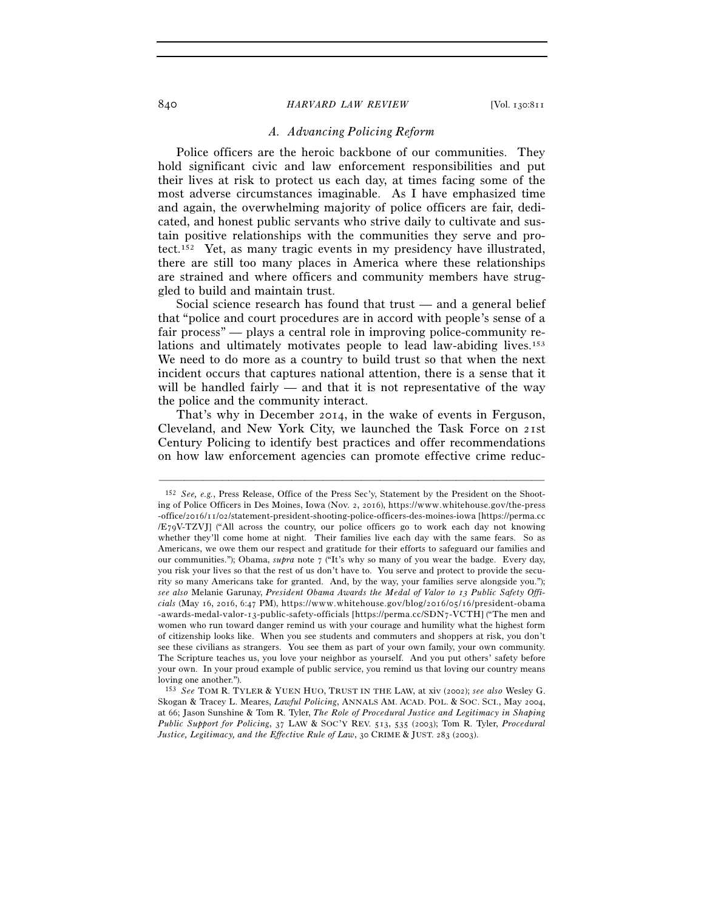### *A. Advancing Policing Reform*

Police officers are the heroic backbone of our communities. They hold significant civic and law enforcement responsibilities and put their lives at risk to protect us each day, at times facing some of the most adverse circumstances imaginable. As I have emphasized time and again, the overwhelming majority of police officers are fair, dedicated, and honest public servants who strive daily to cultivate and sustain positive relationships with the communities they serve and protect.[152] Yet, as many tragic events in my presidency have illustrated, there are still too many places in America where these relationships are strained and where officers and community members have struggled to build and maintain trust.

Social science research has found that trust — and a general belief that "police and court procedures are in accord with people's sense of a fair process" — plays a central role in improving police-community relations and ultimately motivates people to lead law-abiding lives.[153] We need to do more as a country to build trust so that when the next incident occurs that captures national attention, there is a sense that it will be handled fairly — and that it is not representative of the way the police and the community interact.

That's why in December 2014, in the wake of events in Ferguson, Cleveland, and New York City, we launched the Task Force on 21st Century Policing to identify best practices and offer recommendations on how law enforcement agencies can promote effective crime reduc-

---

[152] *See, e.g.*, Press Release, Office of the Press Sec'y, Statement by the President on the Shooting of Police Officers in Des Moines, Iowa (Nov. 2, 2016), https://www.whitehouse.gov/the-press-office/2016/11/02/statement-president-shooting-police-officers-des-moines-iowa [https://perma.cc/E79V-TZVJ] ("All across the country, our police officers go to work each day not knowing whether they'll come home at night. Their families live each day with the same fears. So as Americans, we owe them our respect and gratitude for their efforts to safeguard our families and our communities."); Obama, *supra* note 7 ("It's why so many of you wear the badge. Every day, you risk your lives so that the rest of us don't have to. You serve and protect to provide the security so many Americans take for granted. And, by the way, your families serve alongside you."); *see also* Melanie Garunay, *President Obama Awards the Medal of Valor to 13 Public Safety Officials* (May 16, 2016, 6:47 PM), https://www.whitehouse.gov/blog/2016/05/16/president-obama-awards-medal-valor-13-public-safety-officials [https://perma.cc/SDN7-VCTH] ("The men and women who run toward danger remind us with your courage and humility what the highest form of citizenship looks like. When you see students and commuters and shoppers at risk, you don't see these civilians as strangers. You see them as part of your own family, your own community. The Scripture teaches us, you love your neighbor as yourself. And you put others' safety before your own. In your proud example of public service, you remind us that loving our country means loving one another.").

[153] *See* TOM R. TYLER & YUEN HUO, TRUST IN THE LAW, at xiv (2002); *see also* Wesley G. Skogan & Tracey L. Meares, *Lawful Policing*, ANNALS AM. ACAD. POL. & SOC. SCI., May 2004, at 66; Jason Sunshine & Tom R. Tyler, *The Role of Procedural Justice and Legitimacy in Shaping Public Support for Policing*, 37 LAW & SOC'Y REV. 513, 535 (2003); Tom R. Tyler, *Procedural Justice, Legitimacy, and the Effective Rule of Law*, 30 CRIME & JUST. 283 (2003).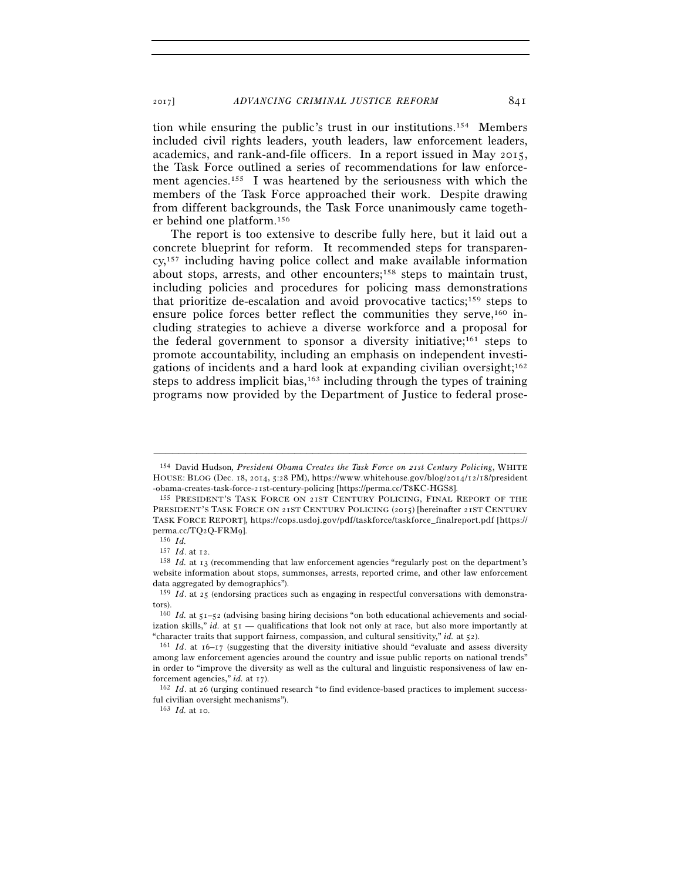tion while ensuring the public's trust in our institutions.[154] Members included civil rights leaders, youth leaders, law enforcement leaders, academics, and rank-and-file officers. In a report issued in May 2015, the Task Force outlined a series of recommendations for law enforcement agencies.[155] I was heartened by the seriousness with which the members of the Task Force approached their work. Despite drawing from different backgrounds, the Task Force unanimously came together behind one platform.[156]

The report is too extensive to describe fully here, but it laid out a concrete blueprint for reform. It recommended steps for transparency,[157] including having police collect and make available information about stops, arrests, and other encounters;[158] steps to maintain trust, including policies and procedures for policing mass demonstrations that prioritize de-escalation and avoid provocative tactics;[159] steps to ensure police forces better reflect the communities they serve,[160] including strategies to achieve a diverse workforce and a proposal for the federal government to sponsor a diversity initiative;[161] steps to promote accountability, including an emphasis on independent investigations of incidents and a hard look at expanding civilian oversight;[162] steps to address implicit bias,[163] including through the types of training programs now provided by the Department of Justice to federal prose-

---

[154] David Hudson, *President Obama Creates the Task Force on 21st Century Policing*, WHITE HOUSE: BLOG (Dec. 18, 2014, 5:28 PM), https://www.whitehouse.gov/blog/2014/12/18/president-obama-creates-task-force-21st-century-policing [https://perma.cc/T8KC-HGS8].

[155] PRESIDENT'S TASK FORCE ON 21ST CENTURY POLICING, FINAL REPORT OF THE PRESIDENT'S TASK FORCE ON 21ST CENTURY POLICING (2015) [hereinafter 21ST CENTURY TASK FORCE REPORT], https://cops.usdoj.gov/pdf/taskforce/taskforce_finalreport.pdf [https://perma.cc/TQ2Q-FRM9].

[156] *Id.*

[157] *Id*. at 12.

[158] *Id.* at 13 (recommending that law enforcement agencies "regularly post on the department's website information about stops, summonses, arrests, reported crime, and other law enforcement data aggregated by demographics").

[159] *Id*. at 25 (endorsing practices such as engaging in respectful conversations with demonstrators).

[160] *Id.* at 51–52 (advising basing hiring decisions "on both educational achievements and socialization skills," *id.* at 51 — qualifications that look not only at race, but also more importantly at "character traits that support fairness, compassion, and cultural sensitivity," *id.* at 52).

[161] *Id*. at 16–17 (suggesting that the diversity initiative should "evaluate and assess diversity among law enforcement agencies around the country and issue public reports on national trends" in order to "improve the diversity as well as the cultural and linguistic responsiveness of law enforcement agencies," *id.* at 17).

[162] *Id*. at 26 (urging continued research "to find evidence-based practices to implement successful civilian oversight mechanisms").

[163] *Id.* at 10.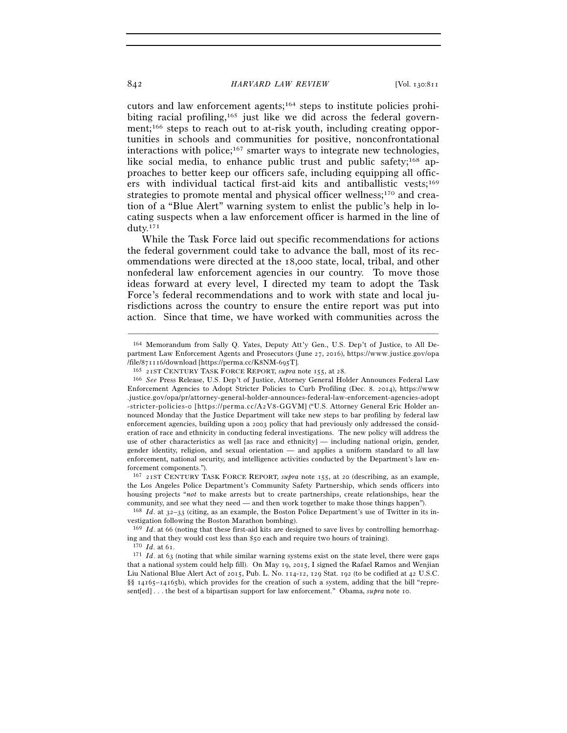cutors and law enforcement agents;[164] steps to institute policies prohibiting racial profiling,[165] just like we did across the federal government;[166] steps to reach out to at-risk youth, including creating opportunities in schools and communities for positive, nonconfrontational interactions with police;[167] smarter ways to integrate new technologies, like social media, to enhance public trust and public safety;[168] approaches to better keep our officers safe, including equipping all officers with individual tactical first-aid kits and antiballistic vests;[169] strategies to promote mental and physical officer wellness;[170] and creation of a "Blue Alert" warning system to enlist the public's help in locating suspects when a law enforcement officer is harmed in the line of duty.[171]

While the Task Force laid out specific recommendations for actions the federal government could take to advance the ball, most of its recommendations were directed at the 18,000 state, local, tribal, and other nonfederal law enforcement agencies in our country. To move those ideas forward at every level, I directed my team to adopt the Task Force's federal recommendations and to work with state and local jurisdictions across the country to ensure the entire report was put into action. Since that time, we have worked with communities across the

---

164 Memorandum from Sally Q. Yates, Deputy Att'y Gen., U.S. Dep't of Justice, to All Department Law Enforcement Agents and Prosecutors (June 27, 2016), https://www.justice.gov/opa/file/871116/download [https://perma.cc/K8NM-695T].

165 21ST CENTURY TASK FORCE REPORT, *supra* note 155, at 28.

166 *See* Press Release, U.S. Dep't of Justice, Attorney General Holder Announces Federal Law Enforcement Agencies to Adopt Stricter Policies to Curb Profiling (Dec. 8. 2014), https://www.justice.gov/opa/pr/attorney-general-holder-announces-federal-law-enforcement-agencies-adopt-stricter-policies-0 [https://perma.cc/A2V8-GGVM] ("U.S. Attorney General Eric Holder announced Monday that the Justice Department will take new steps to bar profiling by federal law enforcement agencies, building upon a 2003 policy that had previously only addressed the consideration of race and ethnicity in conducting federal investigations. The new policy will address the use of other characteristics as well [as race and ethnicity] — including national origin, gender, gender identity, religion, and sexual orientation — and applies a uniform standard to all law enforcement, national security, and intelligence activities conducted by the Department's law enforcement components.").

167 21ST CENTURY TASK FORCE REPORT, *supra* note 155, at 20 (describing, as an example, the Los Angeles Police Department's Community Safety Partnership, which sends officers into housing projects "*not* to make arrests but to create partnerships, create relationships, hear the community, and see what they need — and then work together to make those things happen").

168 *Id*. at 32–33 (citing, as an example, the Boston Police Department's use of Twitter in its investigation following the Boston Marathon bombing).

169 *Id*. at 66 (noting that these first-aid kits are designed to save lives by controlling hemorrhaging and that they would cost less than $50 each and require two hours of training).

170 *Id*. at 61.

171 *Id*. at 63 (noting that while similar warning systems exist on the state level, there were gaps that a national system could help fill). On May 19, 2015, I signed the Rafael Ramos and Wenjian Liu National Blue Alert Act of 2015, Pub. L. No. 114-12, 129 Stat. 192 (to be codified at 42 U.S.C. §§ 14165–14165b), which provides for the creation of such a system, adding that the bill "represent[ed] . . . the best of a bipartisan support for law enforcement." Obama, *supra* note 10.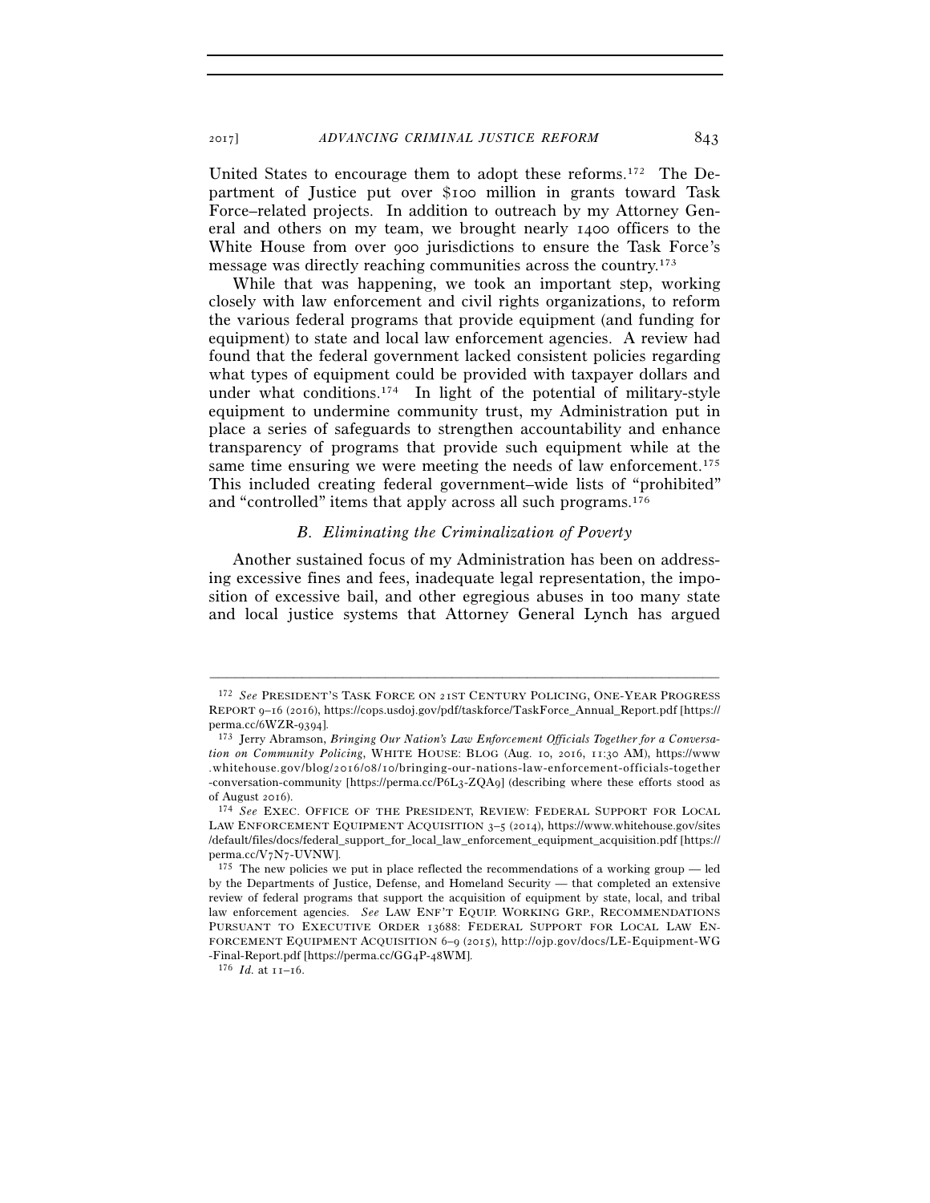United States to encourage them to adopt these reforms.[172] The Department of Justice put over $100 million in grants toward Task Force–related projects. In addition to outreach by my Attorney General and others on my team, we brought nearly 1400 officers to the White House from over 900 jurisdictions to ensure the Task Force's message was directly reaching communities across the country.[173]

While that was happening, we took an important step, working closely with law enforcement and civil rights organizations, to reform the various federal programs that provide equipment (and funding for equipment) to state and local law enforcement agencies. A review had found that the federal government lacked consistent policies regarding what types of equipment could be provided with taxpayer dollars and under what conditions.[174] In light of the potential of military-style equipment to undermine community trust, my Administration put in place a series of safeguards to strengthen accountability and enhance transparency of programs that provide such equipment while at the same time ensuring we were meeting the needs of law enforcement.[175] This included creating federal government–wide lists of "prohibited" and "controlled" items that apply across all such programs.[176]

### *B. Eliminating the Criminalization of Poverty*

Another sustained focus of my Administration has been on addressing excessive fines and fees, inadequate legal representation, the imposition of excessive bail, and other egregious abuses in too many state and local justice systems that Attorney General Lynch has argued

---

[172] *See* PRESIDENT'S TASK FORCE ON 21ST CENTURY POLICING, ONE-YEAR PROGRESS REPORT 9–16 (2016), https://cops.usdoj.gov/pdf/taskforce/TaskForce_Annual_Report.pdf [https://perma.cc/6WZR-9394].

[173] Jerry Abramson, *Bringing Our Nation's Law Enforcement Officials Together for a Conversation on Community Policing*, WHITE HOUSE: BLOG (Aug. 10, 2016, 11:30 AM), https://www.whitehouse.gov/blog/2016/08/10/bringing-our-nations-law-enforcement-officials-together-conversation-community [https://perma.cc/P6L3-ZQA9] (describing where these efforts stood as of August 2016).

[174] *See* EXEC. OFFICE OF THE PRESIDENT, REVIEW: FEDERAL SUPPORT FOR LOCAL LAW ENFORCEMENT EQUIPMENT ACQUISITION 3–5 (2014), https://www.whitehouse.gov/sites/default/files/docs/federal_support_for_local_law_enforcement_equipment_acquisition.pdf [https://perma.cc/V7N7-UVNW].

[175] The new policies we put in place reflected the recommendations of a working group — led by the Departments of Justice, Defense, and Homeland Security — that completed an extensive review of federal programs that support the acquisition of equipment by state, local, and tribal law enforcement agencies. *See* LAW ENF'T EQUIP. WORKING GRP., RECOMMENDATIONS PURSUANT TO EXECUTIVE ORDER 13688: FEDERAL SUPPORT FOR LOCAL LAW ENFORCEMENT EQUIPMENT ACQUISITION 6–9 (2015), http://ojp.gov/docs/LE-Equipment-WG-Final-Report.pdf [https://perma.cc/GG4P-48WM].

[176] *Id.* at 11–16.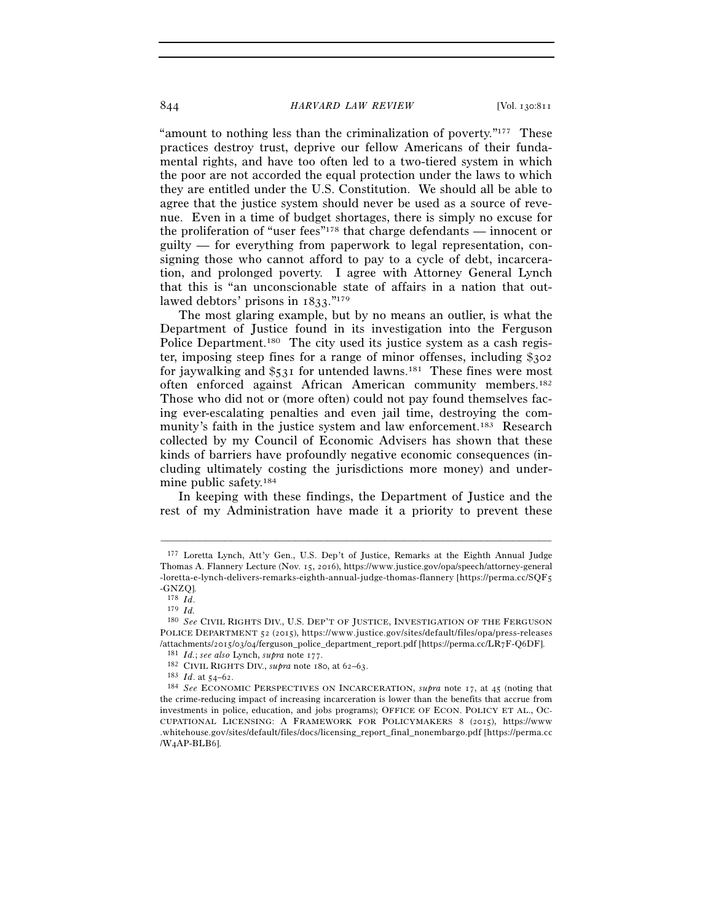"amount to nothing less than the criminalization of poverty."[177] These practices destroy trust, deprive our fellow Americans of their fundamental rights, and have too often led to a two-tiered system in which the poor are not accorded the equal protection under the laws to which they are entitled under the U.S. Constitution. We should all be able to agree that the justice system should never be used as a source of revenue. Even in a time of budget shortages, there is simply no excuse for the proliferation of "user fees"[178] that charge defendants — innocent or guilty — for everything from paperwork to legal representation, consigning those who cannot afford to pay to a cycle of debt, incarceration, and prolonged poverty. I agree with Attorney General Lynch that this is "an unconscionable state of affairs in a nation that outlawed debtors' prisons in 1833."[179]

The most glaring example, but by no means an outlier, is what the Department of Justice found in its investigation into the Ferguson Police Department.[180] The city used its justice system as a cash register, imposing steep fines for a range of minor offenses, including $302 for jaywalking and $531 for untended lawns.[181] These fines were most often enforced against African American community members.[182] Those who did not or (more often) could not pay found themselves facing ever-escalating penalties and even jail time, destroying the community's faith in the justice system and law enforcement.[183] Research collected by my Council of Economic Advisers has shown that these kinds of barriers have profoundly negative economic consequences (including ultimately costing the jurisdictions more money) and undermine public safety.[184]

In keeping with these findings, the Department of Justice and the rest of my Administration have made it a priority to prevent these

---

[177] Loretta Lynch, Att'y Gen., U.S. Dep't of Justice, Remarks at the Eighth Annual Judge Thomas A. Flannery Lecture (Nov. 15, 2016), https://www.justice.gov/opa/speech/attorney-general-loretta-e-lynch-delivers-remarks-eighth-annual-judge-thomas-flannery [https://perma.cc/SQF5-GNZQ].

[178] *Id.*

[179] *Id.*

[180] *See* CIVIL RIGHTS DIV., U.S. DEP'T OF JUSTICE, INVESTIGATION OF THE FERGUSON POLICE DEPARTMENT 52 (2015), https://www.justice.gov/sites/default/files/opa/press-releases/attachments/2015/03/04/ferguson_police_department_report.pdf [https://perma.cc/LR7F-Q6DF].

[181] *Id.*; *see also* Lynch, *supra* note 177.

[182] CIVIL RIGHTS DIV., *supra* note 180, at 62–63.

[183] *Id.* at 54–62.

[184] *See* ECONOMIC PERSPECTIVES ON INCARCERATION, *supra* note 17, at 45 (noting that the crime-reducing impact of increasing incarceration is lower than the benefits that accrue from investments in police, education, and jobs programs); OFFICE OF ECON. POLICY ET AL., OCCUPATIONAL LICENSING: A FRAMEWORK FOR POLICYMAKERS 8 (2015), https://www.whitehouse.gov/sites/default/files/docs/licensing_report_final_nonembargo.pdf [https://perma.cc/W4AP-BLB6].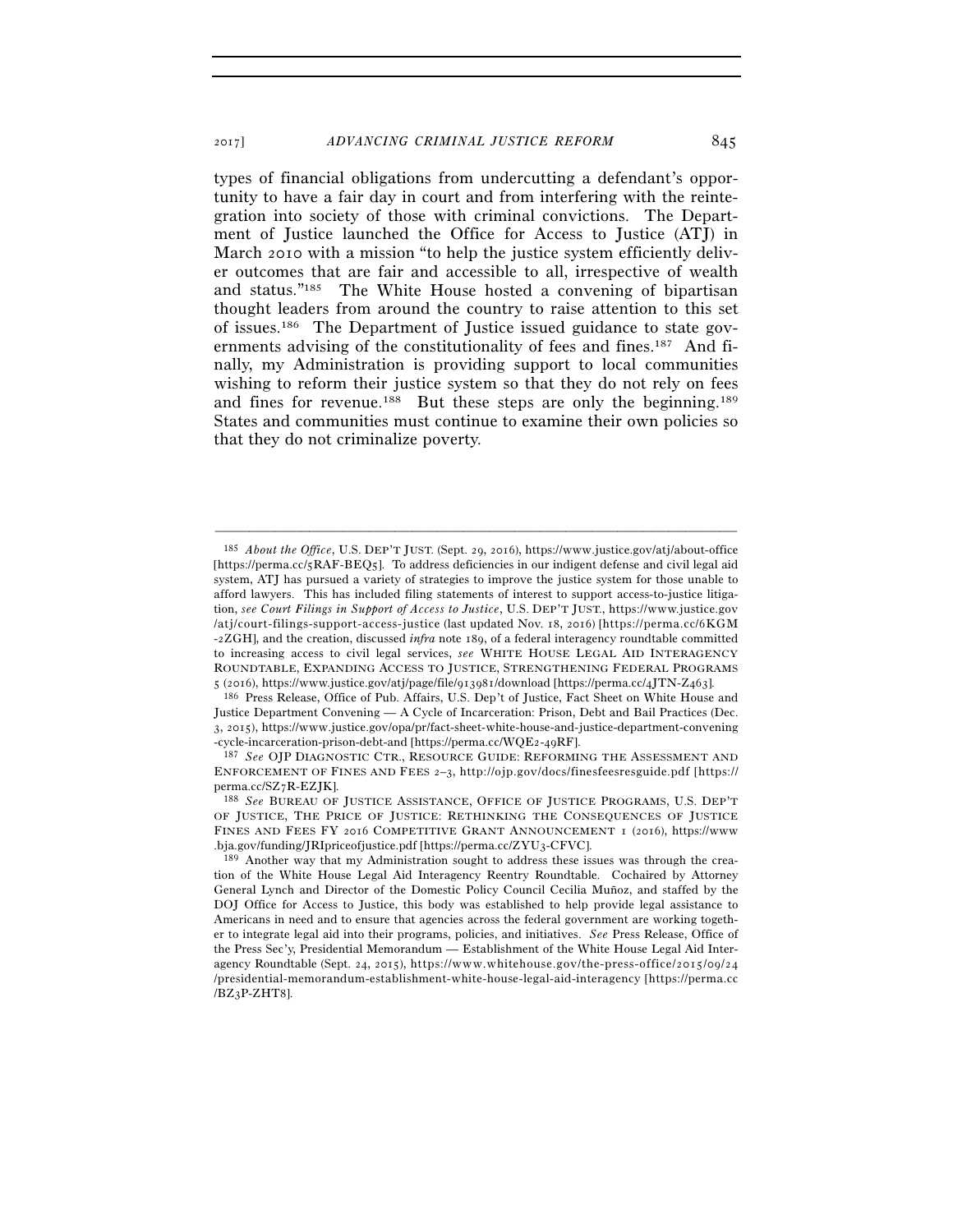types of financial obligations from undercutting a defendant's opportunity to have a fair day in court and from interfering with the reintegration into society of those with criminal convictions. The Department of Justice launched the Office for Access to Justice (ATJ) in March 2010 with a mission "to help the justice system efficiently deliver outcomes that are fair and accessible to all, irrespective of wealth and status."[185] The White House hosted a convening of bipartisan thought leaders from around the country to raise attention to this set of issues.[186] The Department of Justice issued guidance to state governments advising of the constitutionality of fees and fines.[187] And finally, my Administration is providing support to local communities wishing to reform their justice system so that they do not rely on fees and fines for revenue.[188] But these steps are only the beginning.[189] States and communities must continue to examine their own policies so that they do not criminalize poverty.

---

[185] *About the Office*, U.S. DEP'T JUST. (Sept. 29, 2016), https://www.justice.gov/atj/about-office [https://perma.cc/5RAF-BEQ5]. To address deficiencies in our indigent defense and civil legal aid system, ATJ has pursued a variety of strategies to improve the justice system for those unable to afford lawyers. This has included filing statements of interest to support access-to-justice litigation, *see Court Filings in Support of Access to Justice*, U.S. DEP'T JUST., https://www.justice.gov/atj/court-filings-support-access-justice (last updated Nov. 18, 2016) [https://perma.cc/6KGM-2ZGH], and the creation, discussed *infra* note 189, of a federal interagency roundtable committed to increasing access to civil legal services, *see* WHITE HOUSE LEGAL AID INTERAGENCY ROUNDTABLE, EXPANDING ACCESS TO JUSTICE, STRENGTHENING FEDERAL PROGRAMS 5 (2016), https://www.justice.gov/atj/page/file/913981/download [https://perma.cc/4JTN-Z463].

[186] Press Release, Office of Pub. Affairs, U.S. Dep't of Justice, Fact Sheet on White House and Justice Department Convening — A Cycle of Incarceration: Prison, Debt and Bail Practices (Dec. 3, 2015), https://www.justice.gov/opa/pr/fact-sheet-white-house-and-justice-department-convening-cycle-incarceration-prison-debt-and [https://perma.cc/WQE2-49RF].

[187] *See* OJP DIAGNOSTIC CTR., RESOURCE GUIDE: REFORMING THE ASSESSMENT AND ENFORCEMENT OF FINES AND FEES 2–3, http://ojp.gov/docs/finesfeesresguide.pdf [https://perma.cc/SZ7R-EZJK].

[188] *See* BUREAU OF JUSTICE ASSISTANCE, OFFICE OF JUSTICE PROGRAMS, U.S. DEP'T OF JUSTICE, THE PRICE OF JUSTICE: RETHINKING THE CONSEQUENCES OF JUSTICE FINES AND FEES FY 2016 COMPETITIVE GRANT ANNOUNCEMENT 1 (2016), https://www.bja.gov/funding/JRIpriceofjustice.pdf [https://perma.cc/ZYU3-CFVC].

[189] Another way that my Administration sought to address these issues was through the creation of the White House Legal Aid Interagency Reentry Roundtable. Cochaired by Attorney General Lynch and Director of the Domestic Policy Council Cecilia Muñoz, and staffed by the DOJ Office for Access to Justice, this body was established to help provide legal assistance to Americans in need and to ensure that agencies across the federal government are working together to integrate legal aid into their programs, policies, and initiatives. *See* Press Release, Office of the Press Sec'y, Presidential Memorandum — Establishment of the White House Legal Aid Interagency Roundtable (Sept. 24, 2015), https://www.whitehouse.gov/the-press-office/2015/09/24/presidential-memorandum-establishment-white-house-legal-aid-interagency [https://perma.cc/BZ3P-ZHT8].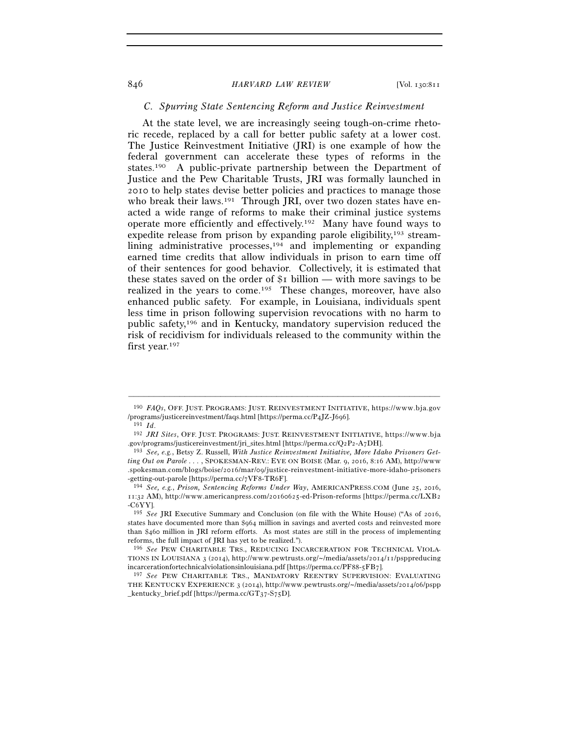### *C. Spurring State Sentencing Reform and Justice Reinvestment*

At the state level, we are increasingly seeing tough-on-crime rhetoric recede, replaced by a call for better public safety at a lower cost. The Justice Reinvestment Initiative (JRI) is one example of how the federal government can accelerate these types of reforms in the states.[190] A public-private partnership between the Department of Justice and the Pew Charitable Trusts, JRI was formally launched in 2010 to help states devise better policies and practices to manage those who break their laws.[191] Through JRI, over two dozen states have enacted a wide range of reforms to make their criminal justice systems operate more efficiently and effectively.[192] Many have found ways to expedite release from prison by expanding parole eligibility,[193] streamlining administrative processes,[194] and implementing or expanding earned time credits that allow individuals in prison to earn time off of their sentences for good behavior. Collectively, it is estimated that these states saved on the order of $1 billion — with more savings to be realized in the years to come.[195] These changes, moreover, have also enhanced public safety. For example, in Louisiana, individuals spent less time in prison following supervision revocations with no harm to public safety,[196] and in Kentucky, mandatory supervision reduced the risk of recidivism for individuals released to the community within the first year.[197]

---

[190] *FAQs*, OFF. JUST. PROGRAMS: JUST. REINVESTMENT INITIATIVE, https://www.bja.gov/programs/justicereinvestment/faqs.html [https://perma.cc/P4JZ-J696].

[191] *Id.*

[192] *JRI Sites*, OFF. JUST. PROGRAMS: JUST. REINVESTMENT INITIATIVE, https://www.bja.gov/programs/justicereinvestment/jri_sites.html [https://perma.cc/Q2P2-A7DH].

[193] *See, e.g.*, Betsy Z. Russell, *With Justice Reinvestment Initiative, More Idaho Prisoners Getting Out on Parole . . .* , SPOKESMAN-REV.: EYE ON BOISE (Mar. 9, 2016, 8:16 AM), http://www.spokesman.com/blogs/boise/2016/mar/09/justice-reinvestment-initiative-more-idaho-prisoners-getting-out-parole [https://perma.cc/7VF8-TR6F].

[194] *See, e.g.*, *Prison, Sentencing Reforms Under Way*, AMERICANPRESS.COM (June 25, 2016, 11:32 AM), http://www.americanpress.com/20160625-ed-Prison-reforms [https://perma.cc/LXB2-C6YY].

[195] *See* JRI Executive Summary and Conclusion (on file with the White House) ("As of 2016, states have documented more than $964 million in savings and averted costs and reinvested more than $460 million in JRI reform efforts. As most states are still in the process of implementing reforms, the full impact of JRI has yet to be realized.").

[196] *See* PEW CHARITABLE TRS., REDUCING INCARCERATION FOR TECHNICAL VIOLATIONS IN LOUISIANA 3 (2014), http://www.pewtrusts.org/~/media/assets/2014/11/psppreducingincarcerationfortechnicalviolationsinlouisiana.pdf [https://perma.cc/PF88-5FB7].

[197] *See* PEW CHARITABLE TRS., MANDATORY REENTRY SUPERVISION: EVALUATING THE KENTUCKY EXPERIENCE 3 (2014), http://www.pewtrusts.org/~/media/assets/2014/06/pspp_kentucky_brief.pdf [https://perma.cc/GT37-S75D].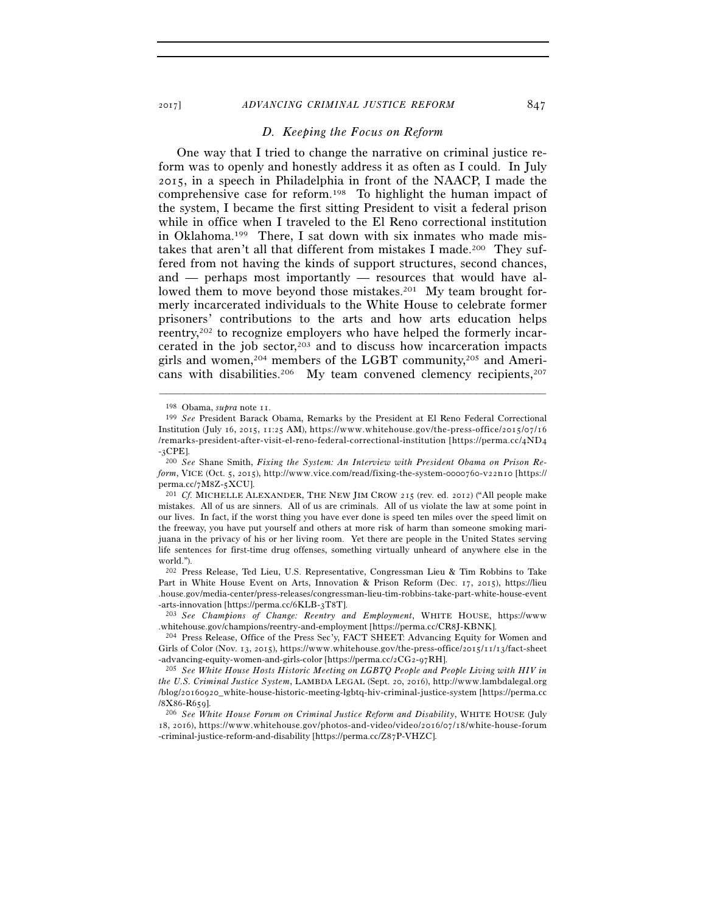### D. Keeping the Focus on Reform

One way that I tried to change the narrative on criminal justice reform was to openly and honestly address it as often as I could. In July 2015, in a speech in Philadelphia in front of the NAACP, I made the comprehensive case for reform.[198] To highlight the human impact of the system, I became the first sitting President to visit a federal prison while in office when I traveled to the El Reno correctional institution in Oklahoma.[199] There, I sat down with six inmates who made mistakes that aren't all that different from mistakes I made.[200] They suffered from not having the kinds of support structures, second chances, and — perhaps most importantly — resources that would have allowed them to move beyond those mistakes.[201] My team brought formerly incarcerated individuals to the White House to celebrate former prisoners' contributions to the arts and how arts education helps reentry,[202] to recognize employers who have helped the formerly incarcerated in the job sector,[203] and to discuss how incarceration impacts girls and women,[204] members of the LGBT community,[205] and Americans with disabilities.[206] My team convened clemency recipients,[207]

---

[198] Obama, *supra* note 11.

[199] *See* President Barack Obama, Remarks by the President at El Reno Federal Correctional Institution (July 16, 2015, 11:25 AM), https://www.whitehouse.gov/the-press-office/2015/07/16/remarks-president-after-visit-el-reno-federal-correctional-institution [https://perma.cc/4ND4-3CPE].

[200] *See* Shane Smith, *Fixing the System: An Interview with President Obama on Prison Reform*, VICE (Oct. 5, 2015), http://www.vice.com/read/fixing-the-system-0000760-v22n10 [https://perma.cc/7M8Z-5XCU].

[201] *Cf.* MICHELLE ALEXANDER, THE NEW JIM CROW 215 (rev. ed. 2012) ("All people make mistakes. All of us are sinners. All of us are criminals. All of us violate the law at some point in our lives. In fact, if the worst thing you have ever done is speed ten miles over the speed limit on the freeway, you have put yourself and others at more risk of harm than someone smoking marijuana in the privacy of his or her living room. Yet there are people in the United States serving life sentences for first-time drug offenses, something virtually unheard of anywhere else in the world.").

[202] Press Release, Ted Lieu, U.S. Representative, Congressman Lieu & Tim Robbins to Take Part in White House Event on Arts, Innovation & Prison Reform (Dec. 17, 2015), https://lieu.house.gov/media-center/press-releases/congressman-lieu-tim-robbins-take-part-white-house-event-arts-innovation [https://perma.cc/6KLB-3T8T].

[203] *See Champions of Change: Reentry and Employment*, WHITE HOUSE, https://www.whitehouse.gov/champions/reentry-and-employment [https://perma.cc/CR8J-KBNK].

[204] Press Release, Office of the Press Sec'y, FACT SHEET: Advancing Equity for Women and Girls of Color (Nov. 13, 2015), https://www.whitehouse.gov/the-press-office/2015/11/13/fact-sheet-advancing-equity-women-and-girls-color [https://perma.cc/2CG2-97RH].

[205] *See White House Hosts Historic Meeting on LGBTQ People and People Living with HIV in the U.S. Criminal Justice System*, LAMBDA LEGAL (Sept. 20, 2016), http://www.lambdalegal.org/blog/20160920_white-house-historic-meeting-lgbtq-hiv-criminal-justice-system [https://perma.cc/8X86-R659].

[206] *See White House Forum on Criminal Justice Reform and Disability*, WHITE HOUSE (July 18, 2016), https://www.whitehouse.gov/photos-and-video/video/2016/07/18/white-house-forum-criminal-justice-reform-and-disability [https://perma.cc/Z87P-VHZC].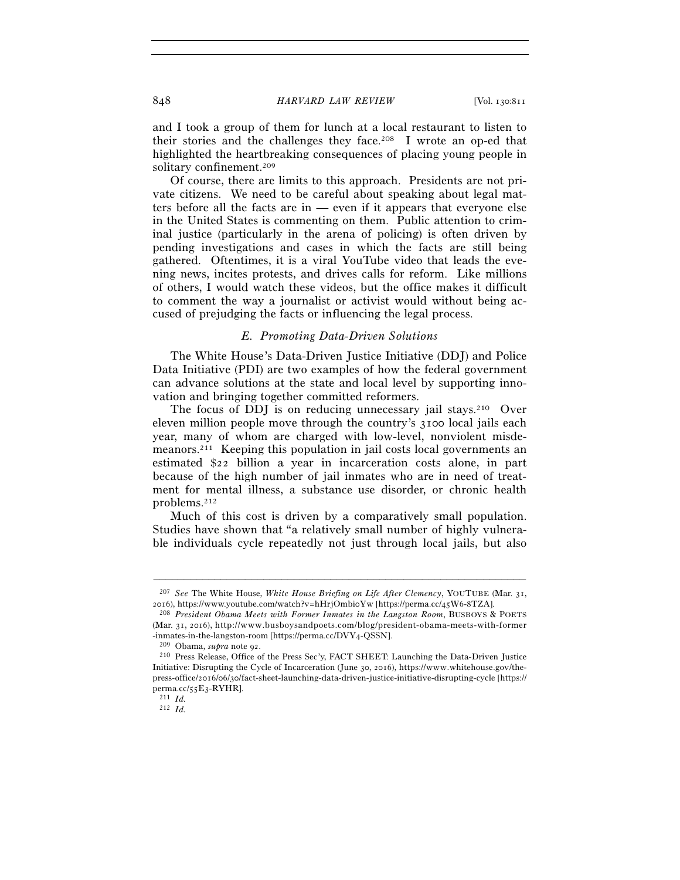and I took a group of them for lunch at a local restaurant to listen to their stories and the challenges they face.[208] I wrote an op-ed that highlighted the heartbreaking consequences of placing young people in solitary confinement.[209]

Of course, there are limits to this approach. Presidents are not private citizens. We need to be careful about speaking about legal matters before all the facts are in — even if it appears that everyone else in the United States is commenting on them. Public attention to criminal justice (particularly in the arena of policing) is often driven by pending investigations and cases in which the facts are still being gathered. Oftentimes, it is a viral YouTube video that leads the evening news, incites protests, and drives calls for reform. Like millions of others, I would watch these videos, but the office makes it difficult to comment the way a journalist or activist would without being accused of prejudging the facts or influencing the legal process.

### *E. Promoting Data-Driven Solutions*

The White House's Data-Driven Justice Initiative (DDJ) and Police Data Initiative (PDI) are two examples of how the federal government can advance solutions at the state and local level by supporting innovation and bringing together committed reformers.

The focus of DDJ is on reducing unnecessary jail stays.[210] Over eleven million people move through the country's 3100 local jails each year, many of whom are charged with low-level, nonviolent misdemeanors.[211] Keeping this population in jail costs local governments an estimated $22 billion a year in incarceration costs alone, in part because of the high number of jail inmates who are in need of treatment for mental illness, a substance use disorder, or chronic health problems.[212]

Much of this cost is driven by a comparatively small population. Studies have shown that "a relatively small number of highly vulnerable individuals cycle repeatedly not just through local jails, but also

---

[207] *See* The White House, *White House Briefing on Life After Clemency*, YOUTUBE (Mar. 31, 2016), https://www.youtube.com/watch?v=hHrjOmbioYw [https://perma.cc/45W6-8TZA].

[208] *President Obama Meets with Former Inmates in the Langston Room*, BUSBOYS & POETS (Mar. 31, 2016), http://www.busboysandpoets.com/blog/president-obama-meets-with-former-inmates-in-the-langston-room [https://perma.cc/DVY4-QSSN].

[209] Obama, *supra* note 92.

[210] Press Release, Office of the Press Sec'y, FACT SHEET: Launching the Data-Driven Justice Initiative: Disrupting the Cycle of Incarceration (June 30, 2016), https://www.whitehouse.gov/the-press-office/2016/06/30/fact-sheet-launching-data-driven-justice-initiative-disrupting-cycle [https://perma.cc/55E3-RYHR].

[211] *Id.*

[212] *Id.*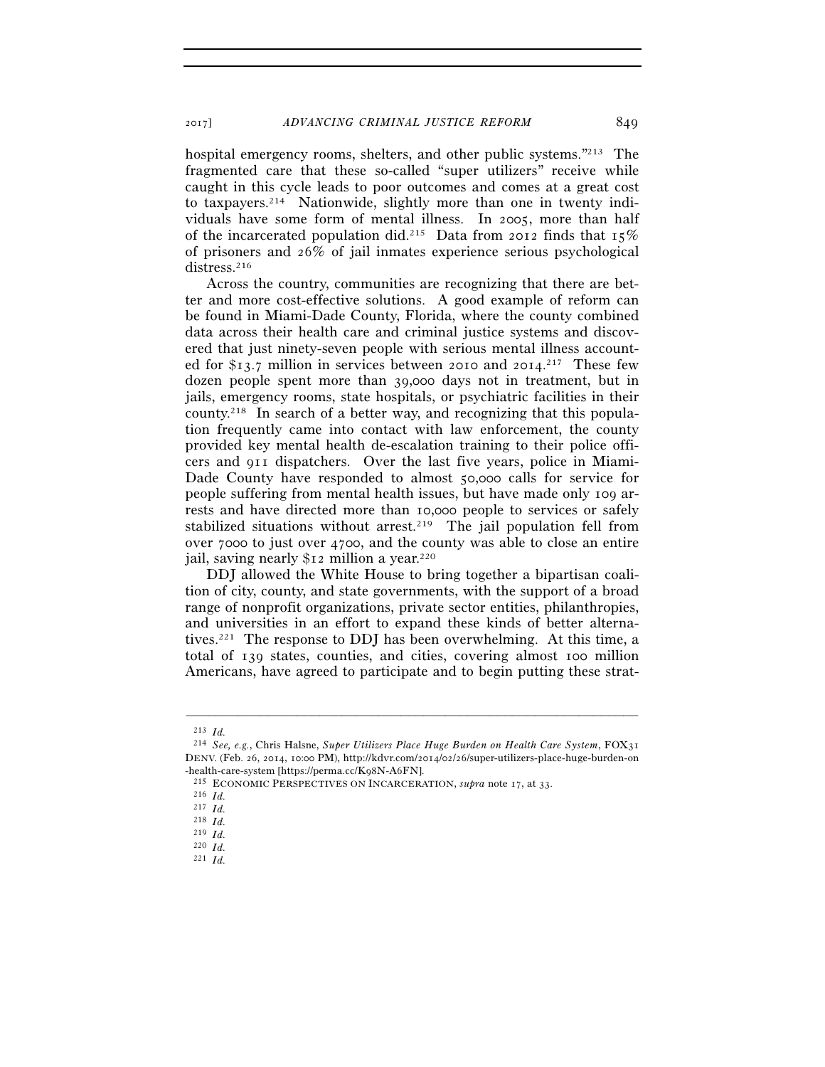hospital emergency rooms, shelters, and other public systems."[213] The fragmented care that these so-called "super utilizers" receive while caught in this cycle leads to poor outcomes and comes at a great cost to taxpayers.[214] Nationwide, slightly more than one in twenty individuals have some form of mental illness. In 2005, more than half of the incarcerated population did.[215] Data from 2012 finds that 15% of prisoners and 26% of jail inmates experience serious psychological distress.[216]

Across the country, communities are recognizing that there are better and more cost-effective solutions. A good example of reform can be found in Miami-Dade County, Florida, where the county combined data across their health care and criminal justice systems and discovered that just ninety-seven people with serious mental illness accounted for $13.7 million in services between 2010 and 2014.[217] These few dozen people spent more than 39,000 days not in treatment, but in jails, emergency rooms, state hospitals, or psychiatric facilities in their county.[218] In search of a better way, and recognizing that this population frequently came into contact with law enforcement, the county provided key mental health de-escalation training to their police officers and 911 dispatchers. Over the last five years, police in Miami-Dade County have responded to almost 50,000 calls for service for people suffering from mental health issues, but have made only 109 arrests and have directed more than 10,000 people to services or safely stabilized situations without arrest.[219] The jail population fell from over 7000 to just over 4700, and the county was able to close an entire jail, saving nearly $12 million a year.[220]

DDJ allowed the White House to bring together a bipartisan coalition of city, county, and state governments, with the support of a broad range of nonprofit organizations, private sector entities, philanthropies, and universities in an effort to expand these kinds of better alternatives.[221] The response to DDJ has been overwhelming. At this time, a total of 139 states, counties, and cities, covering almost 100 million Americans, have agreed to participate and to begin putting these strat-

---

[213] *Id.*

[214] *See, e.g.*, Chris Halsne, *Super Utilizers Place Huge Burden on Health Care System*, FOX31 DENV. (Feb. 26, 2014, 10:00 PM), http://kdvr.com/2014/02/26/super-utilizers-place-huge-burden-on-health-care-system [https://perma.cc/K98N-A6FN].

[215] ECONOMIC PERSPECTIVES ON INCARCERATION, *supra* note 17, at 33.

[216] *Id.*

[217] *Id.*

[218] *Id.*

[219] *Id.*

[220] *Id.*

[221] *Id.*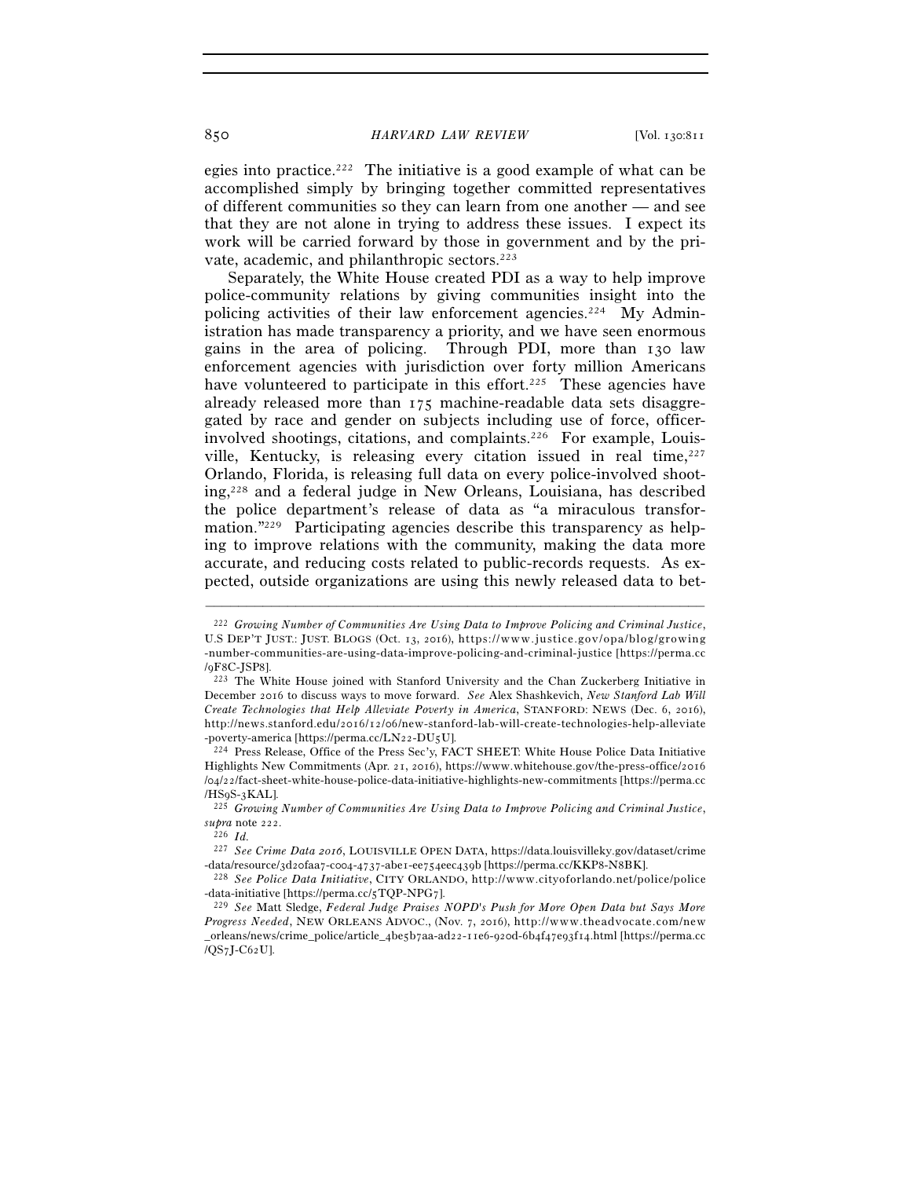egies into practice.[222] The initiative is a good example of what can be accomplished simply by bringing together committed representatives of different communities so they can learn from one another — and see that they are not alone in trying to address these issues. I expect its work will be carried forward by those in government and by the private, academic, and philanthropic sectors.[223]

Separately, the White House created PDI as a way to help improve police-community relations by giving communities insight into the policing activities of their law enforcement agencies.[224] My Administration has made transparency a priority, and we have seen enormous gains in the area of policing. Through PDI, more than 130 law enforcement agencies with jurisdiction over forty million Americans have volunteered to participate in this effort.[225] These agencies have already released more than 175 machine-readable data sets disaggregated by race and gender on subjects including use of force, officer-involved shootings, citations, and complaints.[226] For example, Louisville, Kentucky, is releasing every citation issued in real time,[227] Orlando, Florida, is releasing full data on every police-involved shooting,[228] and a federal judge in New Orleans, Louisiana, has described the police department's release of data as "a miraculous transformation."[229] Participating agencies describe this transparency as helping to improve relations with the community, making the data more accurate, and reducing costs related to public-records requests. As expected, outside organizations are using this newly released data to bet-

---

[222] *Growing Number of Communities Are Using Data to Improve Policing and Criminal Justice*, U.S DEP'T JUST.: JUST. BLOGS (Oct. 13, 2016), https://www.justice.gov/opa/blog/growing-number-communities-are-using-data-improve-policing-and-criminal-justice [https://perma.cc/9F8C-JSP8].

[223] The White House joined with Stanford University and the Chan Zuckerberg Initiative in December 2016 to discuss ways to move forward. *See* Alex Shashkevich, *New Stanford Lab Will Create Technologies that Help Alleviate Poverty in America*, STANFORD: NEWS (Dec. 6, 2016), http://news.stanford.edu/2016/12/06/new-stanford-lab-will-create-technologies-help-alleviate-poverty-america [https://perma.cc/LN22-DU5U].

[224] Press Release, Office of the Press Sec'y, FACT SHEET: White House Police Data Initiative Highlights New Commitments (Apr. 21, 2016), https://www.whitehouse.gov/the-press-office/2016/04/22/fact-sheet-white-house-police-data-initiative-highlights-new-commitments [https://perma.cc/HS9S-3KAL].

[225] *Growing Number of Communities Are Using Data to Improve Policing and Criminal Justice*, *supra* note 222.

[226] *Id.*

[227] *See Crime Data 2016*, LOUISVILLE OPEN DATA, https://data.louisvilleky.gov/dataset/crime-data/resource/3d20faa7-c004-4737-abe1-ee754eec439b [https://perma.cc/KKP8-N8BK].

[228] *See Police Data Initiative*, CITY ORLANDO, http://www.cityoforlando.net/police/police-data-initiative [https://perma.cc/5TQP-NPG7].

[229] *See* Matt Sledge, *Federal Judge Praises NOPD's Push for More Open Data but Says More Progress Needed*, NEW ORLEANS ADVOC., (Nov. 7, 2016), http://www.theadvocate.com/new_orleans/news/crime_police/article_4be5b7aa-ad22-11e6-920d-6b4f47e93f14.html [https://perma.cc/QS7J-C62U].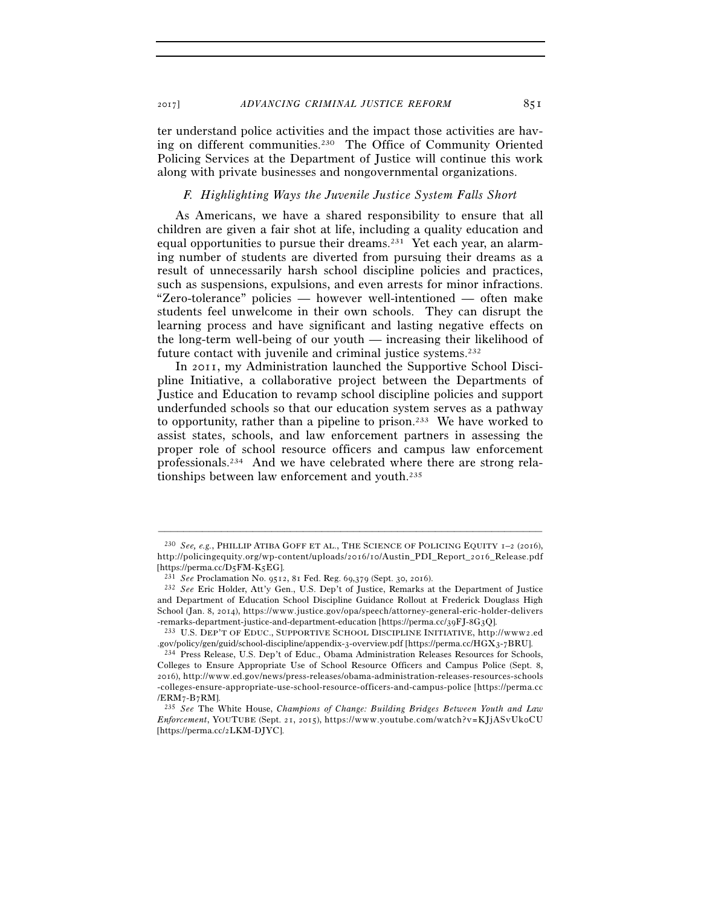ter understand police activities and the impact those activities are having on different communities.[230] The Office of Community Oriented Policing Services at the Department of Justice will continue this work along with private businesses and nongovernmental organizations.

### *F. Highlighting Ways the Juvenile Justice System Falls Short*

As Americans, we have a shared responsibility to ensure that all children are given a fair shot at life, including a quality education and equal opportunities to pursue their dreams.[231] Yet each year, an alarming number of students are diverted from pursuing their dreams as a result of unnecessarily harsh school discipline policies and practices, such as suspensions, expulsions, and even arrests for minor infractions. "Zero-tolerance" policies — however well-intentioned — often make students feel unwelcome in their own schools. They can disrupt the learning process and have significant and lasting negative effects on the long-term well-being of our youth — increasing their likelihood of future contact with juvenile and criminal justice systems.[232]

In 2011, my Administration launched the Supportive School Discipline Initiative, a collaborative project between the Departments of Justice and Education to revamp school discipline policies and support underfunded schools so that our education system serves as a pathway to opportunity, rather than a pipeline to prison.[233] We have worked to assist states, schools, and law enforcement partners in assessing the proper role of school resource officers and campus law enforcement professionals.[234] And we have celebrated where there are strong relationships between law enforcement and youth.[235]

---

[230] *See, e.g.*, PHILLIP ATIBA GOFF ET AL., THE SCIENCE OF POLICING EQUITY 1–2 (2016), http://policingequity.org/wp-content/uploads/2016/10/Austin_PDI_Report_2016_Release.pdf [https://perma.cc/D5FM-K5EG].

[231] *See* Proclamation No. 9512, 81 Fed. Reg. 69,379 (Sept. 30, 2016).

[232] *See* Eric Holder, Att'y Gen., U.S. Dep't of Justice, Remarks at the Department of Justice and Department of Education School Discipline Guidance Rollout at Frederick Douglass High School (Jan. 8, 2014), https://www.justice.gov/opa/speech/attorney-general-eric-holder-delivers-remarks-department-justice-and-department-education [https://perma.cc/39FJ-8G3Q].

[233] U.S. DEP'T OF EDUC., SUPPORTIVE SCHOOL DISCIPLINE INITIATIVE, http://www2.ed.gov/policy/gen/guid/school-discipline/appendix-3-overview.pdf [https://perma.cc/HGX3-7BRU].

[234] Press Release, U.S. Dep't of Educ., Obama Administration Releases Resources for Schools, Colleges to Ensure Appropriate Use of School Resource Officers and Campus Police (Sept. 8, 2016), http://www.ed.gov/news/press-releases/obama-administration-releases-resources-schools-colleges-ensure-appropriate-use-school-resource-officers-and-campus-police [https://perma.cc/ERM7-B7RM].

[235] *See* The White House, *Champions of Change: Building Bridges Between Youth and Law Enforcement*, YOUTUBE (Sept. 21, 2015), https://www.youtube.com/watch?v=KJjASvUk0CU [https://perma.cc/2LKM-DJYC].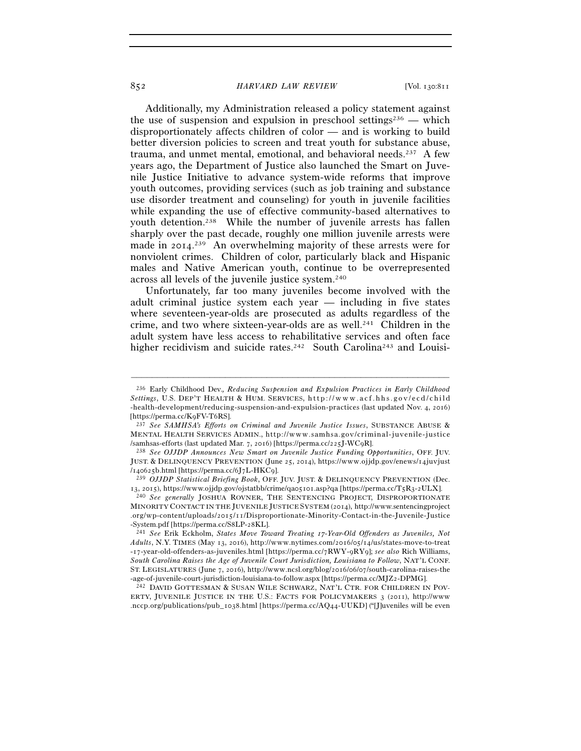Additionally, my Administration released a policy statement against the use of suspension and expulsion in preschool settings[236] — which disproportionately affects children of color — and is working to build better diversion policies to screen and treat youth for substance abuse, trauma, and unmet mental, emotional, and behavioral needs.[237] A few years ago, the Department of Justice also launched the Smart on Juvenile Justice Initiative to advance system-wide reforms that improve youth outcomes, providing services (such as job training and substance use disorder treatment and counseling) for youth in juvenile facilities while expanding the use of effective community-based alternatives to youth detention.[238] While the number of juvenile arrests has fallen sharply over the past decade, roughly one million juvenile arrests were made in 2014.[239] An overwhelming majority of these arrests were for nonviolent crimes. Children of color, particularly black and Hispanic males and Native American youth, continue to be overrepresented across all levels of the juvenile justice system.[240]

Unfortunately, far too many juveniles become involved with the adult criminal justice system each year — including in five states where seventeen-year-olds are prosecuted as adults regardless of the crime, and two where sixteen-year-olds are as well.[241] Children in the adult system have less access to rehabilitative services and often face higher recidivism and suicide rates.[242] South Carolina[243] and Louisi-

---

[236] Early Childhood Dev., *Reducing Suspension and Expulsion Practices in Early Childhood Settings*, U.S. DEP'T HEALTH & HUM. SERVICES, http://www.acf.hhs.gov/ecd/child-health-development/reducing-suspension-and-expulsion-practices (last updated Nov. 4, 2016) [https://perma.cc/K9FV-T6RS].

[237] *See SAMHSA's Efforts on Criminal and Juvenile Justice Issues*, SUBSTANCE ABUSE & MENTAL HEALTH SERVICES ADMIN., http://www.samhsa.gov/criminal-juvenile-justice/samhsas-efforts (last updated Mar. 7, 2016) [https://perma.cc/225J-WC9R].

[238] *See OJJDP Announces New Smart on Juvenile Justice Funding Opportunities*, OFF. JUV. JUST. & DELINQUENCY PREVENTION (June 25, 2014), https://www.ojjdp.gov/enews/14juvjust/140625b.html [https://perma.cc/6J7L-HKC9].

[239] *OJJDP Statistical Briefing Book*, OFF. JUV. JUST. & DELINQUENCY PREVENTION (Dec. 13, 2015), https://www.ojjdp.gov/ojstatbb/crime/qa05101.asp?qa [https://perma.cc/T5R3-2ULX].

[240] *See generally* JOSHUA ROVNER, THE SENTENCING PROJECT, DISPROPORTIONATE MINORITY CONTACT IN THE JUVENILE JUSTICE SYSTEM (2014), http://www.sentencingproject.org/wp-content/uploads/2015/11/Disproportionate-Minority-Contact-in-the-Juvenile-Justice-System.pdf [https://perma.cc/S8LP-28KL].

[241] *See* Erik Eckholm, *States Move Toward Treating 17-Year-Old Offenders as Juveniles, Not Adults*, N.Y. TIMES (May 13, 2016), http://www.nytimes.com/2016/05/14/us/states-move-to-treat-17-year-old-offenders-as-juveniles.html [https://perma.cc/7RWY-9RY9]; *see also* Rich Williams, *South Carolina Raises the Age of Juvenile Court Jurisdiction, Louisiana to Follow*, NAT'L CONF. ST. LEGISLATURES (June 7, 2016), http://www.ncsl.org/blog/2016/06/07/south-carolina-raises-the-age-of-juvenile-court-jurisdiction-louisiana-to-follow.aspx [https://perma.cc/MJZ2-DPMG].

[242] DAVID GOTTESMAN & SUSAN WILE SCHWARZ, NAT'L CTR. FOR CHILDREN IN POVERTY, JUVENILE JUSTICE IN THE U.S.: FACTS FOR POLICYMAKERS 3 (2011), http://www.nccp.org/publications/pub_1038.html [https://perma.cc/AQ44-UUKD] ("[J]uveniles will be even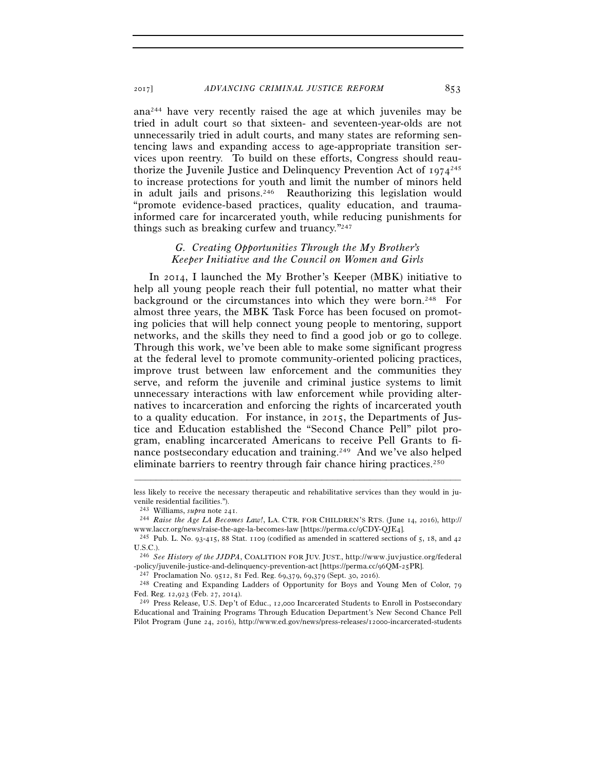ana[244] have very recently raised the age at which juveniles may be tried in adult court so that sixteen- and seventeen-year-olds are not unnecessarily tried in adult courts, and many states are reforming sentencing laws and expanding access to age-appropriate transition services upon reentry. To build on these efforts, Congress should reauthorize the Juvenile Justice and Delinquency Prevention Act of 1974[245] to increase protections for youth and limit the number of minors held in adult jails and prisons.[246] Reauthorizing this legislation would "promote evidence-based practices, quality education, and trauma-informed care for incarcerated youth, while reducing punishments for things such as breaking curfew and truancy."[247]

### *G. Creating Opportunities Through the My Brother's Keeper Initiative and the Council on Women and Girls*

In 2014, I launched the My Brother's Keeper (MBK) initiative to help all young people reach their full potential, no matter what their background or the circumstances into which they were born.[248] For almost three years, the MBK Task Force has been focused on promoting policies that will help connect young people to mentoring, support networks, and the skills they need to find a good job or go to college. Through this work, we've been able to make some significant progress at the federal level to promote community-oriented policing practices, improve trust between law enforcement and the communities they serve, and reform the juvenile and criminal justice systems to limit unnecessary interactions with law enforcement while providing alternatives to incarceration and enforcing the rights of incarcerated youth to a quality education. For instance, in 2015, the Departments of Justice and Education established the "Second Chance Pell" pilot program, enabling incarcerated Americans to receive Pell Grants to finance postsecondary education and training.[249] And we've also helped eliminate barriers to reentry through fair chance hiring practices.[250]

---

less likely to receive the necessary therapeutic and rehabilitative services than they would in juvenile residential facilities.").

[243] Williams, *supra* note 241.

[244] *Raise the Age LA Becomes Law!*, LA. CTR. FOR CHILDREN'S RTS. (June 14, 2016), http://www.laccr.org/news/raise-the-age-la-becomes-law [https://perma.cc/9CDY-QJE4].

[245] Pub. L. No. 93-415, 88 Stat. 1109 (codified as amended in scattered sections of 5, 18, and 42 U.S.C.).

[246] *See History of the JJDPA*, COALITION FOR JUV. JUST., http://www.juvjustice.org/federal-policy/juvenile-justice-and-delinquency-prevention-act [https://perma.cc/96QM-25PR].

[247] Proclamation No. 9512, 81 Fed. Reg. 69,379, 69,379 (Sept. 30, 2016).

[248] Creating and Expanding Ladders of Opportunity for Boys and Young Men of Color, 79 Fed. Reg. 12,923 (Feb. 27, 2014).

[249] Press Release, U.S. Dep't of Educ., 12,000 Incarcerated Students to Enroll in Postsecondary Educational and Training Programs Through Education Department's New Second Chance Pell Pilot Program (June 24, 2016), http://www.ed.gov/news/press-releases/12000-incarcerated-students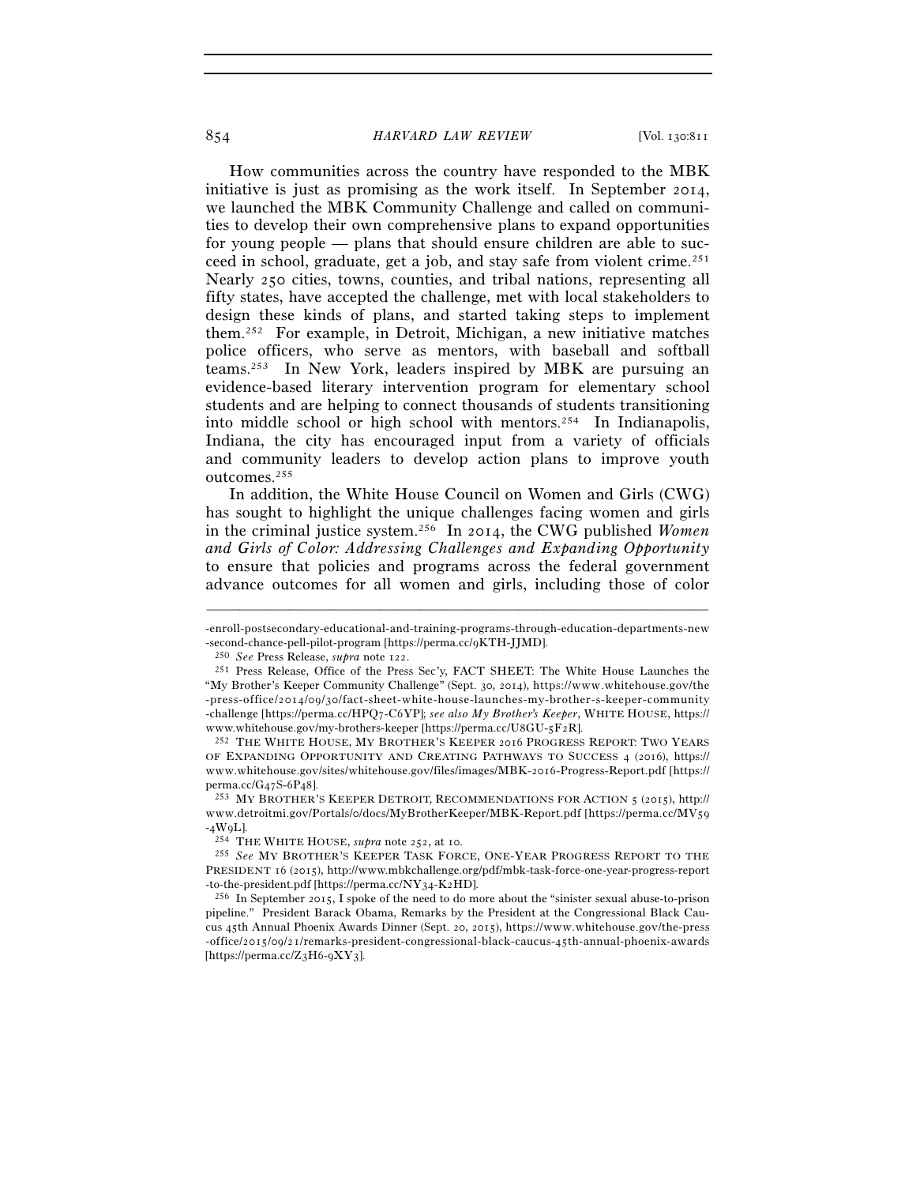How communities across the country have responded to the MBK initiative is just as promising as the work itself. In September 2014, we launched the MBK Community Challenge and called on communities to develop their own comprehensive plans to expand opportunities for young people — plans that should ensure children are able to succeed in school, graduate, get a job, and stay safe from violent crime.[251] Nearly 250 cities, towns, counties, and tribal nations, representing all fifty states, have accepted the challenge, met with local stakeholders to design these kinds of plans, and started taking steps to implement them.[252] For example, in Detroit, Michigan, a new initiative matches police officers, who serve as mentors, with baseball and softball teams.[253] In New York, leaders inspired by MBK are pursuing an evidence-based literary intervention program for elementary school students and are helping to connect thousands of students transitioning into middle school or high school with mentors.[254] In Indianapolis, Indiana, the city has encouraged input from a variety of officials and community leaders to develop action plans to improve youth outcomes.[255]

In addition, the White House Council on Women and Girls (CWG) has sought to highlight the unique challenges facing women and girls in the criminal justice system.[256] In 2014, the CWG published *Women and Girls of Color: Addressing Challenges and Expanding Opportunity* to ensure that policies and programs across the federal government advance outcomes for all women and girls, including those of color

---

-enroll-postsecondary-educational-and-training-programs-through-education-departments-new-second-chance-pell-pilot-program [https://perma.cc/9KTH-JJMD].

[250] *See* Press Release, *supra* note 122.

[251] Press Release, Office of the Press Sec'y, FACT SHEET: The White House Launches the "My Brother's Keeper Community Challenge" (Sept. 30, 2014), https://www.whitehouse.gov/the-press-office/2014/09/30/fact-sheet-white-house-launches-my-brother-s-keeper-community-challenge [https://perma.cc/HPQ7-C6YP]; *see also My Brother's Keeper*, WHITE HOUSE, https://www.whitehouse.gov/my-brothers-keeper [https://perma.cc/U8GU-5F2R].

[252] THE WHITE HOUSE, MY BROTHER'S KEEPER 2016 PROGRESS REPORT: TWO YEARS OF EXPANDING OPPORTUNITY AND CREATING PATHWAYS TO SUCCESS 4 (2016), https://www.whitehouse.gov/sites/whitehouse.gov/files/images/MBK-2016-Progress-Report.pdf [https://perma.cc/G47S-6P48].

[253] MY BROTHER'S KEEPER DETROIT, RECOMMENDATIONS FOR ACTION 5 (2015), http://www.detroitmi.gov/Portals/0/docs/MyBrotherKeeper/MBK-Report.pdf [https://perma.cc/MV59-4W9L].

[254] THE WHITE HOUSE, *supra* note 252, at 10.

[255] *See* MY BROTHER'S KEEPER TASK FORCE, ONE-YEAR PROGRESS REPORT TO THE PRESIDENT 16 (2015), http://www.mbkchallenge.org/pdf/mbk-task-force-one-year-progress-report-to-the-president.pdf [https://perma.cc/NY34-K2HD].

[256] In September 2015, I spoke of the need to do more about the "sinister sexual abuse-to-prison pipeline." President Barack Obama, Remarks by the President at the Congressional Black Caucus 45th Annual Phoenix Awards Dinner (Sept. 20, 2015), https://www.whitehouse.gov/the-press-office/2015/09/21/remarks-president-congressional-black-caucus-45th-annual-phoenix-awards [https://perma.cc/Z3H6-9XY3].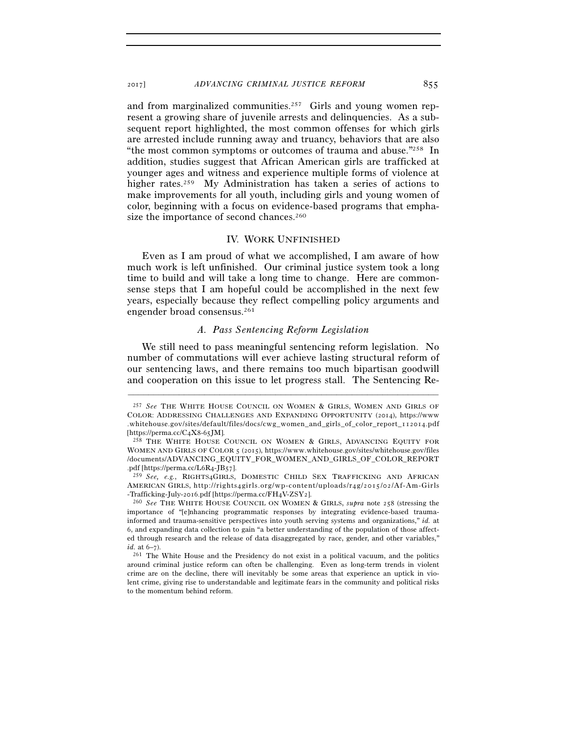and from marginalized communities.[257] Girls and young women represent a growing share of juvenile arrests and delinquencies. As a subsequent report highlighted, the most common offenses for which girls are arrested include running away and truancy, behaviors that are also "the most common symptoms or outcomes of trauma and abuse."[258] In addition, studies suggest that African American girls are trafficked at younger ages and witness and experience multiple forms of violence at higher rates.[259] My Administration has taken a series of actions to make improvements for all youth, including girls and young women of color, beginning with a focus on evidence-based programs that emphasize the importance of second chances.[260]

## IV. WORK UNFINISHED

Even as I am proud of what we accomplished, I am aware of how much work is left unfinished. Our criminal justice system took a long time to build and will take a long time to change. Here are commonsense steps that I am hopeful could be accomplished in the next few years, especially because they reflect compelling policy arguments and engender broad consensus.[261]

### *A. Pass Sentencing Reform Legislation*

We still need to pass meaningful sentencing reform legislation. No number of commutations will ever achieve lasting structural reform of our sentencing laws, and there remains too much bipartisan goodwill and cooperation on this issue to let progress stall. The Sentencing Re-

---

[257] *See* THE WHITE HOUSE COUNCIL ON WOMEN & GIRLS, WOMEN AND GIRLS OF COLOR: ADDRESSING CHALLENGES AND EXPANDING OPPORTUNITY (2014), https://www.whitehouse.gov/sites/default/files/docs/cwg_women_and_girls_of_color_report_112014.pdf [https://perma.cc/C4X8-65JM].

[258] THE WHITE HOUSE COUNCIL ON WOMEN & GIRLS, ADVANCING EQUITY FOR WOMEN AND GIRLS OF COLOR 5 (2015), https://www.whitehouse.gov/sites/whitehouse.gov/files/documents/ADVANCING_EQUITY_FOR_WOMEN_AND_GIRLS_OF_COLOR_REPORT.pdf [https://perma.cc/L6R4-JB57].

[259] *See, e.g.*, RIGHTS4GIRLS, DOMESTIC CHILD SEX TRAFFICKING AND AFRICAN AMERICAN GIRLS, http://rights4girls.org/wp-content/uploads/r4g/2015/02/Af-Am-Girls-Trafficking-July-2016.pdf [https://perma.cc/FH4V-ZSY2].

[260] *See* THE WHITE HOUSE COUNCIL ON WOMEN & GIRLS, *supra* note 258 (stressing the importance of "[e]nhancing programmatic responses by integrating evidence-based trauma-informed and trauma-sensitive perspectives into youth serving systems and organizations," *id.* at 6, and expanding data collection to gain "a better understanding of the population of those affected through research and the release of data disaggregated by race, gender, and other variables," *id.* at 6–7).

[261] The White House and the Presidency do not exist in a political vacuum, and the politics around criminal justice reform can often be challenging. Even as long-term trends in violent crime are on the decline, there will inevitably be some areas that experience an uptick in violent crime, giving rise to understandable and legitimate fears in the community and political risks to the momentum behind reform.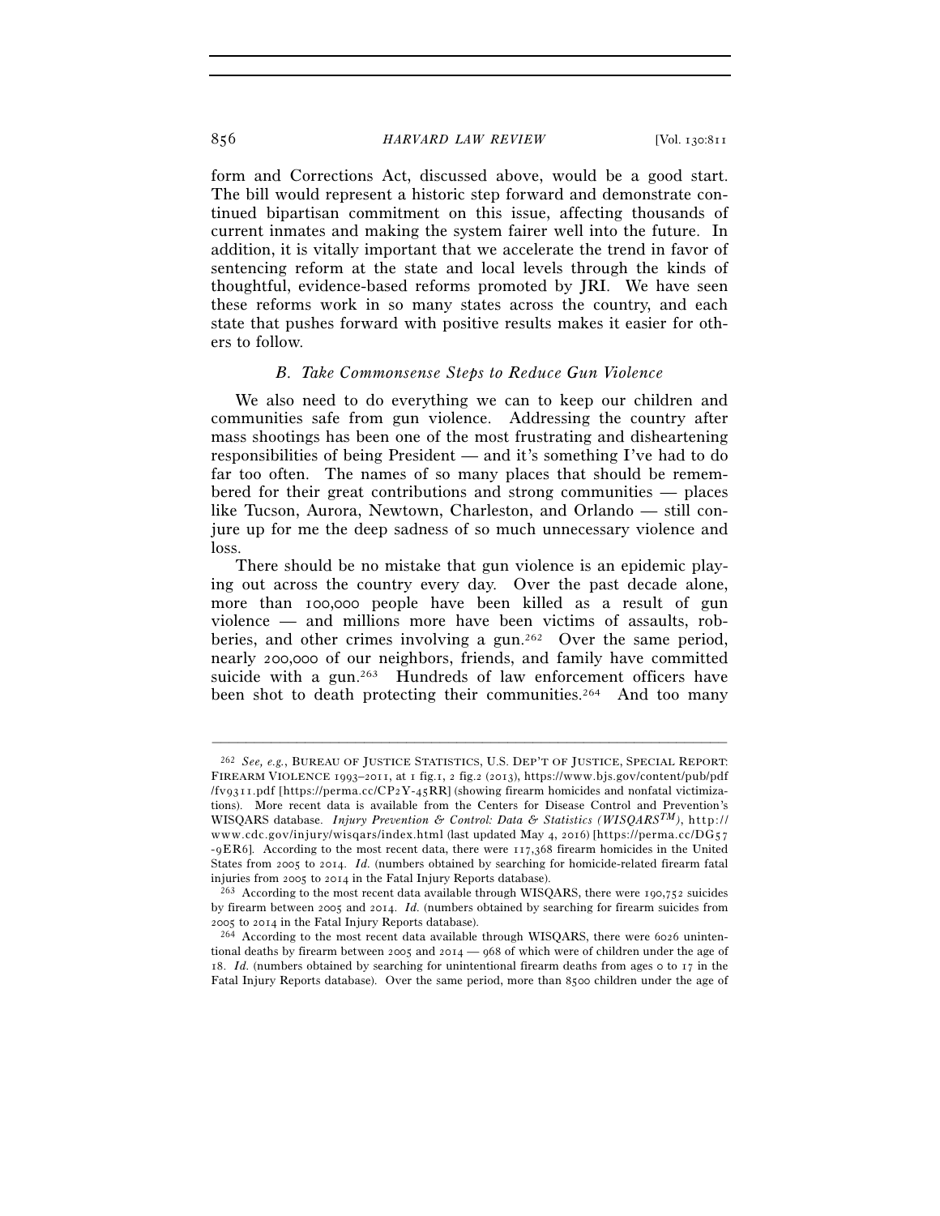form and Corrections Act, discussed above, would be a good start. The bill would represent a historic step forward and demonstrate continued bipartisan commitment on this issue, affecting thousands of current inmates and making the system fairer well into the future. In addition, it is vitally important that we accelerate the trend in favor of sentencing reform at the state and local levels through the kinds of thoughtful, evidence-based reforms promoted by JRI. We have seen these reforms work in so many states across the country, and each state that pushes forward with positive results makes it easier for others to follow.

### *B. Take Commonsense Steps to Reduce Gun Violence*

We also need to do everything we can to keep our children and communities safe from gun violence. Addressing the country after mass shootings has been one of the most frustrating and disheartening responsibilities of being President — and it's something I've had to do far too often. The names of so many places that should be remembered for their great contributions and strong communities — places like Tucson, Aurora, Newtown, Charleston, and Orlando — still conjure up for me the deep sadness of so much unnecessary violence and loss.

There should be no mistake that gun violence is an epidemic playing out across the country every day. Over the past decade alone, more than 100,000 people have been killed as a result of gun violence — and millions more have been victims of assaults, robberies, and other crimes involving a gun.[262] Over the same period, nearly 200,000 of our neighbors, friends, and family have committed suicide with a gun.[263] Hundreds of law enforcement officers have been shot to death protecting their communities.[264] And too many

---

[262] *See, e.g.*, BUREAU OF JUSTICE STATISTICS, U.S. DEP'T OF JUSTICE, SPECIAL REPORT: FIREARM VIOLENCE 1993–2011, at 1 fig.1, 2 fig.2 (2013), https://www.bjs.gov/content/pub/pdf/fv9311.pdf [https://perma.cc/CP2Y-45RR] (showing firearm homicides and nonfatal victimizations). More recent data is available from the Centers for Disease Control and Prevention's WISQARS database. *Injury Prevention & Control: Data & Statistics (WISQARS™)*, http://www.cdc.gov/injury/wisqars/index.html (last updated May 4, 2016) [https://perma.cc/DG57-9ER6]. According to the most recent data, there were 117,368 firearm homicides in the United States from 2005 to 2014. *Id.* (numbers obtained by searching for homicide-related firearm fatal injuries from 2005 to 2014 in the Fatal Injury Reports database).

[263] According to the most recent data available through WISQARS, there were 190,752 suicides by firearm between 2005 and 2014. *Id.* (numbers obtained by searching for firearm suicides from 2005 to 2014 in the Fatal Injury Reports database).

[264] According to the most recent data available through WISQARS, there were 6026 unintentional deaths by firearm between 2005 and 2014 — 968 of which were of children under the age of 18. *Id.* (numbers obtained by searching for unintentional firearm deaths from ages 0 to 17 in the Fatal Injury Reports database). Over the same period, more than 8500 children under the age of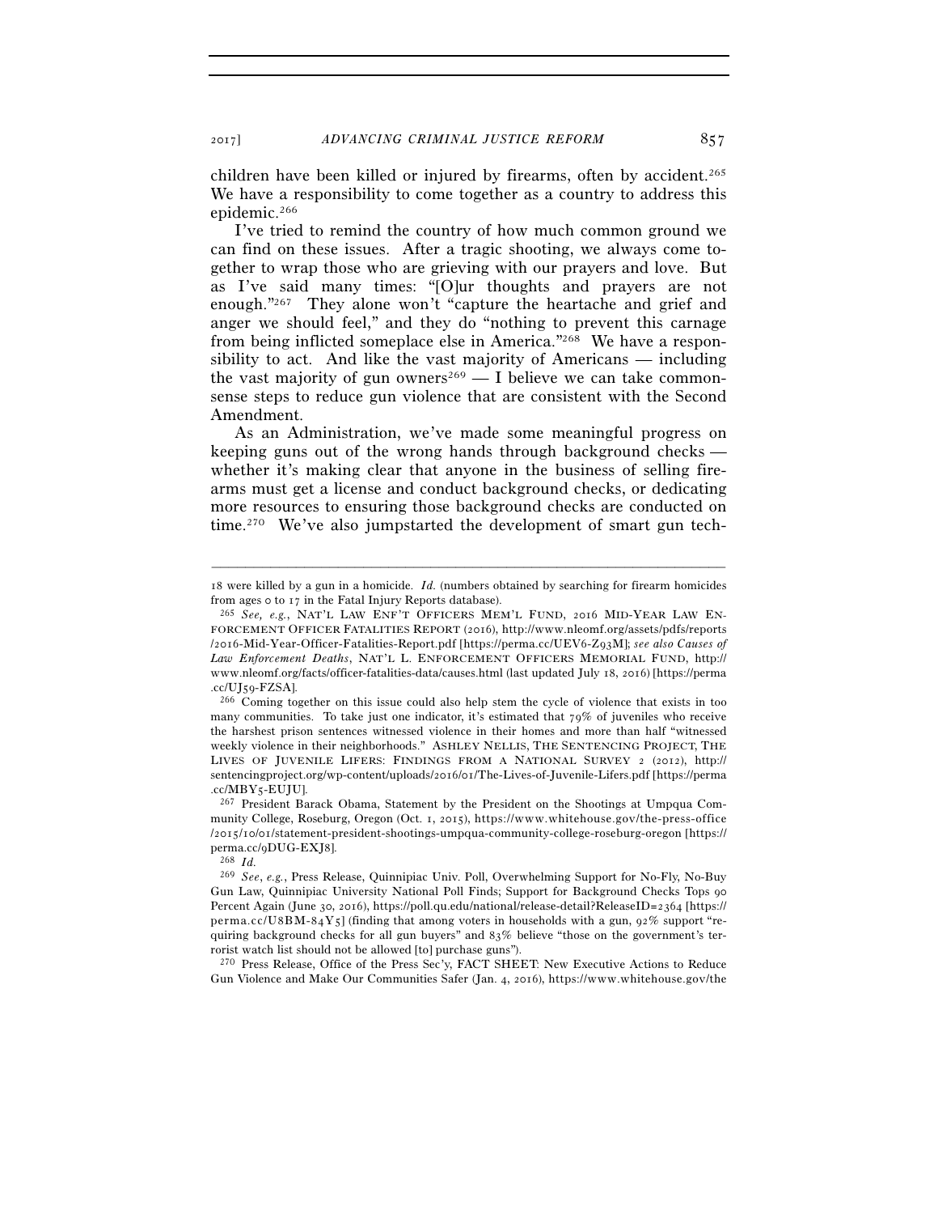children have been killed or injured by firearms, often by accident.[265] We have a responsibility to come together as a country to address this epidemic.[266]

I've tried to remind the country of how much common ground we can find on these issues. After a tragic shooting, we always come together to wrap those who are grieving with our prayers and love. But as I've said many times: "[O]ur thoughts and prayers are not enough."[267] They alone won't "capture the heartache and grief and anger we should feel," and they do "nothing to prevent this carnage from being inflicted someplace else in America."[268] We have a responsibility to act. And like the vast majority of Americans — including the vast majority of gun owners[269] — I believe we can take commonsense steps to reduce gun violence that are consistent with the Second Amendment.

As an Administration, we've made some meaningful progress on keeping guns out of the wrong hands through background checks — whether it's making clear that anyone in the business of selling firearms must get a license and conduct background checks, or dedicating more resources to ensuring those background checks are conducted on time.[270] We've also jumpstarted the development of smart gun tech-

---

18 were killed by a gun in a homicide. *Id.* (numbers obtained by searching for firearm homicides from ages 0 to 17 in the Fatal Injury Reports database).

[265] *See, e.g.*, NAT'L LAW ENF'T OFFICERS MEM'L FUND, 2016 MID-YEAR LAW ENFORCEMENT OFFICER FATALITIES REPORT (2016), http://www.nleomf.org/assets/pdfs/reports/2016-Mid-Year-Officer-Fatalities-Report.pdf [https://perma.cc/UEV6-Z93M]; *see also Causes of Law Enforcement Deaths*, NAT'L L. ENFORCEMENT OFFICERS MEMORIAL FUND, http://www.nleomf.org/facts/officer-fatalities-data/causes.html (last updated July 18, 2016) [https://perma.cc/UJ59-FZSA].

[266] Coming together on this issue could also help stem the cycle of violence that exists in too many communities. To take just one indicator, it's estimated that 79% of juveniles who receive the harshest prison sentences witnessed violence in their homes and more than half "witnessed weekly violence in their neighborhoods." ASHLEY NELLIS, THE SENTENCING PROJECT, THE LIVES OF JUVENILE LIFERS: FINDINGS FROM A NATIONAL SURVEY 2 (2012), http://sentencingproject.org/wp-content/uploads/2016/01/The-Lives-of-Juvenile-Lifers.pdf [https://perma.cc/MBY5-EUJU].

[267] President Barack Obama, Statement by the President on the Shootings at Umpqua Community College, Roseburg, Oregon (Oct. 1, 2015), https://www.whitehouse.gov/the-press-office/2015/10/01/statement-president-shootings-umpqua-community-college-roseburg-oregon [https://perma.cc/9DUG-EXJ8].

[268] *Id.*

[269] *See, e.g.*, Press Release, Quinnipiac Univ. Poll, Overwhelming Support for No-Fly, No-Buy Gun Law, Quinnipiac University National Poll Finds; Support for Background Checks Tops 90 Percent Again (June 30, 2016), https://poll.qu.edu/national/release-detail?ReleaseID=2364 [https://perma.cc/U8BM-84Y5] (finding that among voters in households with a gun, 92% support "requiring background checks for all gun buyers" and 83% believe "those on the government's terrorist watch list should not be allowed [to] purchase guns").

[270] Press Release, Office of the Press Sec'y, FACT SHEET: New Executive Actions to Reduce Gun Violence and Make Our Communities Safer (Jan. 4, 2016), https://www.whitehouse.gov/the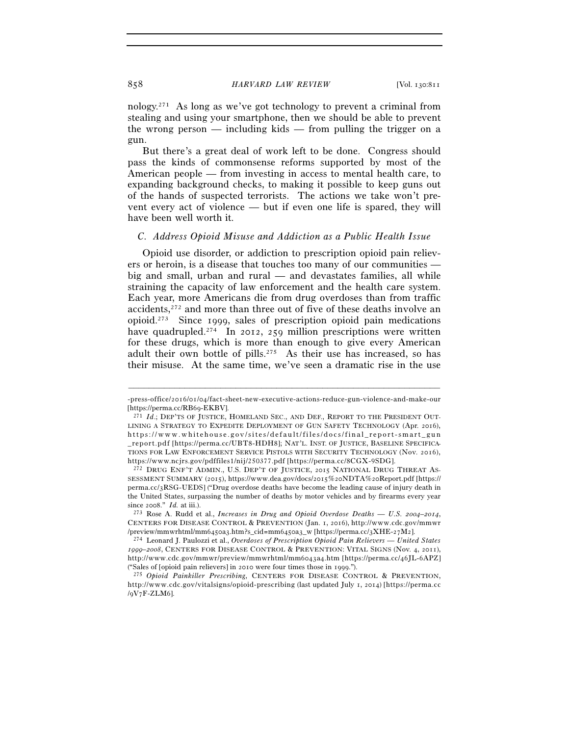nology.[271] As long as we've got technology to prevent a criminal from stealing and using your smartphone, then we should be able to prevent the wrong person — including kids — from pulling the trigger on a gun.

But there's a great deal of work left to be done. Congress should pass the kinds of commonsense reforms supported by most of the American people — from investing in access to mental health care, to expanding background checks, to making it possible to keep guns out of the hands of suspected terrorists. The actions we take won't prevent every act of violence — but if even one life is spared, they will have been well worth it.

### *C. Address Opioid Misuse and Addiction as a Public Health Issue*

Opioid use disorder, or addiction to prescription opioid pain relievers or heroin, is a disease that touches too many of our communities — big and small, urban and rural — and devastates families, all while straining the capacity of law enforcement and the health care system. Each year, more Americans die from drug overdoses than from traffic accidents,[272] and more than three out of five of these deaths involve an opioid.[273] Since 1999, sales of prescription opioid pain medications have quadrupled.[274] In 2012, 259 million prescriptions were written for these drugs, which is more than enough to give every American adult their own bottle of pills.[275] As their use has increased, so has their misuse. At the same time, we've seen a dramatic rise in the use

---

-press-office/2016/01/04/fact-sheet-new-executive-actions-reduce-gun-violence-and-make-our [https://perma.cc/RB69-EKBV].

[271] *Id.*; DEP'TS OF JUSTICE, HOMELAND SEC., AND DEF., REPORT TO THE PRESIDENT OUTLINING A STRATEGY TO EXPEDITE DEPLOYMENT OF GUN SAFETY TECHNOLOGY (Apr. 2016), https://www.whitehouse.gov/sites/default/files/docs/final_report-smart_gun_report.pdf [https://perma.cc/UBT8-HDH8]; NAT'L. INST. OF JUSTICE, BASELINE SPECIFICATIONS FOR LAW ENFORCEMENT SERVICE PISTOLS WITH SECURITY TECHNOLOGY (Nov. 2016), https://www.ncjrs.gov/pdffiles1/nij/250377.pdf [https://perma.cc/8CGX-9SDG].

[272] DRUG ENF'T ADMIN., U.S. DEP'T OF JUSTICE, 2015 NATIONAL DRUG THREAT ASSESSMENT SUMMARY (2015), https://www.dea.gov/docs/2015%20NDTA%20Report.pdf [https://perma.cc/3RSG-UEDS] ("Drug overdose deaths have become the leading cause of injury death in the United States, surpassing the number of deaths by motor vehicles and by firearms every year since 2008." *Id.* at iii.).

[273] Rose A. Rudd et al., *Increases in Drug and Opioid Overdose Deaths — U.S. 2004–2014*, CENTERS FOR DISEASE CONTROL & PREVENTION (Jan. 1, 2016), http://www.cdc.gov/mmwr/preview/mmwrhtml/mm6450a3.htm?s_cid=mm6450a3_w [https://perma.cc/3XHE-27M2].

[274] Leonard J. Paulozzi et al., *Overdoses of Prescription Opioid Pain Relievers — United States 1999–2008*, CENTERS FOR DISEASE CONTROL & PREVENTION: VITAL SIGNS (Nov. 4, 2011), http://www.cdc.gov/mmwr/preview/mmwrhtml/mm6043a4.htm [https://perma.cc/46JL-6APZ] ("Sales of [opioid pain relievers] in 2010 were four times those in 1999.").

[275] *Opioid Painkiller Prescribing*, CENTERS FOR DISEASE CONTROL & PREVENTION, http://www.cdc.gov/vitalsigns/opioid-prescribing (last updated July 1, 2014) [https://perma.cc/9V7F-ZLM6].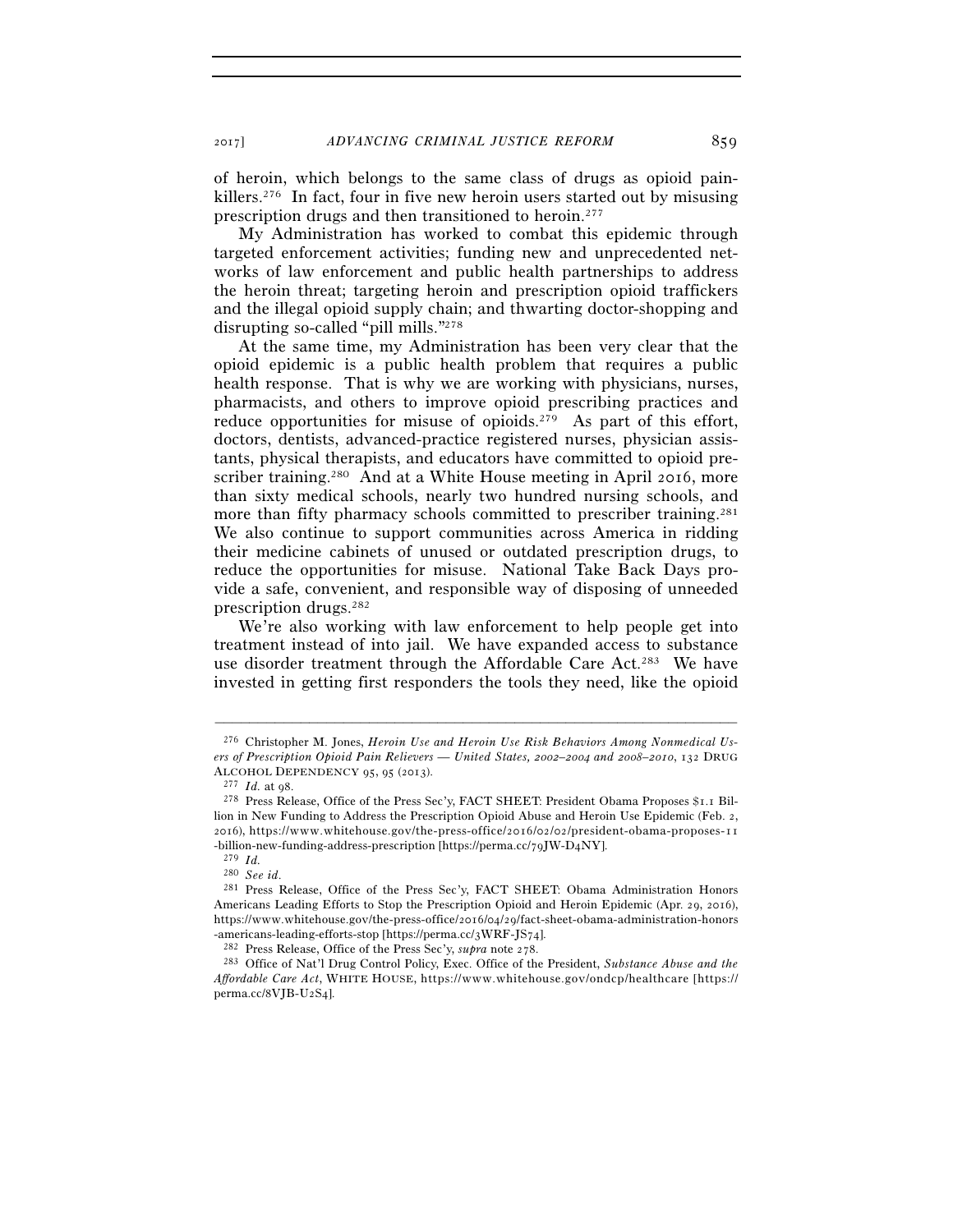of heroin, which belongs to the same class of drugs as opioid painkillers.[276] In fact, four in five new heroin users started out by misusing prescription drugs and then transitioned to heroin.[277]

My Administration has worked to combat this epidemic through targeted enforcement activities; funding new and unprecedented networks of law enforcement and public health partnerships to address the heroin threat; targeting heroin and prescription opioid traffickers and the illegal opioid supply chain; and thwarting doctor-shopping and disrupting so-called "pill mills."[278]

At the same time, my Administration has been very clear that the opioid epidemic is a public health problem that requires a public health response. That is why we are working with physicians, nurses, pharmacists, and others to improve opioid prescribing practices and reduce opportunities for misuse of opioids.[279] As part of this effort, doctors, dentists, advanced-practice registered nurses, physician assistants, physical therapists, and educators have committed to opioid prescriber training.[280] And at a White House meeting in April 2016, more than sixty medical schools, nearly two hundred nursing schools, and more than fifty pharmacy schools committed to prescriber training.[281] We also continue to support communities across America in ridding their medicine cabinets of unused or outdated prescription drugs, to reduce the opportunities for misuse. National Take Back Days provide a safe, convenient, and responsible way of disposing of unneeded prescription drugs.[282]

We're also working with law enforcement to help people get into treatment instead of into jail. We have expanded access to substance use disorder treatment through the Affordable Care Act.[283] We have invested in getting first responders the tools they need, like the opioid

---

[276] Christopher M. Jones, *Heroin Use and Heroin Use Risk Behaviors Among Nonmedical Users of Prescription Opioid Pain Relievers — United States, 2002–2004 and 2008–2010*, 132 DRUG ALCOHOL DEPENDENCY 95, 95 (2013).

[277] *Id.* at 98.

[278] Press Release, Office of the Press Sec'y, FACT SHEET: President Obama Proposes $1.1 Billion in New Funding to Address the Prescription Opioid Abuse and Heroin Use Epidemic (Feb. 2, 2016), https://www.whitehouse.gov/the-press-office/2016/02/02/president-obama-proposes-11-billion-new-funding-address-prescription [https://perma.cc/79JW-D4NY].

[279] *Id.*

[280] *See id.*

[281] Press Release, Office of the Press Sec'y, FACT SHEET: Obama Administration Honors Americans Leading Efforts to Stop the Prescription Opioid and Heroin Epidemic (Apr. 29, 2016), https://www.whitehouse.gov/the-press-office/2016/04/29/fact-sheet-obama-administration-honors-americans-leading-efforts-stop [https://perma.cc/3WRF-JS74].

[282] Press Release, Office of the Press Sec'y, *supra* note 278.

[283] Office of Nat'l Drug Control Policy, Exec. Office of the President, *Substance Abuse and the Affordable Care Act*, WHITE HOUSE, https://www.whitehouse.gov/ondcp/healthcare [https://perma.cc/8VJB-U2S4].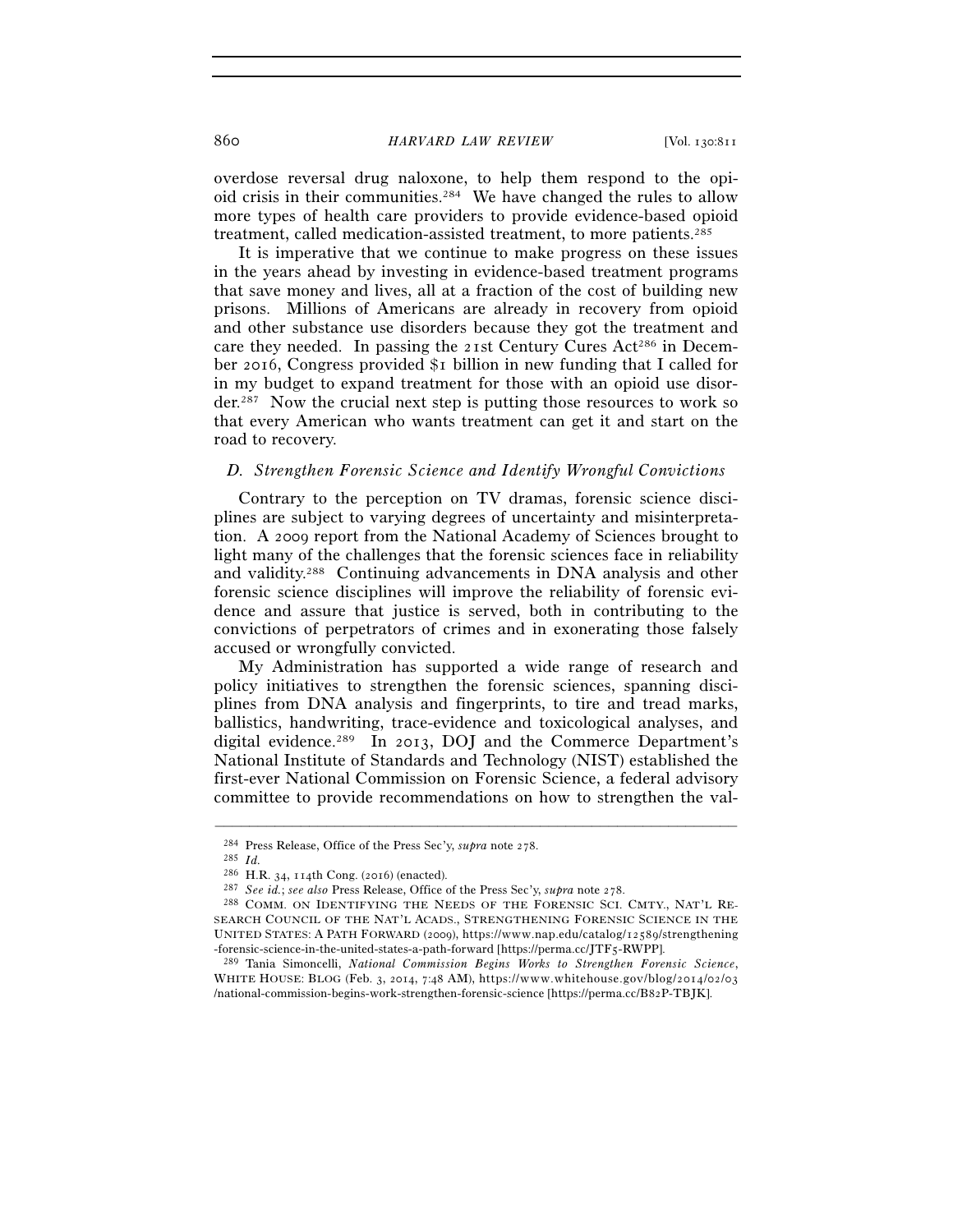overdose reversal drug naloxone, to help them respond to the opioid crisis in their communities.[284] We have changed the rules to allow more types of health care providers to provide evidence-based opioid treatment, called medication-assisted treatment, to more patients.[285]

It is imperative that we continue to make progress on these issues in the years ahead by investing in evidence-based treatment programs that save money and lives, all at a fraction of the cost of building new prisons. Millions of Americans are already in recovery from opioid and other substance use disorders because they got the treatment and care they needed. In passing the 21st Century Cures Act[286] in December 2016, Congress provided $1 billion in new funding that I called for in my budget to expand treatment for those with an opioid use disorder.[287] Now the crucial next step is putting those resources to work so that every American who wants treatment can get it and start on the road to recovery.

### *D. Strengthen Forensic Science and Identify Wrongful Convictions*

Contrary to the perception on TV dramas, forensic science disciplines are subject to varying degrees of uncertainty and misinterpretation. A 2009 report from the National Academy of Sciences brought to light many of the challenges that the forensic sciences face in reliability and validity.[288] Continuing advancements in DNA analysis and other forensic science disciplines will improve the reliability of forensic evidence and assure that justice is served, both in contributing to the convictions of perpetrators of crimes and in exonerating those falsely accused or wrongfully convicted.

My Administration has supported a wide range of research and policy initiatives to strengthen the forensic sciences, spanning disciplines from DNA analysis and fingerprints, to tire and tread marks, ballistics, handwriting, trace-evidence and toxicological analyses, and digital evidence.[289] In 2013, DOJ and the Commerce Department's National Institute of Standards and Technology (NIST) established the first-ever National Commission on Forensic Science, a federal advisory committee to provide recommendations on how to strengthen the val-

---

[284] Press Release, Office of the Press Sec'y, *supra* note 278.

[285] *Id.*

[286] H.R. 34, 114th Cong. (2016) (enacted).

[287] *See id.*; *see also* Press Release, Office of the Press Sec'y, *supra* note 278.

[288] COMM. ON IDENTIFYING THE NEEDS OF THE FORENSIC SCI. CMTY., NAT'L RESEARCH COUNCIL OF THE NAT'L ACADS., STRENGTHENING FORENSIC SCIENCE IN THE UNITED STATES: A PATH FORWARD (2009), https://www.nap.edu/catalog/12589/strengthening-forensic-science-in-the-united-states-a-path-forward [https://perma.cc/JTF5-RWPP].

[289] Tania Simoncelli, *National Commission Begins Works to Strengthen Forensic Science*, WHITE HOUSE: BLOG (Feb. 3, 2014, 7:48 AM), https://www.whitehouse.gov/blog/2014/02/03/national-commission-begins-work-strengthen-forensic-science [https://perma.cc/B82P-TBJK].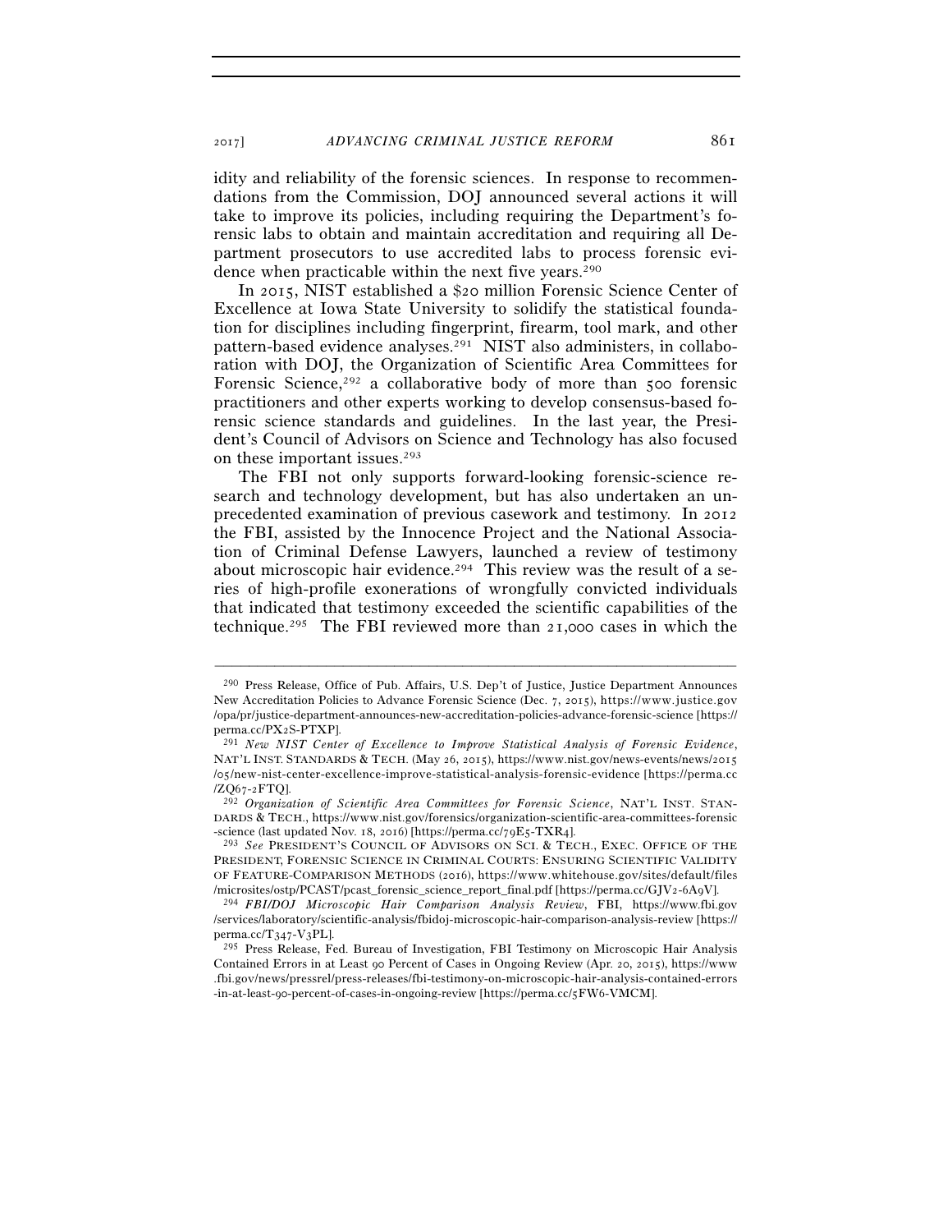idity and reliability of the forensic sciences. In response to recommendations from the Commission, DOJ announced several actions it will take to improve its policies, including requiring the Department's forensic labs to obtain and maintain accreditation and requiring all Department prosecutors to use accredited labs to process forensic evidence when practicable within the next five years.[290]

In 2015, NIST established a $20 million Forensic Science Center of Excellence at Iowa State University to solidify the statistical foundation for disciplines including fingerprint, firearm, tool mark, and other pattern-based evidence analyses.[291] NIST also administers, in collaboration with DOJ, the Organization of Scientific Area Committees for Forensic Science,[292] a collaborative body of more than 500 forensic practitioners and other experts working to develop consensus-based forensic science standards and guidelines. In the last year, the President's Council of Advisors on Science and Technology has also focused on these important issues.[293]

The FBI not only supports forward-looking forensic-science research and technology development, but has also undertaken an unprecedented examination of previous casework and testimony. In 2012 the FBI, assisted by the Innocence Project and the National Association of Criminal Defense Lawyers, launched a review of testimony about microscopic hair evidence.[294] This review was the result of a series of high-profile exonerations of wrongfully convicted individuals that indicated that testimony exceeded the scientific capabilities of the technique.[295] The FBI reviewed more than 21,000 cases in which the

---

[290] Press Release, Office of Pub. Affairs, U.S. Dep't of Justice, Justice Department Announces New Accreditation Policies to Advance Forensic Science (Dec. 7, 2015), https://www.justice.gov/opa/pr/justice-department-announces-new-accreditation-policies-advance-forensic-science [https://perma.cc/PX2S-PTXP].

[291] *New NIST Center of Excellence to Improve Statistical Analysis of Forensic Evidence*, NAT'L INST. STANDARDS & TECH. (May 26, 2015), https://www.nist.gov/news-events/news/2015/05/new-nist-center-excellence-improve-statistical-analysis-forensic-evidence [https://perma.cc/ZQ67-2FTQ].

[292] *Organization of Scientific Area Committees for Forensic Science*, NAT'L INST. STANDARDS & TECH., https://www.nist.gov/forensics/organization-scientific-area-committees-forensic-science (last updated Nov. 18, 2016) [https://perma.cc/79E5-TXR4].

[293] *See* PRESIDENT'S COUNCIL OF ADVISORS ON SCI. & TECH., EXEC. OFFICE OF THE PRESIDENT, FORENSIC SCIENCE IN CRIMINAL COURTS: ENSURING SCIENTIFIC VALIDITY OF FEATURE-COMPARISON METHODS (2016), https://www.whitehouse.gov/sites/default/files/microsites/ostp/PCAST/pcast_forensic_science_report_final.pdf [https://perma.cc/GJV2-6A9V].

[294] *FBI/DOJ Microscopic Hair Comparison Analysis Review*, FBI, https://www.fbi.gov/services/laboratory/scientific-analysis/fbidoj-microscopic-hair-comparison-analysis-review [https://perma.cc/T347-V3PL].

[295] Press Release, Fed. Bureau of Investigation, FBI Testimony on Microscopic Hair Analysis Contained Errors in at Least 90 Percent of Cases in Ongoing Review (Apr. 20, 2015), https://www.fbi.gov/news/pressrel/press-releases/fbi-testimony-on-microscopic-hair-analysis-contained-errors-in-at-least-90-percent-of-cases-in-ongoing-review [https://perma.cc/5FW6-VMCM].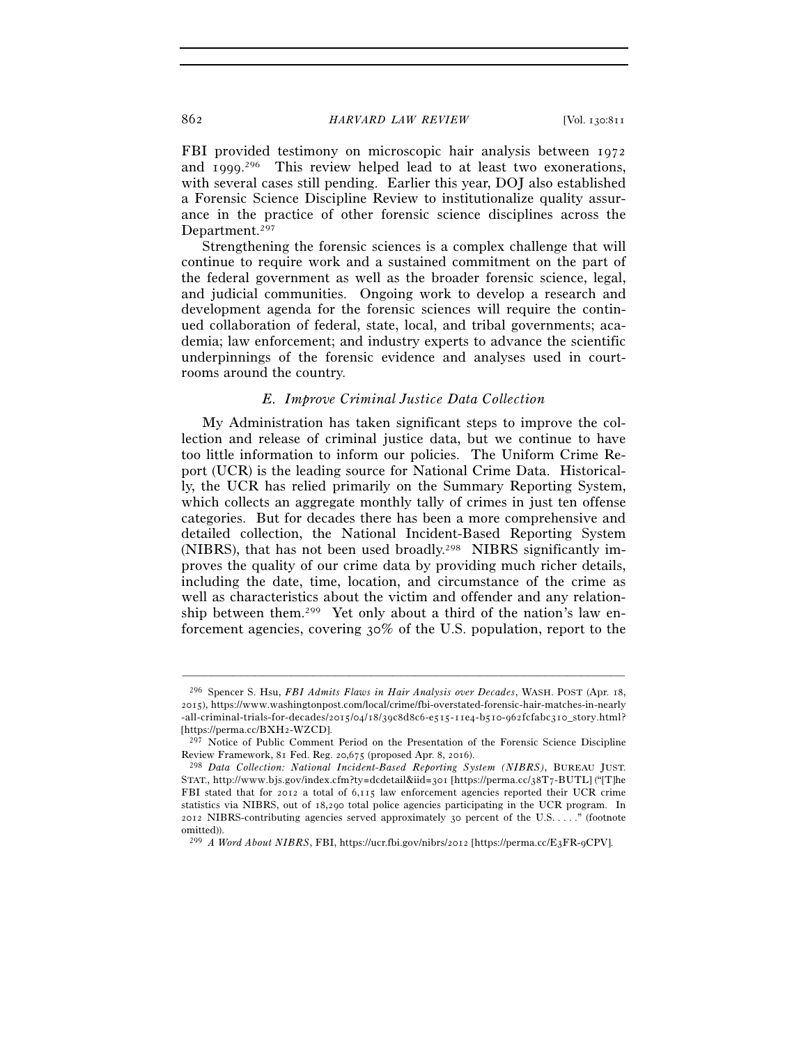FBI provided testimony on microscopic hair analysis between 1972 and 1999.[296] This review helped lead to at least two exonerations, with several cases still pending. Earlier this year, DOJ also established a Forensic Science Discipline Review to institutionalize quality assurance in the practice of other forensic science disciplines across the Department.[297]

Strengthening the forensic sciences is a complex challenge that will continue to require work and a sustained commitment on the part of the federal government as well as the broader forensic science, legal, and judicial communities. Ongoing work to develop a research and development agenda for the forensic sciences will require the continued collaboration of federal, state, local, and tribal governments; academia; law enforcement; and industry experts to advance the scientific underpinnings of the forensic evidence and analyses used in courtrooms around the country.

### *E. Improve Criminal Justice Data Collection*

My Administration has taken significant steps to improve the collection and release of criminal justice data, but we continue to have too little information to inform our policies. The Uniform Crime Report (UCR) is the leading source for National Crime Data. Historically, the UCR has relied primarily on the Summary Reporting System, which collects an aggregate monthly tally of crimes in just ten offense categories. But for decades there has been a more comprehensive and detailed collection, the National Incident-Based Reporting System (NIBRS), that has not been used broadly.[298] NIBRS significantly improves the quality of our crime data by providing much richer details, including the date, time, location, and circumstance of the crime as well as characteristics about the victim and offender and any relationship between them.[299] Yet only about a third of the nation's law enforcement agencies, covering 30% of the U.S. population, report to the

---

[296] Spencer S. Hsu, *FBI Admits Flaws in Hair Analysis over Decades*, WASH. POST (Apr. 18, 2015), https://www.washingtonpost.com/local/crime/fbi-overstated-forensic-hair-matches-in-nearly-all-criminal-trials-for-decades/2015/04/18/39c8d8c6-e515-11e4-b510-962fcfabc310_story.html? [https://perma.cc/BXH2-WZCD].

[297] Notice of Public Comment Period on the Presentation of the Forensic Science Discipline Review Framework, 81 Fed. Reg. 20,675 (proposed Apr. 8, 2016).

[298] *Data Collection: National Incident-Based Reporting System (NIBRS)*, BUREAU JUST. STAT., http://www.bjs.gov/index.cfm?ty=dcdetail&iid=301 [https://perma.cc/38T7-BUTL] ("[T]he FBI stated that for 2012 a total of 6,115 law enforcement agencies reported their UCR crime statistics via NIBRS, out of 18,290 total police agencies participating in the UCR program. In 2012 NIBRS-contributing agencies served approximately 30 percent of the U.S. . . . ." (footnote omitted)).

[299] *A Word About NIBRS*, FBI, https://ucr.fbi.gov/nibrs/2012 [https://perma.cc/E3FR-9CPV].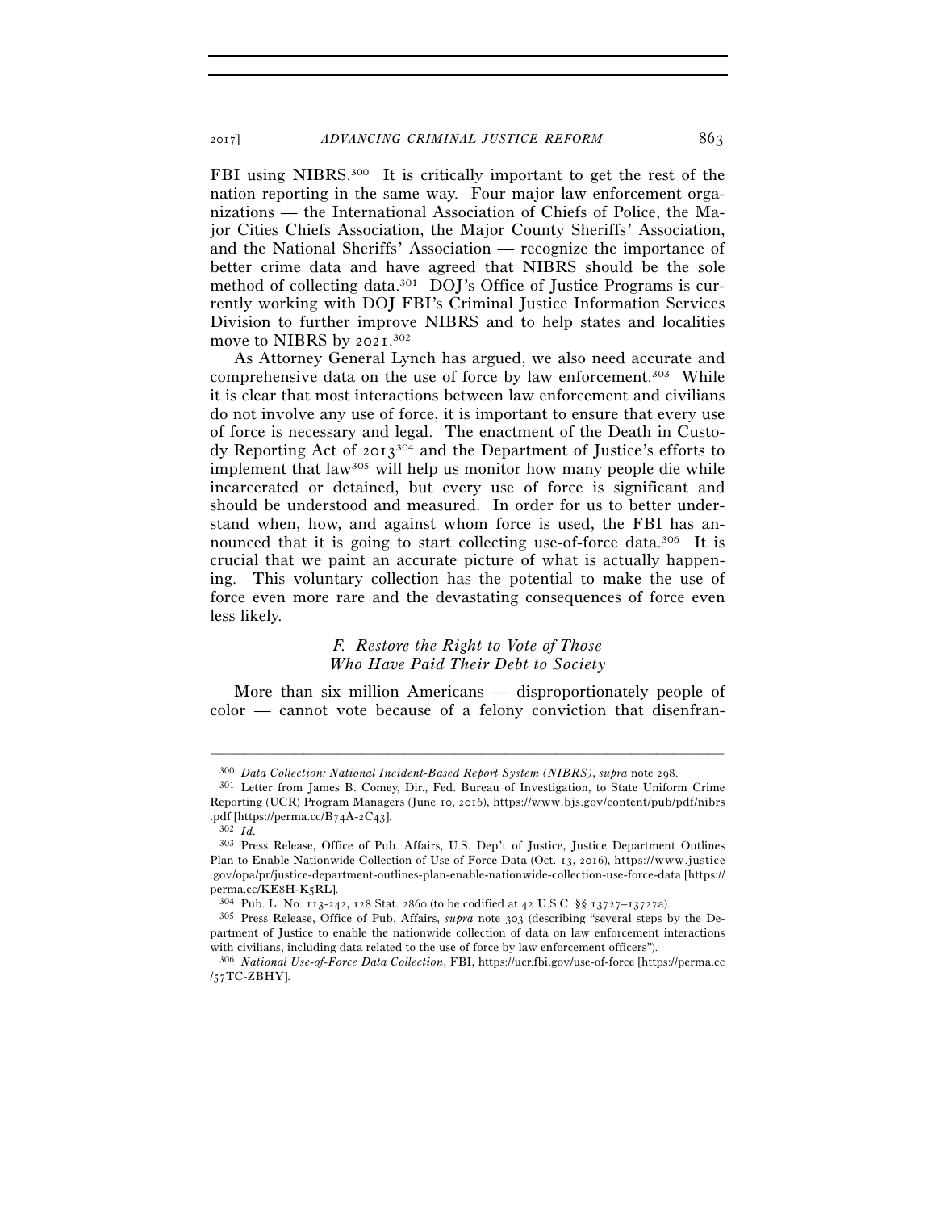FBI using NIBRS.[300] It is critically important to get the rest of the nation reporting in the same way. Four major law enforcement organizations — the International Association of Chiefs of Police, the Major Cities Chiefs Association, the Major County Sheriffs' Association, and the National Sheriffs' Association — recognize the importance of better crime data and have agreed that NIBRS should be the sole method of collecting data.[301] DOJ's Office of Justice Programs is currently working with DOJ FBI's Criminal Justice Information Services Division to further improve NIBRS and to help states and localities move to NIBRS by 2021.[302]

As Attorney General Lynch has argued, we also need accurate and comprehensive data on the use of force by law enforcement.[303] While it is clear that most interactions between law enforcement and civilians do not involve any use of force, it is important to ensure that every use of force is necessary and legal. The enactment of the Death in Custody Reporting Act of 2013[304] and the Department of Justice's efforts to implement that law[305] will help us monitor how many people die while incarcerated or detained, but every use of force is significant and should be understood and measured. In order for us to better understand when, how, and against whom force is used, the FBI has announced that it is going to start collecting use-of-force data.[306] It is crucial that we paint an accurate picture of what is actually happening. This voluntary collection has the potential to make the use of force even more rare and the devastating consequences of force even less likely.

### *F. Restore the Right to Vote of Those Who Have Paid Their Debt to Society*

More than six million Americans — disproportionately people of color — cannot vote because of a felony conviction that disenfran-

---

[300] *Data Collection: National Incident-Based Report System (NIBRS)*, *supra* note 298.

[301] Letter from James B. Comey, Dir., Fed. Bureau of Investigation, to State Uniform Crime Reporting (UCR) Program Managers (June 10, 2016), https://www.bjs.gov/content/pub/pdf/nibrs.pdf [https://perma.cc/B74A-2C43].

[302] *Id.*

[303] Press Release, Office of Pub. Affairs, U.S. Dep't of Justice, Justice Department Outlines Plan to Enable Nationwide Collection of Use of Force Data (Oct. 13, 2016), https://www.justice.gov/opa/pr/justice-department-outlines-plan-enable-nationwide-collection-use-force-data [https://perma.cc/KE8H-K5RL].

[304] Pub. L. No. 113-242, 128 Stat. 2860 (to be codified at 42 U.S.C. §§ 13727–13727a).

[305] Press Release, Office of Pub. Affairs, *supra* note 303 (describing "several steps by the Department of Justice to enable the nationwide collection of data on law enforcement interactions with civilians, including data related to the use of force by law enforcement officers").

[306] *National Use-of-Force Data Collection*, FBI, https://ucr.fbi.gov/use-of-force [https://perma.cc/57TC-ZBHY].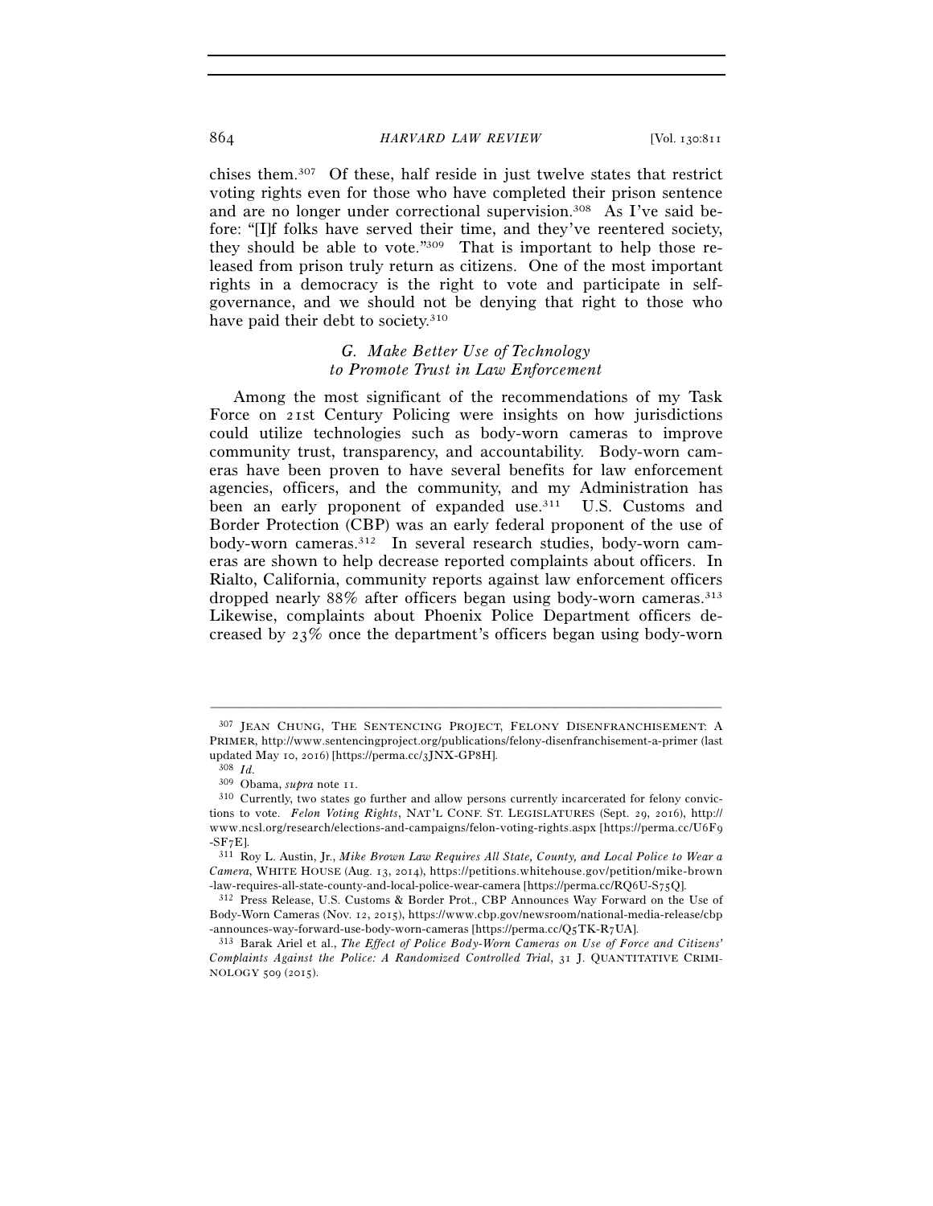chises them.[307] Of these, half reside in just twelve states that restrict voting rights even for those who have completed their prison sentence and are no longer under correctional supervision.[308] As I've said before: "[I]f folks have served their time, and they've reentered society, they should be able to vote."[309] That is important to help those released from prison truly return as citizens. One of the most important rights in a democracy is the right to vote and participate in self-governance, and we should not be denying that right to those who have paid their debt to society.[310]

### *G. Make Better Use of Technology to Promote Trust in Law Enforcement*

Among the most significant of the recommendations of my Task Force on 21st Century Policing were insights on how jurisdictions could utilize technologies such as body-worn cameras to improve community trust, transparency, and accountability. Body-worn cameras have been proven to have several benefits for law enforcement agencies, officers, and the community, and my Administration has been an early proponent of expanded use.[311] U.S. Customs and Border Protection (CBP) was an early federal proponent of the use of body-worn cameras.[312] In several research studies, body-worn cameras are shown to help decrease reported complaints about officers. In Rialto, California, community reports against law enforcement officers dropped nearly 88% after officers began using body-worn cameras.[313] Likewise, complaints about Phoenix Police Department officers decreased by 23% once the department's officers began using body-worn

---

[307] JEAN CHUNG, THE SENTENCING PROJECT, FELONY DISENFRANCHISEMENT: A PRIMER, http://www.sentencingproject.org/publications/felony-disenfranchisement-a-primer (last updated May 10, 2016) [https://perma.cc/3JNX-GP8H].

[308] *Id.*

[309] Obama, *supra* note 11.

[310] Currently, two states go further and allow persons currently incarcerated for felony convictions to vote. *Felon Voting Rights*, NAT'L CONF. ST. LEGISLATURES (Sept. 29, 2016), http://www.ncsl.org/research/elections-and-campaigns/felon-voting-rights.aspx [https://perma.cc/U6F9-SF7E].

[311] Roy L. Austin, Jr., *Mike Brown Law Requires All State, County, and Local Police to Wear a Camera*, WHITE HOUSE (Aug. 13, 2014), https://petitions.whitehouse.gov/petition/mike-brown-law-requires-all-state-county-and-local-police-wear-camera [https://perma.cc/RQ6U-S75Q].

[312] Press Release, U.S. Customs & Border Prot., CBP Announces Way Forward on the Use of Body-Worn Cameras (Nov. 12, 2015), https://www.cbp.gov/newsroom/national-media-release/cbp-announces-way-forward-use-body-worn-cameras [https://perma.cc/Q5TK-R7UA].

[313] Barak Ariel et al., *The Effect of Police Body-Worn Cameras on Use of Force and Citizens' Complaints Against the Police: A Randomized Controlled Trial*, 31 J. QUANTITATIVE CRIMINOLOGY 509 (2015).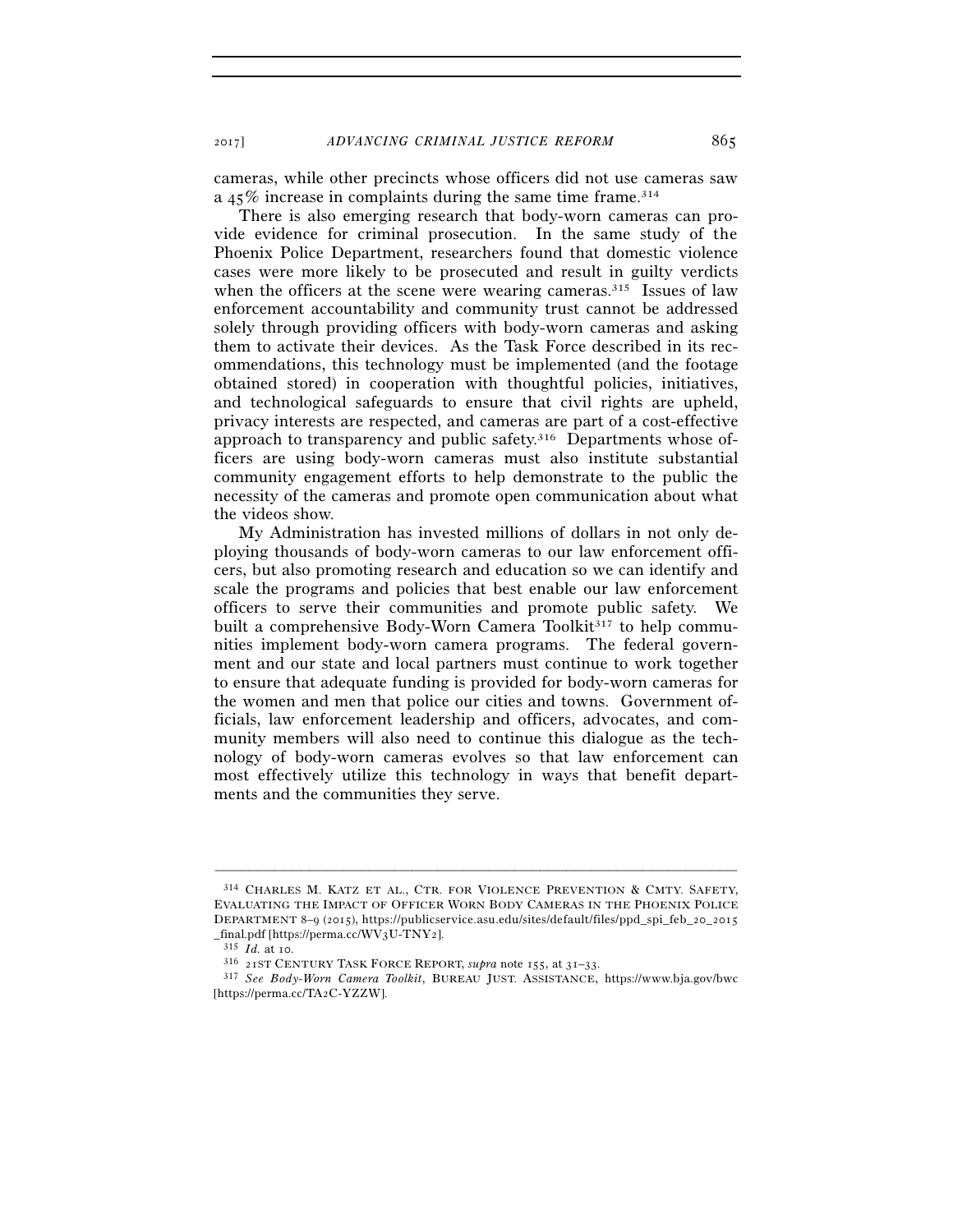cameras, while other precincts whose officers did not use cameras saw a 45% increase in complaints during the same time frame.[314]

There is also emerging research that body-worn cameras can provide evidence for criminal prosecution. In the same study of the Phoenix Police Department, researchers found that domestic violence cases were more likely to be prosecuted and result in guilty verdicts when the officers at the scene were wearing cameras.[315] Issues of law enforcement accountability and community trust cannot be addressed solely through providing officers with body-worn cameras and asking them to activate their devices. As the Task Force described in its recommendations, this technology must be implemented (and the footage obtained stored) in cooperation with thoughtful policies, initiatives, and technological safeguards to ensure that civil rights are upheld, privacy interests are respected, and cameras are part of a cost-effective approach to transparency and public safety.[316] Departments whose officers are using body-worn cameras must also institute substantial community engagement efforts to help demonstrate to the public the necessity of the cameras and promote open communication about what the videos show.

My Administration has invested millions of dollars in not only deploying thousands of body-worn cameras to our law enforcement officers, but also promoting research and education so we can identify and scale the programs and policies that best enable our law enforcement officers to serve their communities and promote public safety. We built a comprehensive Body-Worn Camera Toolkit[317] to help communities implement body-worn camera programs. The federal government and our state and local partners must continue to work together to ensure that adequate funding is provided for body-worn cameras for the women and men that police our cities and towns. Government officials, law enforcement leadership and officers, advocates, and community members will also need to continue this dialogue as the technology of body-worn cameras evolves so that law enforcement can most effectively utilize this technology in ways that benefit departments and the communities they serve.

---

[314] CHARLES M. KATZ ET AL., CTR. FOR VIOLENCE PREVENTION & CMTY. SAFETY, EVALUATING THE IMPACT OF OFFICER WORN BODY CAMERAS IN THE PHOENIX POLICE DEPARTMENT 8–9 (2015), https://publicservice.asu.edu/sites/default/files/ppd_spi_feb_20_2015_final.pdf [https://perma.cc/WV3U-TNY2].

[315] *Id.* at 10.

[316] 21ST CENTURY TASK FORCE REPORT, *supra* note 155, at 31–33.

[317] *See Body-Worn Camera Toolkit*, BUREAU JUST. ASSISTANCE, https://www.bja.gov/bwc [https://perma.cc/TA2C-YZZW].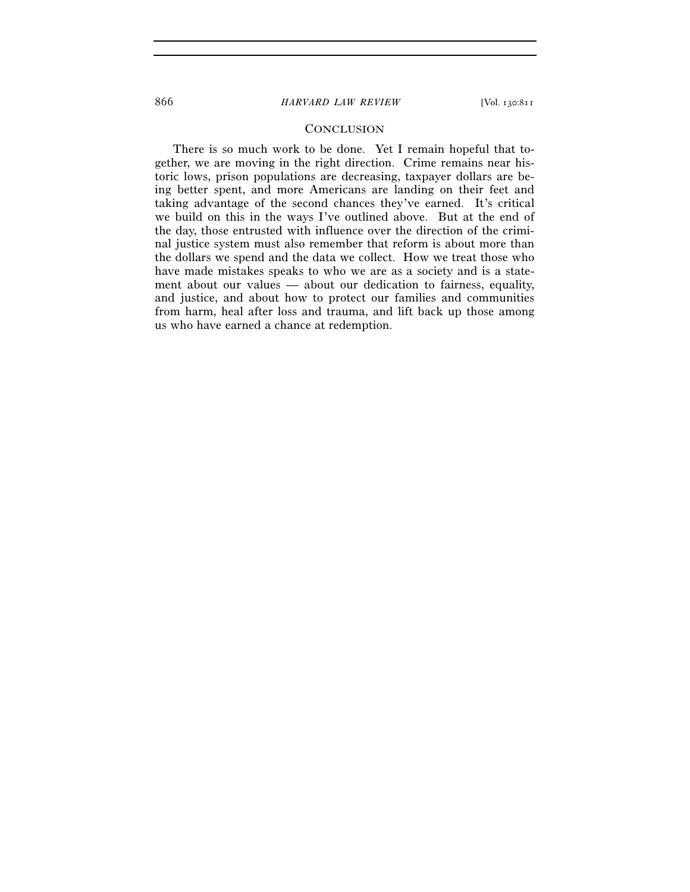## Conclusion

There is so much work to be done. Yet I remain hopeful that together, we are moving in the right direction. Crime remains near historic lows, prison populations are decreasing, taxpayer dollars are being better spent, and more Americans are landing on their feet and taking advantage of the second chances they've earned. It's critical we build on this in the ways I've outlined above. But at the end of the day, those entrusted with influence over the direction of the criminal justice system must also remember that reform is about more than the dollars we spend and the data we collect. How we treat those who have made mistakes speaks to who we are as a society and is a statement about our values — about our dedication to fairness, equality, and justice, and about how to protect our families and communities from harm, heal after loss and trauma, and lift back up those among us who have earned a chance at redemption.